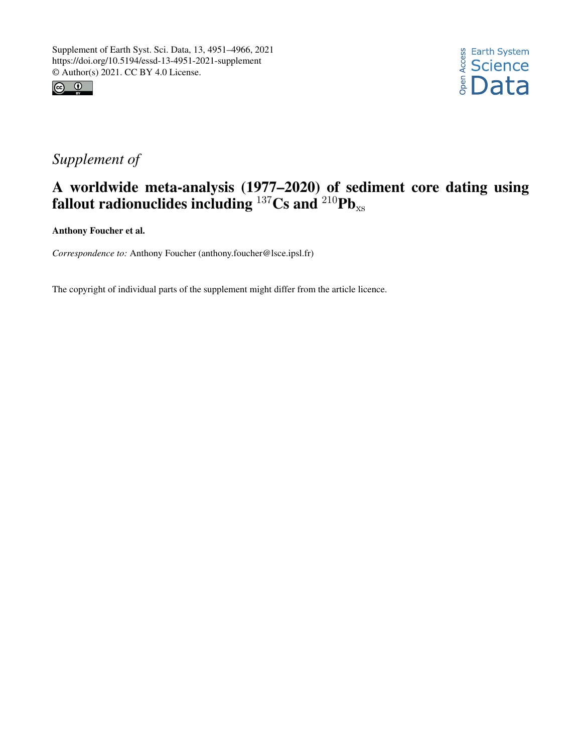Supplement of Earth Syst. Sci. Data, 13, 4951–4966, 2021
https://doi.org/10.5194/essd-13-4951-2021-supplement
© Author(s) 2021. CC BY 4.0 License.

*Supplement of*

# A worldwide meta-analysis (1977–2020) of sediment core dating using fallout radionuclides including $^{137}$Cs and $^{210}$Pb$_{xs}$

**Anthony Foucher et al.**

*Correspondence to:* Anthony Foucher (anthony.foucher@lsce.ipsl.fr)

The copyright of individual parts of the supplement might differ from the article licence.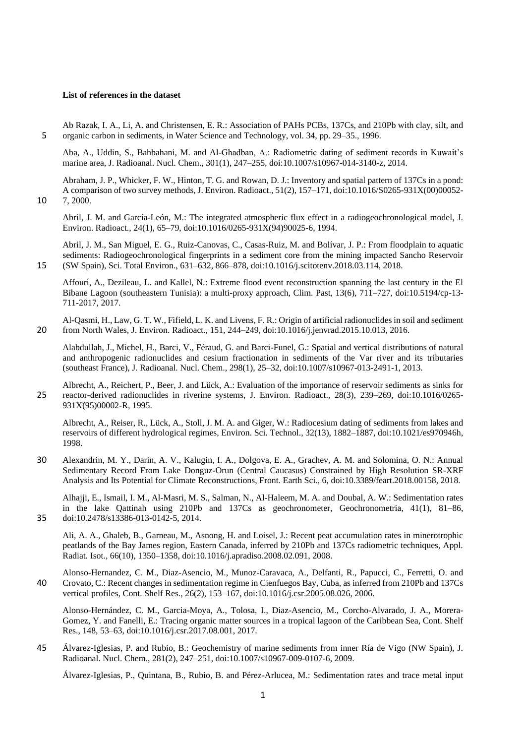**List of references in the dataset**

Ab Razak, I. A., Li, A. and Christensen, E. R.: Association of PAHs PCBs, 137Cs, and 210Pb with clay, silt, and organic carbon in sediments, in Water Science and Technology, vol. 34, pp. 29–35., 1996.

Aba, A., Uddin, S., Bahbahani, M. and Al-Ghadban, A.: Radiometric dating of sediment records in Kuwait's marine area, J. Radioanal. Nucl. Chem., 301(1), 247–255, doi:10.1007/s10967-014-3140-z, 2014.

Abraham, J. P., Whicker, F. W., Hinton, T. G. and Rowan, D. J.: Inventory and spatial pattern of 137Cs in a pond: A comparison of two survey methods, J. Environ. Radioact., 51(2), 157–171, doi:10.1016/S0265-931X(00)00052-7, 2000.

Abril, J. M. and García-León, M.: The integrated atmospheric flux effect in a radiogeochronological model, J. Environ. Radioact., 24(1), 65–79, doi:10.1016/0265-931X(94)90025-6, 1994.

Abril, J. M., San Miguel, E. G., Ruiz-Canovas, C., Casas-Ruiz, M. and Bolívar, J. P.: From floodplain to aquatic sediments: Radiogeochronological fingerprints in a sediment core from the mining impacted Sancho Reservoir (SW Spain), Sci. Total Environ., 631–632, 866–878, doi:10.1016/j.scitotenv.2018.03.114, 2018.

Affouri, A., Dezileau, L. and Kallel, N.: Extreme flood event reconstruction spanning the last century in the El Bibane Lagoon (southeastern Tunisia): a multi-proxy approach, Clim. Past, 13(6), 711–727, doi:10.5194/cp-13-711-2017, 2017.

Al-Qasmi, H., Law, G. T. W., Fifield, L. K. and Livens, F. R.: Origin of artificial radionuclides in soil and sediment from North Wales, J. Environ. Radioact., 151, 244–249, doi:10.1016/j.jenvrad.2015.10.013, 2016.

Alabdullah, J., Michel, H., Barci, V., Féraud, G. and Barci-Funel, G.: Spatial and vertical distributions of natural and anthropogenic radionuclides and cesium fractionation in sediments of the Var river and its tributaries (southeast France), J. Radioanal. Nucl. Chem., 298(1), 25–32, doi:10.1007/s10967-013-2491-1, 2013.

Albrecht, A., Reichert, P., Beer, J. and Lück, A.: Evaluation of the importance of reservoir sediments as sinks for reactor-derived radionuclides in riverine systems, J. Environ. Radioact., 28(3), 239–269, doi:10.1016/0265-931X(95)00002-R, 1995.

Albrecht, A., Reiser, R., Lück, A., Stoll, J. M. A. and Giger, W.: Radiocesium dating of sediments from lakes and reservoirs of different hydrological regimes, Environ. Sci. Technol., 32(13), 1882–1887, doi:10.1021/es970946h, 1998.

Alexandrin, M. Y., Darin, A. V., Kalugin, I. A., Dolgova, E. A., Grachev, A. M. and Solomina, O. N.: Annual Sedimentary Record From Lake Donguz-Orun (Central Caucasus) Constrained by High Resolution SR-XRF Analysis and Its Potential for Climate Reconstructions, Front. Earth Sci., 6, doi:10.3389/feart.2018.00158, 2018.

Alhajji, E., Ismail, I. M., Al-Masri, M. S., Salman, N., Al-Haleem, M. A. and Doubal, A. W.: Sedimentation rates in the lake Qattinah using 210Pb and 137Cs as geochronometer, Geochronometria, 41(1), 81–86, doi:10.2478/s13386-013-0142-5, 2014.

Ali, A. A., Ghaleb, B., Garneau, M., Asnong, H. and Loisel, J.: Recent peat accumulation rates in minerotrophic peatlands of the Bay James region, Eastern Canada, inferred by 210Pb and 137Cs radiometric techniques, Appl. Radiat. Isot., 66(10), 1350–1358, doi:10.1016/j.apradiso.2008.02.091, 2008.

Alonso-Hernandez, C. M., Diaz-Asencio, M., Munoz-Caravaca, A., Delfanti, R., Papucci, C., Ferretti, O. and Crovato, C.: Recent changes in sedimentation regime in Cienfuegos Bay, Cuba, as inferred from 210Pb and 137Cs vertical profiles, Cont. Shelf Res., 26(2), 153–167, doi:10.1016/j.csr.2005.08.026, 2006.

Alonso-Hernández, C. M., Garcia-Moya, A., Tolosa, I., Diaz-Asencio, M., Corcho-Alvarado, J. A., Morera-Gomez, Y. and Fanelli, E.: Tracing organic matter sources in a tropical lagoon of the Caribbean Sea, Cont. Shelf Res., 148, 53–63, doi:10.1016/j.csr.2017.08.001, 2017.

Álvarez-Iglesias, P. and Rubio, B.: Geochemistry of marine sediments from inner Ría de Vigo (NW Spain), J. Radioanal. Nucl. Chem., 281(2), 247–251, doi:10.1007/s10967-009-0107-6, 2009.

Álvarez-Iglesias, P., Quintana, B., Rubio, B. and Pérez-Arlucea, M.: Sedimentation rates and trace metal input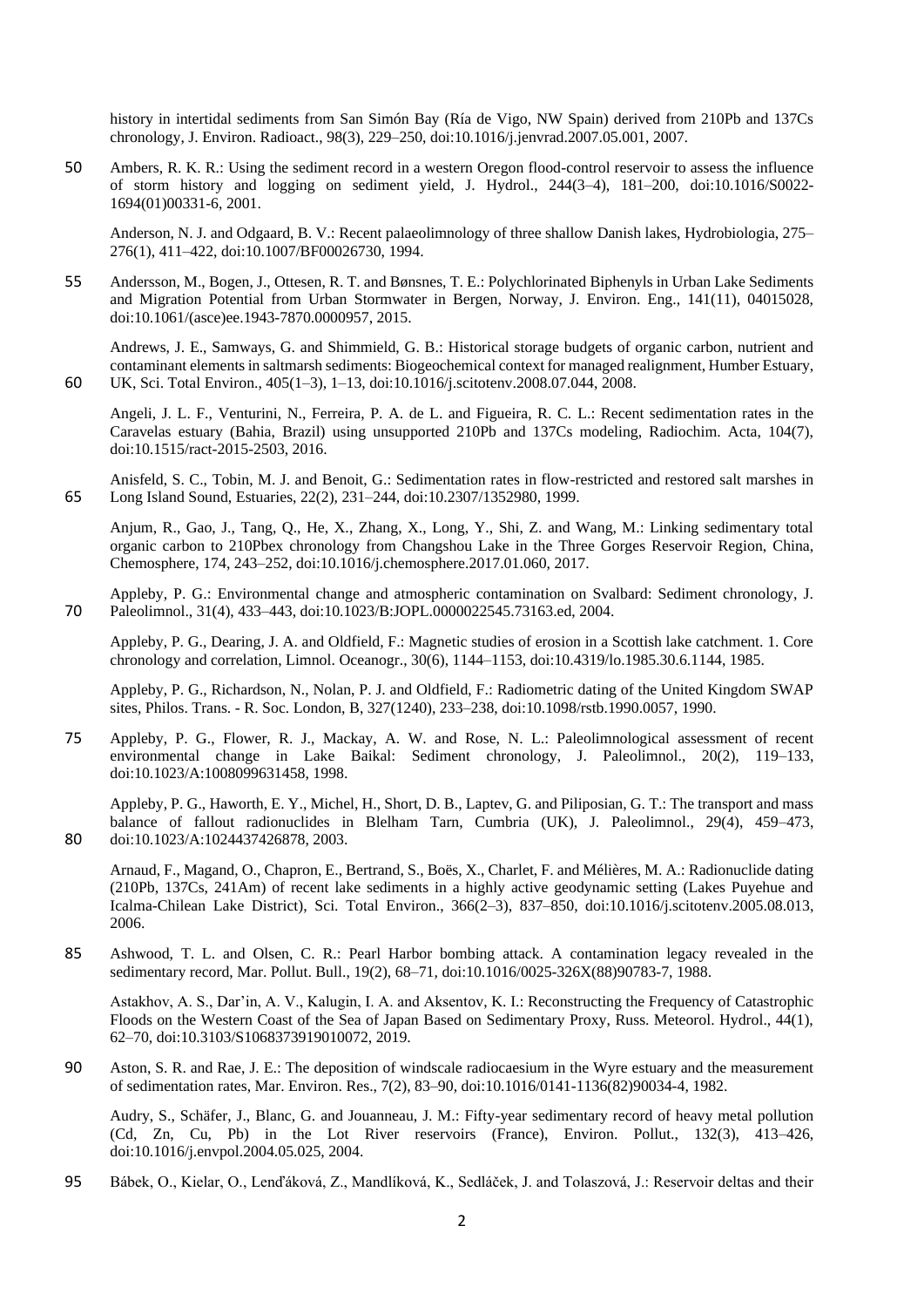history in intertidal sediments from San Simón Bay (Ría de Vigo, NW Spain) derived from 210Pb and 137Cs chronology, J. Environ. Radioact., 98(3), 229–250, doi:10.1016/j.jenvrad.2007.05.001, 2007.

Ambers, R. K. R.: Using the sediment record in a western Oregon flood-control reservoir to assess the influence of storm history and logging on sediment yield, J. Hydrol., 244(3–4), 181–200, doi:10.1016/S0022-1694(01)00331-6, 2001.

Anderson, N. J. and Odgaard, B. V.: Recent palaeolimnology of three shallow Danish lakes, Hydrobiologia, 275–276(1), 411–422, doi:10.1007/BF00026730, 1994.

Andersson, M., Bogen, J., Ottesen, R. T. and Bønsnes, T. E.: Polychlorinated Biphenyls in Urban Lake Sediments and Migration Potential from Urban Stormwater in Bergen, Norway, J. Environ. Eng., 141(11), 04015028, doi:10.1061/(asce)ee.1943-7870.0000957, 2015.

Andrews, J. E., Samways, G. and Shimmield, G. B.: Historical storage budgets of organic carbon, nutrient and contaminant elements in saltmarsh sediments: Biogeochemical context for managed realignment, Humber Estuary, UK, Sci. Total Environ., 405(1–3), 1–13, doi:10.1016/j.scitotenv.2008.07.044, 2008.

Angeli, J. L. F., Venturini, N., Ferreira, P. A. de L. and Figueira, R. C. L.: Recent sedimentation rates in the Caravelas estuary (Bahia, Brazil) using unsupported 210Pb and 137Cs modeling, Radiochim. Acta, 104(7), doi:10.1515/ract-2015-2503, 2016.

Anisfeld, S. C., Tobin, M. J. and Benoit, G.: Sedimentation rates in flow-restricted and restored salt marshes in Long Island Sound, Estuaries, 22(2), 231–244, doi:10.2307/1352980, 1999.

Anjum, R., Gao, J., Tang, Q., He, X., Zhang, X., Long, Y., Shi, Z. and Wang, M.: Linking sedimentary total organic carbon to 210Pbex chronology from Changshou Lake in the Three Gorges Reservoir Region, China, Chemosphere, 174, 243–252, doi:10.1016/j.chemosphere.2017.01.060, 2017.

Appleby, P. G.: Environmental change and atmospheric contamination on Svalbard: Sediment chronology, J. Paleolimnol., 31(4), 433–443, doi:10.1023/B:JOPL.0000022545.73163.ed, 2004.

Appleby, P. G., Dearing, J. A. and Oldfield, F.: Magnetic studies of erosion in a Scottish lake catchment. 1. Core chronology and correlation, Limnol. Oceanogr., 30(6), 1144–1153, doi:10.4319/lo.1985.30.6.1144, 1985.

Appleby, P. G., Richardson, N., Nolan, P. J. and Oldfield, F.: Radiometric dating of the United Kingdom SWAP sites, Philos. Trans. - R. Soc. London, B, 327(1240), 233–238, doi:10.1098/rstb.1990.0057, 1990.

Appleby, P. G., Flower, R. J., Mackay, A. W. and Rose, N. L.: Paleolimnological assessment of recent environmental change in Lake Baikal: Sediment chronology, J. Paleolimnol., 20(2), 119–133, doi:10.1023/A:1008099631458, 1998.

Appleby, P. G., Haworth, E. Y., Michel, H., Short, D. B., Laptev, G. and Piliposian, G. T.: The transport and mass balance of fallout radionuclides in Blelham Tarn, Cumbria (UK), J. Paleolimnol., 29(4), 459–473, doi:10.1023/A:1024437426878, 2003.

Arnaud, F., Magand, O., Chapron, E., Bertrand, S., Boës, X., Charlet, F. and Mélières, M. A.: Radionuclide dating (210Pb, 137Cs, 241Am) of recent lake sediments in a highly active geodynamic setting (Lakes Puyehue and Icalma-Chilean Lake District), Sci. Total Environ., 366(2–3), 837–850, doi:10.1016/j.scitotenv.2005.08.013, 2006.

Ashwood, T. L. and Olsen, C. R.: Pearl Harbor bombing attack. A contamination legacy revealed in the sedimentary record, Mar. Pollut. Bull., 19(2), 68–71, doi:10.1016/0025-326X(88)90783-7, 1988.

Astakhov, A. S., Dar'in, A. V., Kalugin, I. A. and Aksentov, K. I.: Reconstructing the Frequency of Catastrophic Floods on the Western Coast of the Sea of Japan Based on Sedimentary Proxy, Russ. Meteorol. Hydrol., 44(1), 62–70, doi:10.3103/S1068373919010072, 2019.

Aston, S. R. and Rae, J. E.: The deposition of windscale radiocaesium in the Wyre estuary and the measurement of sedimentation rates, Mar. Environ. Res., 7(2), 83–90, doi:10.1016/0141-1136(82)90034-4, 1982.

Audry, S., Schäfer, J., Blanc, G. and Jouanneau, J. M.: Fifty-year sedimentary record of heavy metal pollution (Cd, Zn, Cu, Pb) in the Lot River reservoirs (France), Environ. Pollut., 132(3), 413–426, doi:10.1016/j.envpol.2004.05.025, 2004.

Bábek, O., Kielar, O., Lenďáková, Z., Mandlíková, K., Sedláček, J. and Tolaszová, J.: Reservoir deltas and their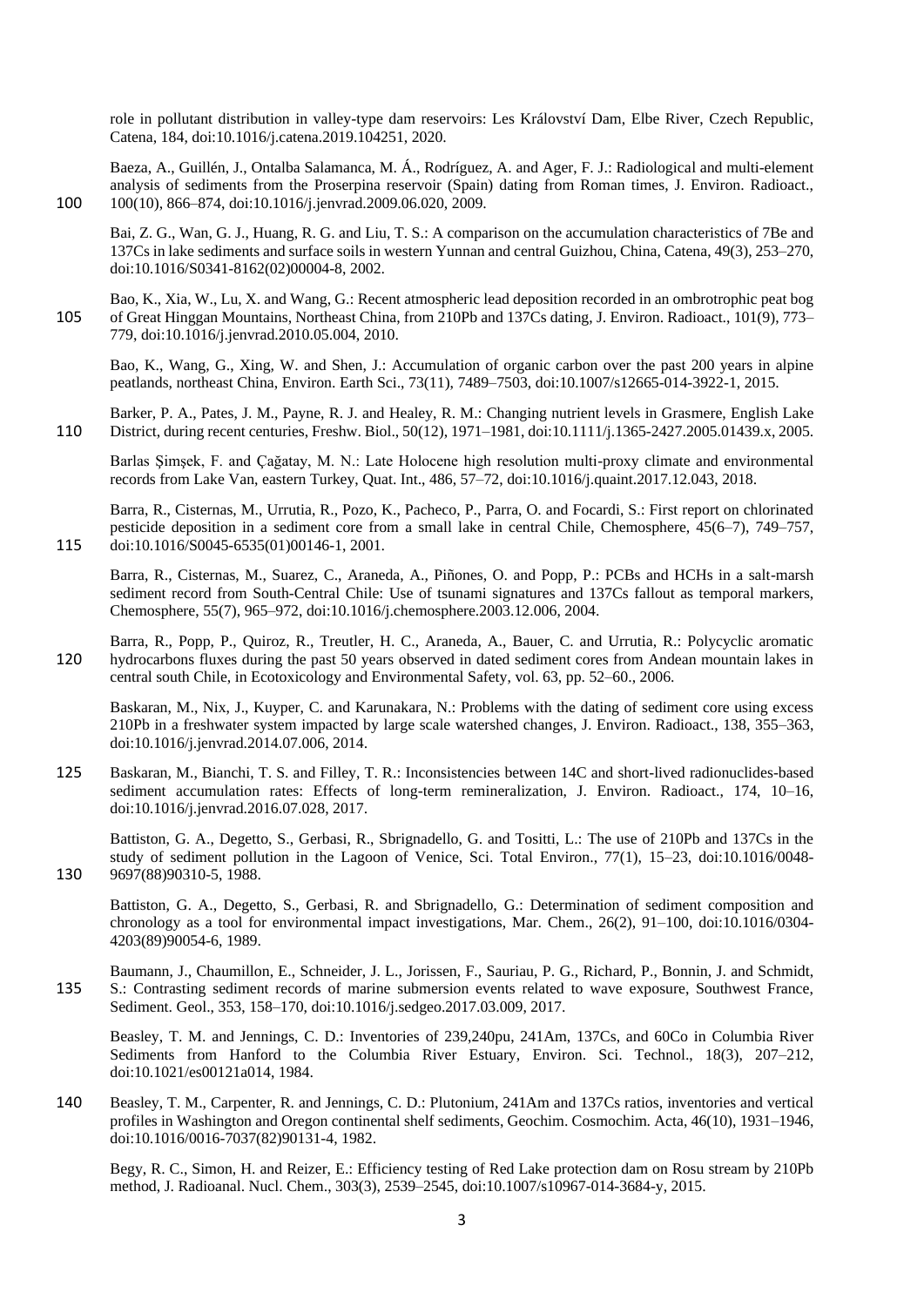role in pollutant distribution in valley-type dam reservoirs: Les Království Dam, Elbe River, Czech Republic, Catena, 184, doi:10.1016/j.catena.2019.104251, 2020.

Baeza, A., Guillén, J., Ontalba Salamanca, M. Á., Rodríguez, A. and Ager, F. J.: Radiological and multi-element analysis of sediments from the Proserpina reservoir (Spain) dating from Roman times, J. Environ. Radioact., 100(10), 866–874, doi:10.1016/j.jenvrad.2009.06.020, 2009.

Bai, Z. G., Wan, G. J., Huang, R. G. and Liu, T. S.: A comparison on the accumulation characteristics of 7Be and 137Cs in lake sediments and surface soils in western Yunnan and central Guizhou, China, Catena, 49(3), 253–270, doi:10.1016/S0341-8162(02)00004-8, 2002.

Bao, K., Xia, W., Lu, X. and Wang, G.: Recent atmospheric lead deposition recorded in an ombrotrophic peat bog of Great Hinggan Mountains, Northeast China, from 210Pb and 137Cs dating, J. Environ. Radioact., 101(9), 773–779, doi:10.1016/j.jenvrad.2010.05.004, 2010.

Bao, K., Wang, G., Xing, W. and Shen, J.: Accumulation of organic carbon over the past 200 years in alpine peatlands, northeast China, Environ. Earth Sci., 73(11), 7489–7503, doi:10.1007/s12665-014-3922-1, 2015.

Barker, P. A., Pates, J. M., Payne, R. J. and Healey, R. M.: Changing nutrient levels in Grasmere, English Lake District, during recent centuries, Freshw. Biol., 50(12), 1971–1981, doi:10.1111/j.1365-2427.2005.01439.x, 2005.

Barlas Şimşek, F. and Çağatay, M. N.: Late Holocene high resolution multi-proxy climate and environmental records from Lake Van, eastern Turkey, Quat. Int., 486, 57–72, doi:10.1016/j.quaint.2017.12.043, 2018.

Barra, R., Cisternas, M., Urrutia, R., Pozo, K., Pacheco, P., Parra, O. and Focardi, S.: First report on chlorinated pesticide deposition in a sediment core from a small lake in central Chile, Chemosphere, 45(6–7), 749–757, doi:10.1016/S0045-6535(01)00146-1, 2001.

Barra, R., Cisternas, M., Suarez, C., Araneda, A., Piñones, O. and Popp, P.: PCBs and HCHs in a salt-marsh sediment record from South-Central Chile: Use of tsunami signatures and 137Cs fallout as temporal markers, Chemosphere, 55(7), 965–972, doi:10.1016/j.chemosphere.2003.12.006, 2004.

Barra, R., Popp, P., Quiroz, R., Treutler, H. C., Araneda, A., Bauer, C. and Urrutia, R.: Polycyclic aromatic hydrocarbons fluxes during the past 50 years observed in dated sediment cores from Andean mountain lakes in central south Chile, in Ecotoxicology and Environmental Safety, vol. 63, pp. 52–60., 2006.

Baskaran, M., Nix, J., Kuyper, C. and Karunakara, N.: Problems with the dating of sediment core using excess 210Pb in a freshwater system impacted by large scale watershed changes, J. Environ. Radioact., 138, 355–363, doi:10.1016/j.jenvrad.2014.07.006, 2014.

Baskaran, M., Bianchi, T. S. and Filley, T. R.: Inconsistencies between 14C and short-lived radionuclides-based sediment accumulation rates: Effects of long-term remineralization, J. Environ. Radioact., 174, 10–16, doi:10.1016/j.jenvrad.2016.07.028, 2017.

Battiston, G. A., Degetto, S., Gerbasi, R., Sbrignadello, G. and Tositti, L.: The use of 210Pb and 137Cs in the study of sediment pollution in the Lagoon of Venice, Sci. Total Environ., 77(1), 15–23, doi:10.1016/0048-9697(88)90310-5, 1988.

Battiston, G. A., Degetto, S., Gerbasi, R. and Sbrignadello, G.: Determination of sediment composition and chronology as a tool for environmental impact investigations, Mar. Chem., 26(2), 91–100, doi:10.1016/0304-4203(89)90054-6, 1989.

Baumann, J., Chaumillon, E., Schneider, J. L., Jorissen, F., Sauriau, P. G., Richard, P., Bonnin, J. and Schmidt, S.: Contrasting sediment records of marine submersion events related to wave exposure, Southwest France, Sediment. Geol., 353, 158–170, doi:10.1016/j.sedgeo.2017.03.009, 2017.

Beasley, T. M. and Jennings, C. D.: Inventories of 239,240pu, 241Am, 137Cs, and 60Co in Columbia River Sediments from Hanford to the Columbia River Estuary, Environ. Sci. Technol., 18(3), 207–212, doi:10.1021/es00121a014, 1984.

Beasley, T. M., Carpenter, R. and Jennings, C. D.: Plutonium, 241Am and 137Cs ratios, inventories and vertical profiles in Washington and Oregon continental shelf sediments, Geochim. Cosmochim. Acta, 46(10), 1931–1946, doi:10.1016/0016-7037(82)90131-4, 1982.

Begy, R. C., Simon, H. and Reizer, E.: Efficiency testing of Red Lake protection dam on Rosu stream by 210Pb method, J. Radioanal. Nucl. Chem., 303(3), 2539–2545, doi:10.1007/s10967-014-3684-y, 2015.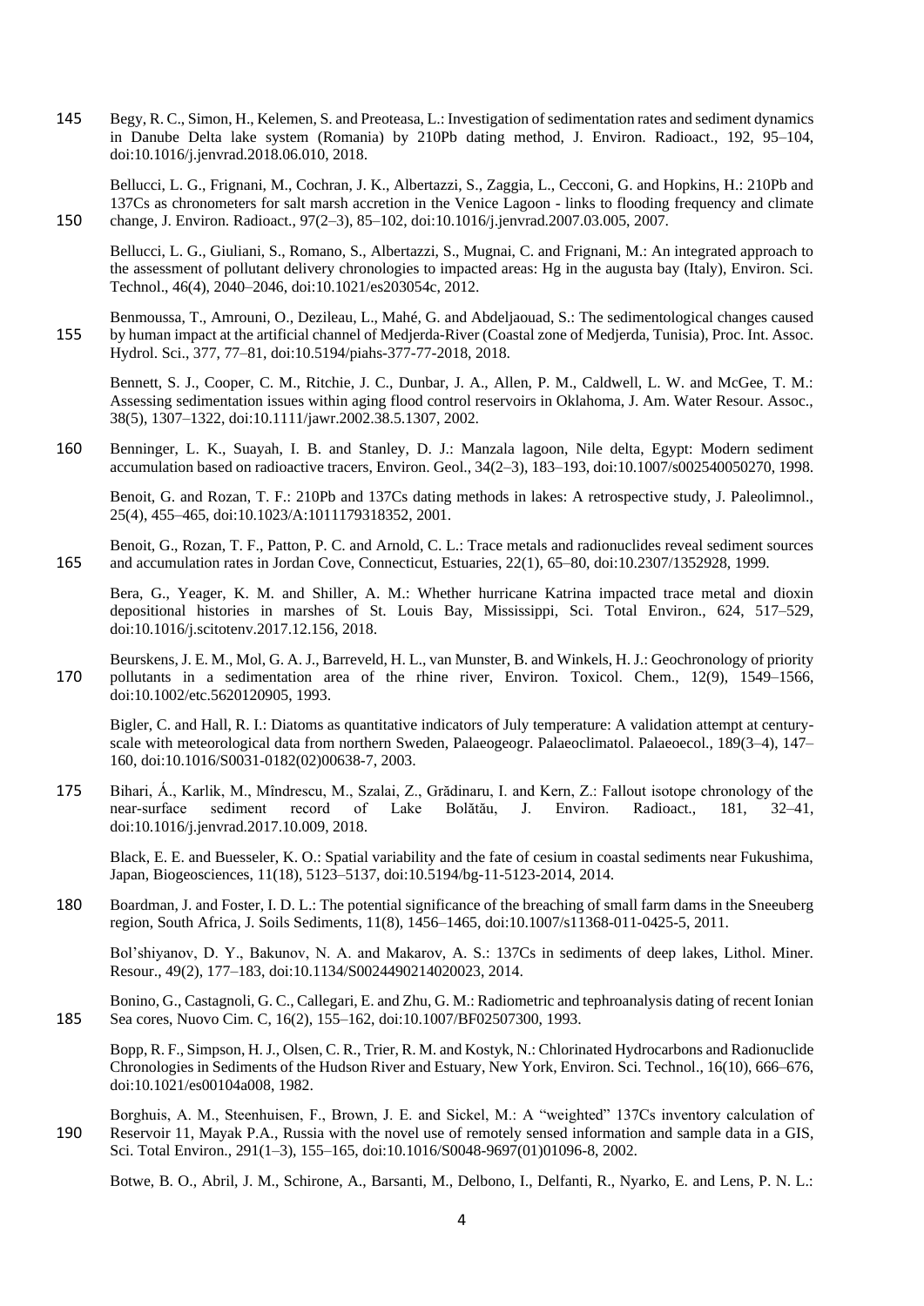Begy, R. C., Simon, H., Kelemen, S. and Preoteasa, L.: Investigation of sedimentation rates and sediment dynamics in Danube Delta lake system (Romania) by 210Pb dating method, J. Environ. Radioact., 192, 95–104, doi:10.1016/j.jenvrad.2018.06.010, 2018.

Bellucci, L. G., Frignani, M., Cochran, J. K., Albertazzi, S., Zaggia, L., Cecconi, G. and Hopkins, H.: 210Pb and 137Cs as chronometers for salt marsh accretion in the Venice Lagoon - links to flooding frequency and climate change, J. Environ. Radioact., 97(2–3), 85–102, doi:10.1016/j.jenvrad.2007.03.005, 2007.

Bellucci, L. G., Giuliani, S., Romano, S., Albertazzi, S., Mugnai, C. and Frignani, M.: An integrated approach to the assessment of pollutant delivery chronologies to impacted areas: Hg in the augusta bay (Italy), Environ. Sci. Technol., 46(4), 2040–2046, doi:10.1021/es203054c, 2012.

Benmoussa, T., Amrouni, O., Dezileau, L., Mahé, G. and Abdeljaouad, S.: The sedimentological changes caused by human impact at the artificial channel of Medjerda-River (Coastal zone of Medjerda, Tunisia), Proc. Int. Assoc. Hydrol. Sci., 377, 77–81, doi:10.5194/piahs-377-77-2018, 2018.

Bennett, S. J., Cooper, C. M., Ritchie, J. C., Dunbar, J. A., Allen, P. M., Caldwell, L. W. and McGee, T. M.: Assessing sedimentation issues within aging flood control reservoirs in Oklahoma, J. Am. Water Resour. Assoc., 38(5), 1307–1322, doi:10.1111/jawr.2002.38.5.1307, 2002.

Benninger, L. K., Suayah, I. B. and Stanley, D. J.: Manzala lagoon, Nile delta, Egypt: Modern sediment accumulation based on radioactive tracers, Environ. Geol., 34(2–3), 183–193, doi:10.1007/s002540050270, 1998.

Benoit, G. and Rozan, T. F.: 210Pb and 137Cs dating methods in lakes: A retrospective study, J. Paleolimnol., 25(4), 455–465, doi:10.1023/A:1011179318352, 2001.

Benoit, G., Rozan, T. F., Patton, P. C. and Arnold, C. L.: Trace metals and radionuclides reveal sediment sources and accumulation rates in Jordan Cove, Connecticut, Estuaries, 22(1), 65–80, doi:10.2307/1352928, 1999.

Bera, G., Yeager, K. M. and Shiller, A. M.: Whether hurricane Katrina impacted trace metal and dioxin depositional histories in marshes of St. Louis Bay, Mississippi, Sci. Total Environ., 624, 517–529, doi:10.1016/j.scitotenv.2017.12.156, 2018.

Beurskens, J. E. M., Mol, G. A. J., Barreveld, H. L., van Munster, B. and Winkels, H. J.: Geochronology of priority pollutants in a sedimentation area of the rhine river, Environ. Toxicol. Chem., 12(9), 1549–1566, doi:10.1002/etc.5620120905, 1993.

Bigler, C. and Hall, R. I.: Diatoms as quantitative indicators of July temperature: A validation attempt at century-scale with meteorological data from northern Sweden, Palaeogeogr. Palaeoclimatol. Palaeoecol., 189(3–4), 147–160, doi:10.1016/S0031-0182(02)00638-7, 2003.

Bihari, Á., Karlik, M., Mîndrescu, M., Szalai, Z., Grădinaru, I. and Kern, Z.: Fallout isotope chronology of the near-surface sediment record of Lake Bolătău, J. Environ. Radioact., 181, 32–41, doi:10.1016/j.jenvrad.2017.10.009, 2018.

Black, E. E. and Buesseler, K. O.: Spatial variability and the fate of cesium in coastal sediments near Fukushima, Japan, Biogeosciences, 11(18), 5123–5137, doi:10.5194/bg-11-5123-2014, 2014.

Boardman, J. and Foster, I. D. L.: The potential significance of the breaching of small farm dams in the Sneeuberg region, South Africa, J. Soils Sediments, 11(8), 1456–1465, doi:10.1007/s11368-011-0425-5, 2011.

Bol'shiyanov, D. Y., Bakunov, N. A. and Makarov, A. S.: 137Cs in sediments of deep lakes, Lithol. Miner. Resour., 49(2), 177–183, doi:10.1134/S0024490214020023, 2014.

Bonino, G., Castagnoli, G. C., Callegari, E. and Zhu, G. M.: Radiometric and tephroanalysis dating of recent Ionian Sea cores, Nuovo Cim. C, 16(2), 155–162, doi:10.1007/BF02507300, 1993.

Bopp, R. F., Simpson, H. J., Olsen, C. R., Trier, R. M. and Kostyk, N.: Chlorinated Hydrocarbons and Radionuclide Chronologies in Sediments of the Hudson River and Estuary, New York, Environ. Sci. Technol., 16(10), 666–676, doi:10.1021/es00104a008, 1982.

Borghuis, A. M., Steenhuisen, F., Brown, J. E. and Sickel, M.: A "weighted" 137Cs inventory calculation of Reservoir 11, Mayak P.A., Russia with the novel use of remotely sensed information and sample data in a GIS, Sci. Total Environ., 291(1–3), 155–165, doi:10.1016/S0048-9697(01)01096-8, 2002.

Botwe, B. O., Abril, J. M., Schirone, A., Barsanti, M., Delbono, I., Delfanti, R., Nyarko, E. and Lens, P. N. L.: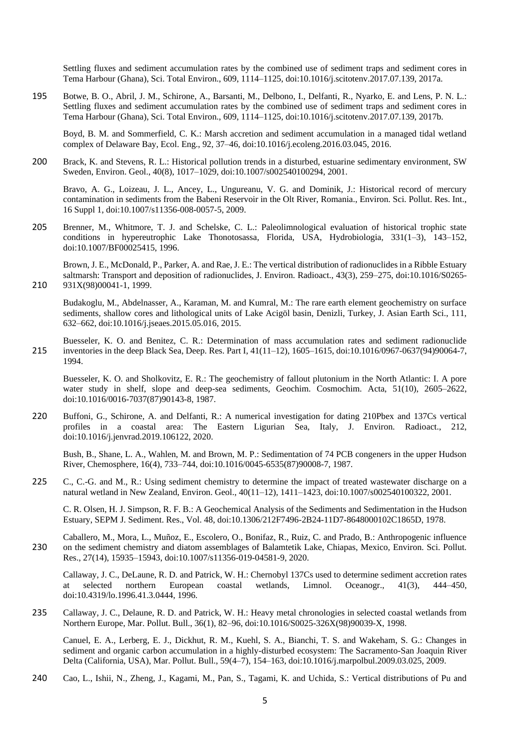Settling fluxes and sediment accumulation rates by the combined use of sediment traps and sediment cores in Tema Harbour (Ghana), Sci. Total Environ., 609, 1114–1125, doi:10.1016/j.scitotenv.2017.07.139, 2017a.

Botwe, B. O., Abril, J. M., Schirone, A., Barsanti, M., Delbono, I., Delfanti, R., Nyarko, E. and Lens, P. N. L.: Settling fluxes and sediment accumulation rates by the combined use of sediment traps and sediment cores in Tema Harbour (Ghana), Sci. Total Environ., 609, 1114–1125, doi:10.1016/j.scitotenv.2017.07.139, 2017b.

Boyd, B. M. and Sommerfield, C. K.: Marsh accretion and sediment accumulation in a managed tidal wetland complex of Delaware Bay, Ecol. Eng., 92, 37–46, doi:10.1016/j.ecoleng.2016.03.045, 2016.

Brack, K. and Stevens, R. L.: Historical pollution trends in a disturbed, estuarine sedimentary environment, SW Sweden, Environ. Geol., 40(8), 1017–1029, doi:10.1007/s002540100294, 2001.

Bravo, A. G., Loizeau, J. L., Ancey, L., Ungureanu, V. G. and Dominik, J.: Historical record of mercury contamination in sediments from the Babeni Reservoir in the Olt River, Romania., Environ. Sci. Pollut. Res. Int., 16 Suppl 1, doi:10.1007/s11356-008-0057-5, 2009.

Brenner, M., Whitmore, T. J. and Schelske, C. L.: Paleolimnological evaluation of historical trophic state conditions in hypereutrophic Lake Thonotosassa, Florida, USA, Hydrobiologia, 331(1–3), 143–152, doi:10.1007/BF00025415, 1996.

Brown, J. E., McDonald, P., Parker, A. and Rae, J. E.: The vertical distribution of radionuclides in a Ribble Estuary saltmarsh: Transport and deposition of radionuclides, J. Environ. Radioact., 43(3), 259–275, doi:10.1016/S0265-931X(98)00041-1, 1999.

Budakoglu, M., Abdelnasser, A., Karaman, M. and Kumral, M.: The rare earth element geochemistry on surface sediments, shallow cores and lithological units of Lake Acigöl basin, Denizli, Turkey, J. Asian Earth Sci., 111, 632–662, doi:10.1016/j.jseaes.2015.05.016, 2015.

Buesseler, K. O. and Benitez, C. R.: Determination of mass accumulation rates and sediment radionuclide inventories in the deep Black Sea, Deep. Res. Part I, 41(11–12), 1605–1615, doi:10.1016/0967-0637(94)90064-7, 1994.

Buesseler, K. O. and Sholkovitz, E. R.: The geochemistry of fallout plutonium in the North Atlantic: I. A pore water study in shelf, slope and deep-sea sediments, Geochim. Cosmochim. Acta, 51(10), 2605–2622, doi:10.1016/0016-7037(87)90143-8, 1987.

Buffoni, G., Schirone, A. and Delfanti, R.: A numerical investigation for dating 210Pbex and 137Cs vertical profiles in a coastal area: The Eastern Ligurian Sea, Italy, J. Environ. Radioact., 212, doi:10.1016/j.jenvrad.2019.106122, 2020.

Bush, B., Shane, L. A., Wahlen, M. and Brown, M. P.: Sedimentation of 74 PCB congeners in the upper Hudson River, Chemosphere, 16(4), 733–744, doi:10.1016/0045-6535(87)90008-7, 1987.

C., C.-G. and M., R.: Using sediment chemistry to determine the impact of treated wastewater discharge on a natural wetland in New Zealand, Environ. Geol., 40(11–12), 1411–1423, doi:10.1007/s002540100322, 2001.

C. R. Olsen, H. J. Simpson, R. F. B.: A Geochemical Analysis of the Sediments and Sedimentation in the Hudson Estuary, SEPM J. Sediment. Res., Vol. 48, doi:10.1306/212F7496-2B24-11D7-8648000102C1865D, 1978.

Caballero, M., Mora, L., Muñoz, E., Escolero, O., Bonifaz, R., Ruiz, C. and Prado, B.: Anthropogenic influence on the sediment chemistry and diatom assemblages of Balamtetik Lake, Chiapas, Mexico, Environ. Sci. Pollut. Res., 27(14), 15935–15943, doi:10.1007/s11356-019-04581-9, 2020.

Callaway, J. C., DeLaune, R. D. and Patrick, W. H.: Chernobyl 137Cs used to determine sediment accretion rates at selected northern European coastal wetlands, Limnol. Oceanogr., 41(3), 444–450, doi:10.4319/lo.1996.41.3.0444, 1996.

Callaway, J. C., Delaune, R. D. and Patrick, W. H.: Heavy metal chronologies in selected coastal wetlands from Northern Europe, Mar. Pollut. Bull., 36(1), 82–96, doi:10.1016/S0025-326X(98)90039-X, 1998.

Canuel, E. A., Lerberg, E. J., Dickhut, R. M., Kuehl, S. A., Bianchi, T. S. and Wakeham, S. G.: Changes in sediment and organic carbon accumulation in a highly-disturbed ecosystem: The Sacramento-San Joaquin River Delta (California, USA), Mar. Pollut. Bull., 59(4–7), 154–163, doi:10.1016/j.marpolbul.2009.03.025, 2009.

Cao, L., Ishii, N., Zheng, J., Kagami, M., Pan, S., Tagami, K. and Uchida, S.: Vertical distributions of Pu and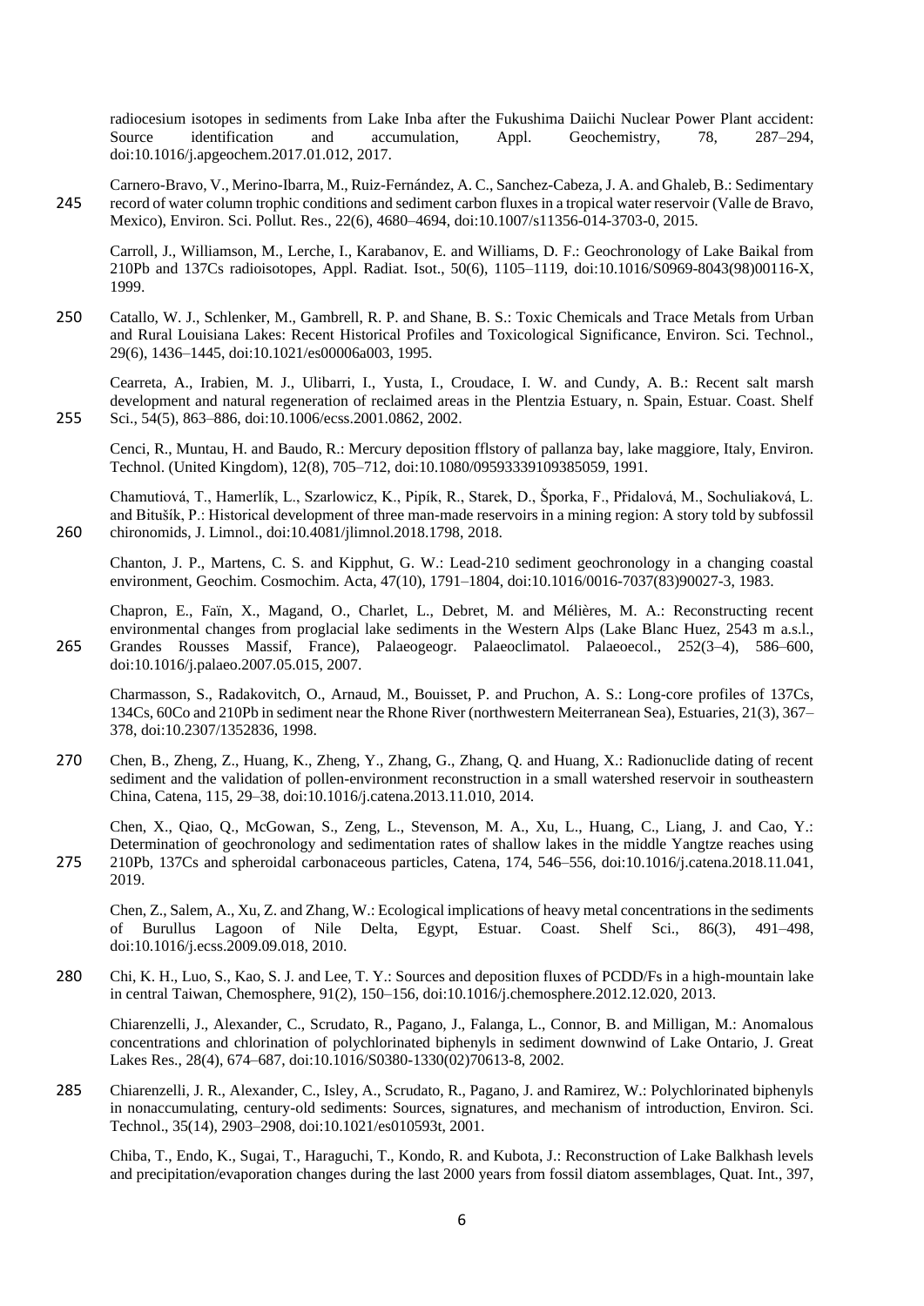radiocesium isotopes in sediments from Lake Inba after the Fukushima Daiichi Nuclear Power Plant accident: Source identification and accumulation, Appl. Geochemistry, 78, 287–294, doi:10.1016/j.apgeochem.2017.01.012, 2017.

Carnero-Bravo, V., Merino-Ibarra, M., Ruiz-Fernández, A. C., Sanchez-Cabeza, J. A. and Ghaleb, B.: Sedimentary record of water column trophic conditions and sediment carbon fluxes in a tropical water reservoir (Valle de Bravo, Mexico), Environ. Sci. Pollut. Res., 22(6), 4680–4694, doi:10.1007/s11356-014-3703-0, 2015.

Carroll, J., Williamson, M., Lerche, I., Karabanov, E. and Williams, D. F.: Geochronology of Lake Baikal from 210Pb and 137Cs radioisotopes, Appl. Radiat. Isot., 50(6), 1105–1119, doi:10.1016/S0969-8043(98)00116-X, 1999.

Catallo, W. J., Schlenker, M., Gambrell, R. P. and Shane, B. S.: Toxic Chemicals and Trace Metals from Urban and Rural Louisiana Lakes: Recent Historical Profiles and Toxicological Significance, Environ. Sci. Technol., 29(6), 1436–1445, doi:10.1021/es00006a003, 1995.

Cearreta, A., Irabien, M. J., Ulibarri, I., Yusta, I., Croudace, I. W. and Cundy, A. B.: Recent salt marsh development and natural regeneration of reclaimed areas in the Plentzia Estuary, n. Spain, Estuar. Coast. Shelf Sci., 54(5), 863–886, doi:10.1006/ecss.2001.0862, 2002.

Cenci, R., Muntau, H. and Baudo, R.: Mercury deposition fflstory of pallanza bay, lake maggiore, Italy, Environ. Technol. (United Kingdom), 12(8), 705–712, doi:10.1080/09593339109385059, 1991.

Chamutiová, T., Hamerlík, L., Szarlowicz, K., Pipík, R., Starek, D., Šporka, F., Přidalová, M., Sochuliaková, L. and Bitušík, P.: Historical development of three man-made reservoirs in a mining region: A story told by subfossil chironomids, J. Limnol., doi:10.4081/jlimnol.2018.1798, 2018.

Chanton, J. P., Martens, C. S. and Kipphut, G. W.: Lead-210 sediment geochronology in a changing coastal environment, Geochim. Cosmochim. Acta, 47(10), 1791–1804, doi:10.1016/0016-7037(83)90027-3, 1983.

Chapron, E., Faïn, X., Magand, O., Charlet, L., Debret, M. and Mélières, M. A.: Reconstructing recent environmental changes from proglacial lake sediments in the Western Alps (Lake Blanc Huez, 2543 m a.s.l., Grandes Rousses Massif, France), Palaeogeogr. Palaeoclimatol. Palaeoecol., 252(3–4), 586–600, doi:10.1016/j.palaeo.2007.05.015, 2007.

Charmasson, S., Radakovitch, O., Arnaud, M., Bouisset, P. and Pruchon, A. S.: Long-core profiles of 137Cs, 134Cs, 60Co and 210Pb in sediment near the Rhone River (northwestern Meiterranean Sea), Estuaries, 21(3), 367–378, doi:10.2307/1352836, 1998.

Chen, B., Zheng, Z., Huang, K., Zheng, Y., Zhang, G., Zhang, Q. and Huang, X.: Radionuclide dating of recent sediment and the validation of pollen-environment reconstruction in a small watershed reservoir in southeastern China, Catena, 115, 29–38, doi:10.1016/j.catena.2013.11.010, 2014.

Chen, X., Qiao, Q., McGowan, S., Zeng, L., Stevenson, M. A., Xu, L., Huang, C., Liang, J. and Cao, Y.: Determination of geochronology and sedimentation rates of shallow lakes in the middle Yangtze reaches using 210Pb, 137Cs and spheroidal carbonaceous particles, Catena, 174, 546–556, doi:10.1016/j.catena.2018.11.041, 2019.

Chen, Z., Salem, A., Xu, Z. and Zhang, W.: Ecological implications of heavy metal concentrations in the sediments of Burullus Lagoon of Nile Delta, Egypt, Estuar. Coast. Shelf Sci., 86(3), 491–498, doi:10.1016/j.ecss.2009.09.018, 2010.

Chi, K. H., Luo, S., Kao, S. J. and Lee, T. Y.: Sources and deposition fluxes of PCDD/Fs in a high-mountain lake in central Taiwan, Chemosphere, 91(2), 150–156, doi:10.1016/j.chemosphere.2012.12.020, 2013.

Chiarenzelli, J., Alexander, C., Scrudato, R., Pagano, J., Falanga, L., Connor, B. and Milligan, M.: Anomalous concentrations and chlorination of polychlorinated biphenyls in sediment downwind of Lake Ontario, J. Great Lakes Res., 28(4), 674–687, doi:10.1016/S0380-1330(02)70613-8, 2002.

Chiarenzelli, J. R., Alexander, C., Isley, A., Scrudato, R., Pagano, J. and Ramirez, W.: Polychlorinated biphenyls in nonaccumulating, century-old sediments: Sources, signatures, and mechanism of introduction, Environ. Sci. Technol., 35(14), 2903–2908, doi:10.1021/es010593t, 2001.

Chiba, T., Endo, K., Sugai, T., Haraguchi, T., Kondo, R. and Kubota, J.: Reconstruction of Lake Balkhash levels and precipitation/evaporation changes during the last 2000 years from fossil diatom assemblages, Quat. Int., 397,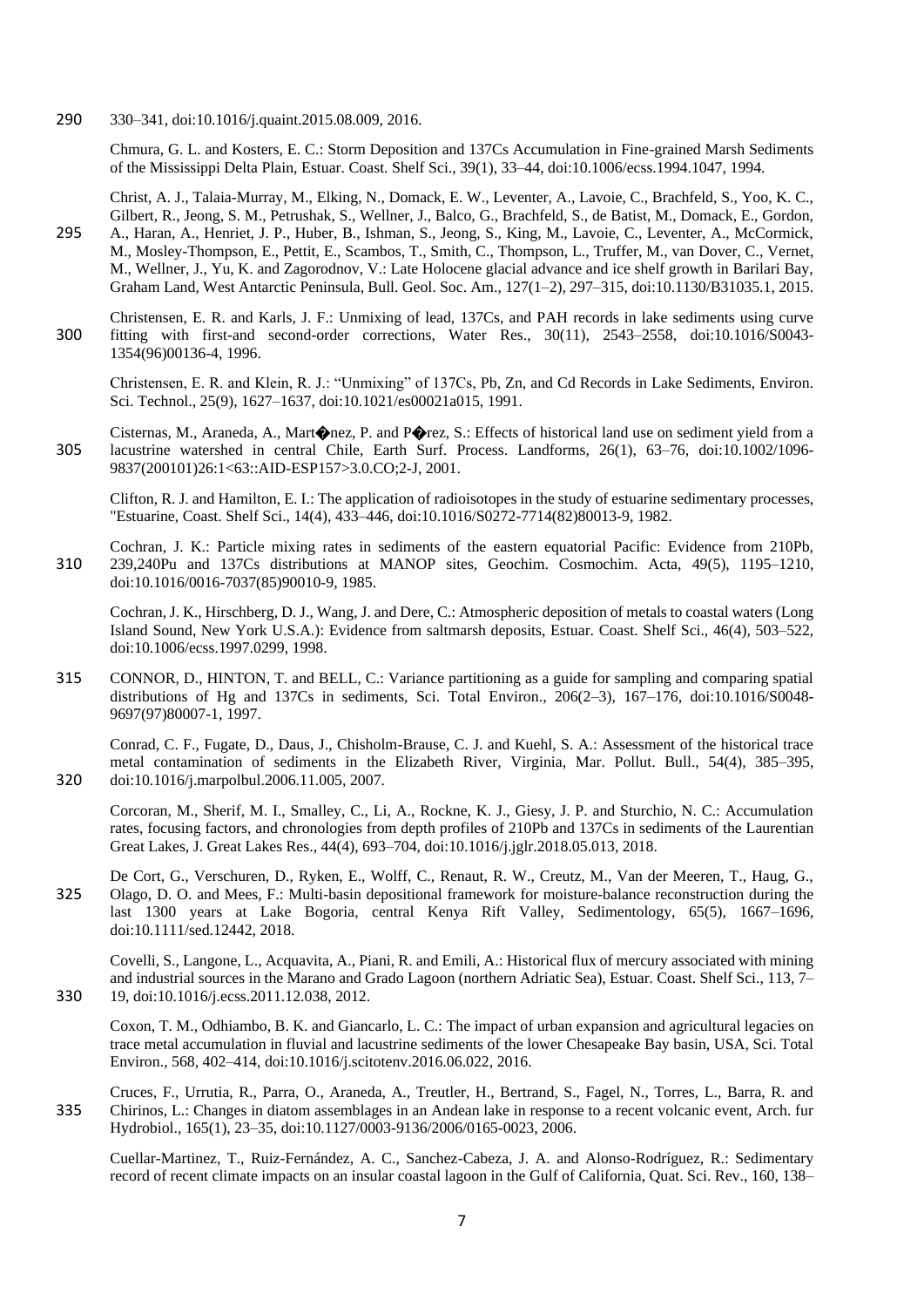330–341, doi:10.1016/j.quaint.2015.08.009, 2016.

Chmura, G. L. and Kosters, E. C.: Storm Deposition and 137Cs Accumulation in Fine-grained Marsh Sediments of the Mississippi Delta Plain, Estuar. Coast. Shelf Sci., 39(1), 33–44, doi:10.1006/ecss.1994.1047, 1994.

Christ, A. J., Talaia-Murray, M., Elking, N., Domack, E. W., Leventer, A., Lavoie, C., Brachfeld, S., Yoo, K. C., Gilbert, R., Jeong, S. M., Petrushak, S., Wellner, J., Balco, G., Brachfeld, S., de Batist, M., Domack, E., Gordon, A., Haran, A., Henriet, J. P., Huber, B., Ishman, S., Jeong, S., King, M., Lavoie, C., Leventer, A., McCormick, M., Mosley-Thompson, E., Pettit, E., Scambos, T., Smith, C., Thompson, L., Truffer, M., van Dover, C., Vernet, M., Wellner, J., Yu, K. and Zagorodnov, V.: Late Holocene glacial advance and ice shelf growth in Barilari Bay, Graham Land, West Antarctic Peninsula, Bull. Geol. Soc. Am., 127(1–2), 297–315, doi:10.1130/B31035.1, 2015.

Christensen, E. R. and Karls, J. F.: Unmixing of lead, 137Cs, and PAH records in lake sediments using curve fitting with first-and second-order corrections, Water Res., 30(11), 2543–2558, doi:10.1016/S0043-1354(96)00136-4, 1996.

Christensen, E. R. and Klein, R. J.: "Unmixing" of 137Cs, Pb, Zn, and Cd Records in Lake Sediments, Environ. Sci. Technol., 25(9), 1627–1637, doi:10.1021/es00021a015, 1991.

Cisternas, M., Araneda, A., Mart�nez, P. and P�rez, S.: Effects of historical land use on sediment yield from a lacustrine watershed in central Chile, Earth Surf. Process. Landforms, 26(1), 63–76, doi:10.1002/1096-9837(200101)26:1<63::AID-ESP157>3.0.CO;2-J, 2001.

Clifton, R. J. and Hamilton, E. I.: The application of radioisotopes in the study of estuarine sedimentary processes, "Estuarine, Coast. Shelf Sci., 14(4), 433–446, doi:10.1016/S0272-7714(82)80013-9, 1982.

Cochran, J. K.: Particle mixing rates in sediments of the eastern equatorial Pacific: Evidence from 210Pb, 239,240Pu and 137Cs distributions at MANOP sites, Geochim. Cosmochim. Acta, 49(5), 1195–1210, doi:10.1016/0016-7037(85)90010-9, 1985.

Cochran, J. K., Hirschberg, D. J., Wang, J. and Dere, C.: Atmospheric deposition of metals to coastal waters (Long Island Sound, New York U.S.A.): Evidence from saltmarsh deposits, Estuar. Coast. Shelf Sci., 46(4), 503–522, doi:10.1006/ecss.1997.0299, 1998.

CONNOR, D., HINTON, T. and BELL, C.: Variance partitioning as a guide for sampling and comparing spatial distributions of Hg and 137Cs in sediments, Sci. Total Environ., 206(2–3), 167–176, doi:10.1016/S0048-9697(97)80007-1, 1997.

Conrad, C. F., Fugate, D., Daus, J., Chisholm-Brause, C. J. and Kuehl, S. A.: Assessment of the historical trace metal contamination of sediments in the Elizabeth River, Virginia, Mar. Pollut. Bull., 54(4), 385–395, doi:10.1016/j.marpolbul.2006.11.005, 2007.

Corcoran, M., Sherif, M. I., Smalley, C., Li, A., Rockne, K. J., Giesy, J. P. and Sturchio, N. C.: Accumulation rates, focusing factors, and chronologies from depth profiles of 210Pb and 137Cs in sediments of the Laurentian Great Lakes, J. Great Lakes Res., 44(4), 693–704, doi:10.1016/j.jglr.2018.05.013, 2018.

De Cort, G., Verschuren, D., Ryken, E., Wolff, C., Renaut, R. W., Creutz, M., Van der Meeren, T., Haug, G., Olago, D. O. and Mees, F.: Multi-basin depositional framework for moisture-balance reconstruction during the last 1300 years at Lake Bogoria, central Kenya Rift Valley, Sedimentology, 65(5), 1667–1696, doi:10.1111/sed.12442, 2018.

Covelli, S., Langone, L., Acquavita, A., Piani, R. and Emili, A.: Historical flux of mercury associated with mining and industrial sources in the Marano and Grado Lagoon (northern Adriatic Sea), Estuar. Coast. Shelf Sci., 113, 7–19, doi:10.1016/j.ecss.2011.12.038, 2012.

Coxon, T. M., Odhiambo, B. K. and Giancarlo, L. C.: The impact of urban expansion and agricultural legacies on trace metal accumulation in fluvial and lacustrine sediments of the lower Chesapeake Bay basin, USA, Sci. Total Environ., 568, 402–414, doi:10.1016/j.scitotenv.2016.06.022, 2016.

Cruces, F., Urrutia, R., Parra, O., Araneda, A., Treutler, H., Bertrand, S., Fagel, N., Torres, L., Barra, R. and Chirinos, L.: Changes in diatom assemblages in an Andean lake in response to a recent volcanic event, Arch. fur Hydrobiol., 165(1), 23–35, doi:10.1127/0003-9136/2006/0165-0023, 2006.

Cuellar-Martinez, T., Ruiz-Fernández, A. C., Sanchez-Cabeza, J. A. and Alonso-Rodríguez, R.: Sedimentary record of recent climate impacts on an insular coastal lagoon in the Gulf of California, Quat. Sci. Rev., 160, 138–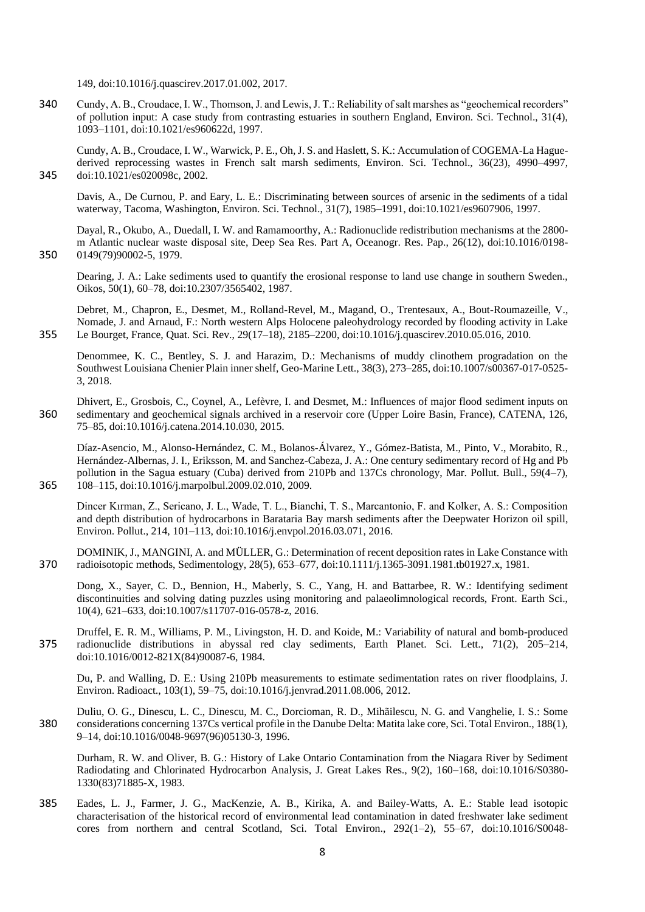149, doi:10.1016/j.quascirev.2017.01.002, 2017.

Cundy, A. B., Croudace, I. W., Thomson, J. and Lewis, J. T.: Reliability of salt marshes as "geochemical recorders" of pollution input: A case study from contrasting estuaries in southern England, Environ. Sci. Technol., 31(4), 1093–1101, doi:10.1021/es960622d, 1997.

Cundy, A. B., Croudace, I. W., Warwick, P. E., Oh, J. S. and Haslett, S. K.: Accumulation of COGEMA-La Hague-derived reprocessing wastes in French salt marsh sediments, Environ. Sci. Technol., 36(23), 4990–4997, doi:10.1021/es020098c, 2002.

Davis, A., De Curnou, P. and Eary, L. E.: Discriminating between sources of arsenic in the sediments of a tidal waterway, Tacoma, Washington, Environ. Sci. Technol., 31(7), 1985–1991, doi:10.1021/es9607906, 1997.

Dayal, R., Okubo, A., Duedall, I. W. and Ramamoorthy, A.: Radionuclide redistribution mechanisms at the 2800-m Atlantic nuclear waste disposal site, Deep Sea Res. Part A, Oceanogr. Res. Pap., 26(12), doi:10.1016/0198-0149(79)90002-5, 1979.

Dearing, J. A.: Lake sediments used to quantify the erosional response to land use change in southern Sweden., Oikos, 50(1), 60–78, doi:10.2307/3565402, 1987.

Debret, M., Chapron, E., Desmet, M., Rolland-Revel, M., Magand, O., Trentesaux, A., Bout-Roumazeille, V., Nomade, J. and Arnaud, F.: North western Alps Holocene paleohydrology recorded by flooding activity in Lake Le Bourget, France, Quat. Sci. Rev., 29(17–18), 2185–2200, doi:10.1016/j.quascirev.2010.05.016, 2010.

Denommee, K. C., Bentley, S. J. and Harazim, D.: Mechanisms of muddy clinothem progradation on the Southwest Louisiana Chenier Plain inner shelf, Geo-Marine Lett., 38(3), 273–285, doi:10.1007/s00367-017-0525-3, 2018.

Dhivert, E., Grosbois, C., Coynel, A., Lefèvre, I. and Desmet, M.: Influences of major flood sediment inputs on sedimentary and geochemical signals archived in a reservoir core (Upper Loire Basin, France), CATENA, 126, 75–85, doi:10.1016/j.catena.2014.10.030, 2015.

Díaz-Asencio, M., Alonso-Hernández, C. M., Bolanos-Álvarez, Y., Gómez-Batista, M., Pinto, V., Morabito, R., Hernández-Albernas, J. I., Eriksson, M. and Sanchez-Cabeza, J. A.: One century sedimentary record of Hg and Pb pollution in the Sagua estuary (Cuba) derived from 210Pb and 137Cs chronology, Mar. Pollut. Bull., 59(4–7), 108–115, doi:10.1016/j.marpolbul.2009.02.010, 2009.

Dincer Kırman, Z., Sericano, J. L., Wade, T. L., Bianchi, T. S., Marcantonio, F. and Kolker, A. S.: Composition and depth distribution of hydrocarbons in Barataria Bay marsh sediments after the Deepwater Horizon oil spill, Environ. Pollut., 214, 101–113, doi:10.1016/j.envpol.2016.03.071, 2016.

DOMINIK, J., MANGINI, A. and MÜLLER, G.: Determination of recent deposition rates in Lake Constance with radioisotopic methods, Sedimentology, 28(5), 653–677, doi:10.1111/j.1365-3091.1981.tb01927.x, 1981.

Dong, X., Sayer, C. D., Bennion, H., Maberly, S. C., Yang, H. and Battarbee, R. W.: Identifying sediment discontinuities and solving dating puzzles using monitoring and palaeolimnological records, Front. Earth Sci., 10(4), 621–633, doi:10.1007/s11707-016-0578-z, 2016.

Druffel, E. R. M., Williams, P. M., Livingston, H. D. and Koide, M.: Variability of natural and bomb-produced radionuclide distributions in abyssal red clay sediments, Earth Planet. Sci. Lett., 71(2), 205–214, doi:10.1016/0012-821X(84)90087-6, 1984.

Du, P. and Walling, D. E.: Using 210Pb measurements to estimate sedimentation rates on river floodplains, J. Environ. Radioact., 103(1), 59–75, doi:10.1016/j.jenvrad.2011.08.006, 2012.

Duliu, O. G., Dinescu, L. C., Dinescu, M. C., Dorcioman, R. D., Mihăilescu, N. G. and Vanghelie, I. S.: Some considerations concerning 137Cs vertical profile in the Danube Delta: Matita lake core, Sci. Total Environ., 188(1), 9–14, doi:10.1016/0048-9697(96)05130-3, 1996.

Durham, R. W. and Oliver, B. G.: History of Lake Ontario Contamination from the Niagara River by Sediment Radiodating and Chlorinated Hydrocarbon Analysis, J. Great Lakes Res., 9(2), 160–168, doi:10.1016/S0380-1330(83)71885-X, 1983.

Eades, L. J., Farmer, J. G., MacKenzie, A. B., Kirika, A. and Bailey-Watts, A. E.: Stable lead isotopic characterisation of the historical record of environmental lead contamination in dated freshwater lake sediment cores from northern and central Scotland, Sci. Total Environ., 292(1–2), 55–67, doi:10.1016/S0048-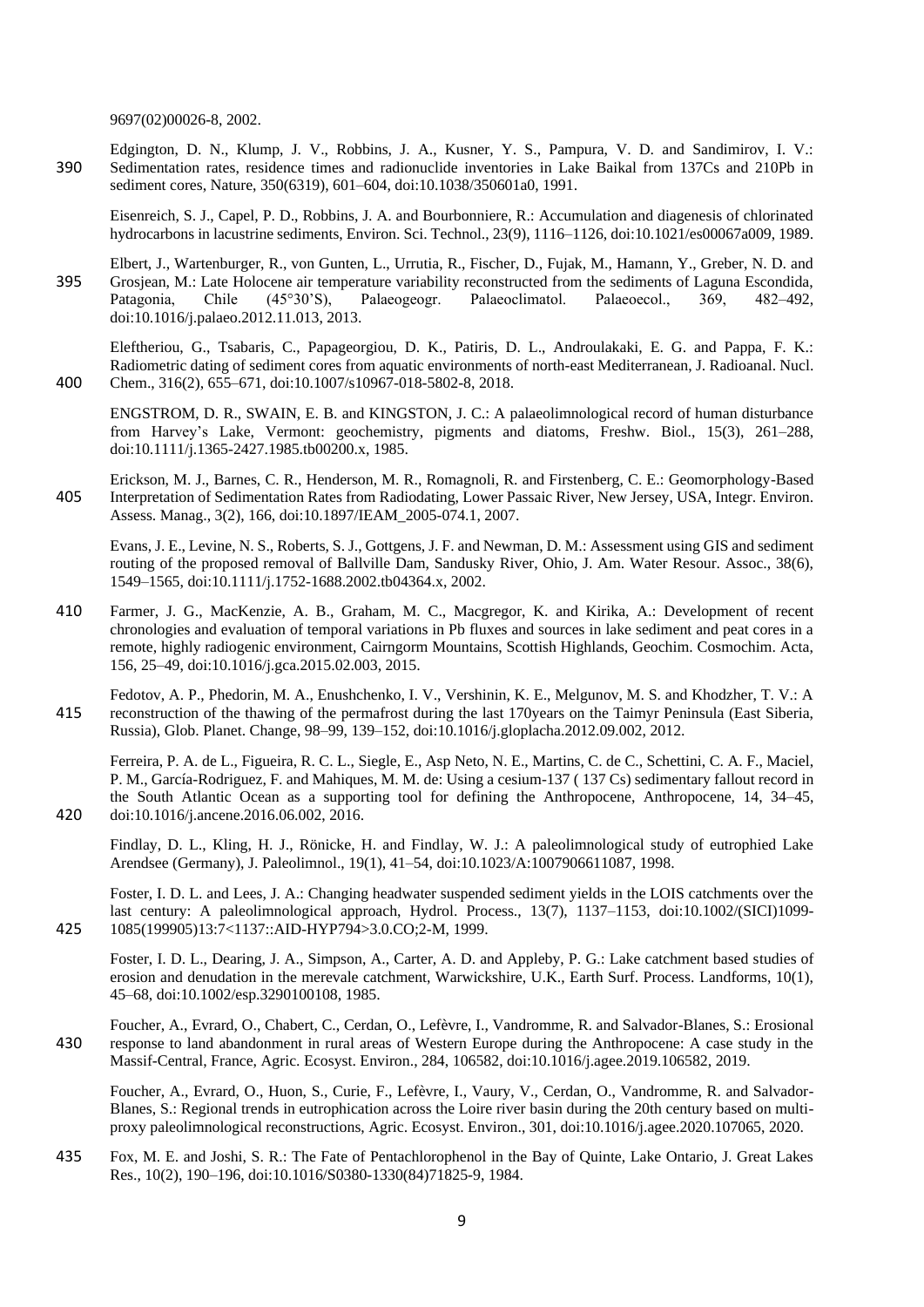9697(02)00026-8, 2002.

Edgington, D. N., Klump, J. V., Robbins, J. A., Kusner, Y. S., Pampura, V. D. and Sandimirov, I. V.: Sedimentation rates, residence times and radionuclide inventories in Lake Baikal from 137Cs and 210Pb in sediment cores, Nature, 350(6319), 601–604, doi:10.1038/350601a0, 1991.

Eisenreich, S. J., Capel, P. D., Robbins, J. A. and Bourbonniere, R.: Accumulation and diagenesis of chlorinated hydrocarbons in lacustrine sediments, Environ. Sci. Technol., 23(9), 1116–1126, doi:10.1021/es00067a009, 1989.

Elbert, J., Wartenburger, R., von Gunten, L., Urrutia, R., Fischer, D., Fujak, M., Hamann, Y., Greber, N. D. and Grosjean, M.: Late Holocene air temperature variability reconstructed from the sediments of Laguna Escondida, Patagonia, Chile (45°30'S), Palaeogeogr. Palaeoclimatol. Palaeoecol., 369, 482–492, doi:10.1016/j.palaeo.2012.11.013, 2013.

Eleftheriou, G., Tsabaris, C., Papageorgiou, D. K., Patiris, D. L., Androulakaki, E. G. and Pappa, F. K.: Radiometric dating of sediment cores from aquatic environments of north-east Mediterranean, J. Radioanal. Nucl. Chem., 316(2), 655–671, doi:10.1007/s10967-018-5802-8, 2018.

ENGSTROM, D. R., SWAIN, E. B. and KINGSTON, J. C.: A palaeolimnological record of human disturbance from Harvey's Lake, Vermont: geochemistry, pigments and diatoms, Freshw. Biol., 15(3), 261–288, doi:10.1111/j.1365-2427.1985.tb00200.x, 1985.

Erickson, M. J., Barnes, C. R., Henderson, M. R., Romagnoli, R. and Firstenberg, C. E.: Geomorphology-Based Interpretation of Sedimentation Rates from Radiodating, Lower Passaic River, New Jersey, USA, Integr. Environ. Assess. Manag., 3(2), 166, doi:10.1897/IEAM_2005-074.1, 2007.

Evans, J. E., Levine, N. S., Roberts, S. J., Gottgens, J. F. and Newman, D. M.: Assessment using GIS and sediment routing of the proposed removal of Ballville Dam, Sandusky River, Ohio, J. Am. Water Resour. Assoc., 38(6), 1549–1565, doi:10.1111/j.1752-1688.2002.tb04364.x, 2002.

Farmer, J. G., MacKenzie, A. B., Graham, M. C., Macgregor, K. and Kirika, A.: Development of recent chronologies and evaluation of temporal variations in Pb fluxes and sources in lake sediment and peat cores in a remote, highly radiogenic environment, Cairngorm Mountains, Scottish Highlands, Geochim. Cosmochim. Acta, 156, 25–49, doi:10.1016/j.gca.2015.02.003, 2015.

Fedotov, A. P., Phedorin, M. A., Enushchenko, I. V., Vershinin, K. E., Melgunov, M. S. and Khodzher, T. V.: A reconstruction of the thawing of the permafrost during the last 170years on the Taimyr Peninsula (East Siberia, Russia), Glob. Planet. Change, 98–99, 139–152, doi:10.1016/j.gloplacha.2012.09.002, 2012.

Ferreira, P. A. de L., Figueira, R. C. L., Siegle, E., Asp Neto, N. E., Martins, C. de C., Schettini, C. A. F., Maciel, P. M., García-Rodriguez, F. and Mahiques, M. M. de: Using a cesium-137 ( 137 Cs) sedimentary fallout record in the South Atlantic Ocean as a supporting tool for defining the Anthropocene, Anthropocene, 14, 34–45, doi:10.1016/j.ancene.2016.06.002, 2016.

Findlay, D. L., Kling, H. J., Rönicke, H. and Findlay, W. J.: A paleolimnological study of eutrophied Lake Arendsee (Germany), J. Paleolimnol., 19(1), 41–54, doi:10.1023/A:1007906611087, 1998.

Foster, I. D. L. and Lees, J. A.: Changing headwater suspended sediment yields in the LOIS catchments over the last century: A paleolimnological approach, Hydrol. Process., 13(7), 1137–1153, doi:10.1002/(SICI)1099-1085(199905)13:7<1137::AID-HYP794>3.0.CO;2-M, 1999.

Foster, I. D. L., Dearing, J. A., Simpson, A., Carter, A. D. and Appleby, P. G.: Lake catchment based studies of erosion and denudation in the merevale catchment, Warwickshire, U.K., Earth Surf. Process. Landforms, 10(1), 45–68, doi:10.1002/esp.3290100108, 1985.

Foucher, A., Evrard, O., Chabert, C., Cerdan, O., Lefèvre, I., Vandromme, R. and Salvador-Blanes, S.: Erosional response to land abandonment in rural areas of Western Europe during the Anthropocene: A case study in the Massif-Central, France, Agric. Ecosyst. Environ., 284, 106582, doi:10.1016/j.agee.2019.106582, 2019.

Foucher, A., Evrard, O., Huon, S., Curie, F., Lefèvre, I., Vaury, V., Cerdan, O., Vandromme, R. and Salvador-Blanes, S.: Regional trends in eutrophication across the Loire river basin during the 20th century based on multi-proxy paleolimnological reconstructions, Agric. Ecosyst. Environ., 301, doi:10.1016/j.agee.2020.107065, 2020.

Fox, M. E. and Joshi, S. R.: The Fate of Pentachlorophenol in the Bay of Quinte, Lake Ontario, J. Great Lakes Res., 10(2), 190–196, doi:10.1016/S0380-1330(84)71825-9, 1984.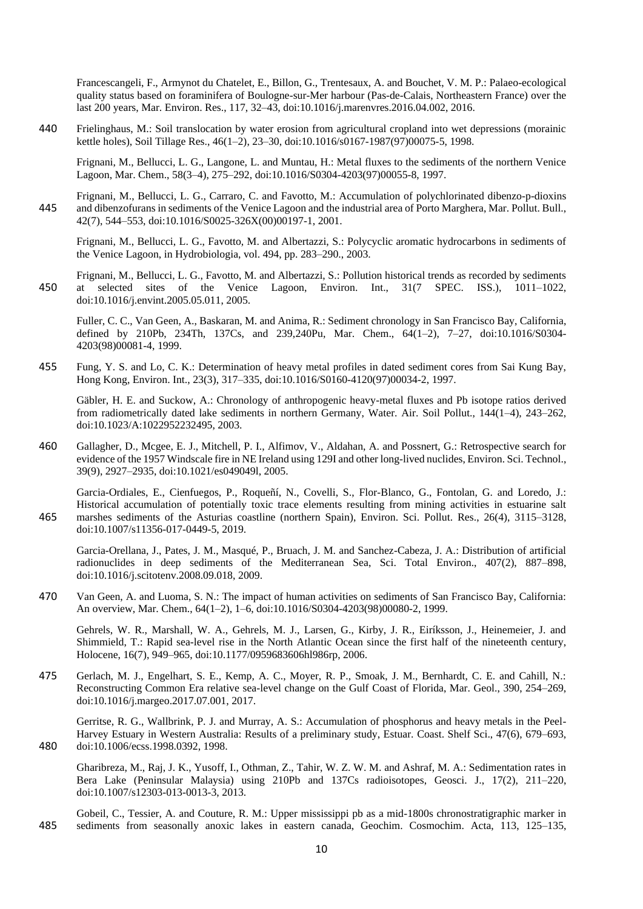Francescangeli, F., Armynot du Chatelet, E., Billon, G., Trentesaux, A. and Bouchet, V. M. P.: Palaeo-ecological quality status based on foraminifera of Boulogne-sur-Mer harbour (Pas-de-Calais, Northeastern France) over the last 200 years, Mar. Environ. Res., 117, 32–43, doi:10.1016/j.marenvres.2016.04.002, 2016.

Frielinghaus, M.: Soil translocation by water erosion from agricultural cropland into wet depressions (morainic kettle holes), Soil Tillage Res., 46(1–2), 23–30, doi:10.1016/s0167-1987(97)00075-5, 1998.

Frignani, M., Bellucci, L. G., Langone, L. and Muntau, H.: Metal fluxes to the sediments of the northern Venice Lagoon, Mar. Chem., 58(3–4), 275–292, doi:10.1016/S0304-4203(97)00055-8, 1997.

Frignani, M., Bellucci, L. G., Carraro, C. and Favotto, M.: Accumulation of polychlorinated dibenzo-p-dioxins and dibenzofurans in sediments of the Venice Lagoon and the industrial area of Porto Marghera, Mar. Pollut. Bull., 42(7), 544–553, doi:10.1016/S0025-326X(00)00197-1, 2001.

Frignani, M., Bellucci, L. G., Favotto, M. and Albertazzi, S.: Polycyclic aromatic hydrocarbons in sediments of the Venice Lagoon, in Hydrobiologia, vol. 494, pp. 283–290., 2003.

Frignani, M., Bellucci, L. G., Favotto, M. and Albertazzi, S.: Pollution historical trends as recorded by sediments at selected sites of the Venice Lagoon, Environ. Int., 31(7 SPEC. ISS.), 1011–1022, doi:10.1016/j.envint.2005.05.011, 2005.

Fuller, C. C., Van Geen, A., Baskaran, M. and Anima, R.: Sediment chronology in San Francisco Bay, California, defined by 210Pb, 234Th, 137Cs, and 239,240Pu, Mar. Chem., 64(1–2), 7–27, doi:10.1016/S0304-4203(98)00081-4, 1999.

Fung, Y. S. and Lo, C. K.: Determination of heavy metal profiles in dated sediment cores from Sai Kung Bay, Hong Kong, Environ. Int., 23(3), 317–335, doi:10.1016/S0160-4120(97)00034-2, 1997.

Gäbler, H. E. and Suckow, A.: Chronology of anthropogenic heavy-metal fluxes and Pb isotope ratios derived from radiometrically dated lake sediments in northern Germany, Water. Air. Soil Pollut., 144(1–4), 243–262, doi:10.1023/A:1022952232495, 2003.

Gallagher, D., Mcgee, E. J., Mitchell, P. I., Alfimov, V., Aldahan, A. and Possnert, G.: Retrospective search for evidence of the 1957 Windscale fire in NE Ireland using 129I and other long-lived nuclides, Environ. Sci. Technol., 39(9), 2927–2935, doi:10.1021/es049049l, 2005.

Garcia-Ordiales, E., Cienfuegos, P., Roqueñí, N., Covelli, S., Flor-Blanco, G., Fontolan, G. and Loredo, J.: Historical accumulation of potentially toxic trace elements resulting from mining activities in estuarine salt marshes sediments of the Asturias coastline (northern Spain), Environ. Sci. Pollut. Res., 26(4), 3115–3128, doi:10.1007/s11356-017-0449-5, 2019.

Garcia-Orellana, J., Pates, J. M., Masqué, P., Bruach, J. M. and Sanchez-Cabeza, J. A.: Distribution of artificial radionuclides in deep sediments of the Mediterranean Sea, Sci. Total Environ., 407(2), 887–898, doi:10.1016/j.scitotenv.2008.09.018, 2009.

Van Geen, A. and Luoma, S. N.: The impact of human activities on sediments of San Francisco Bay, California: An overview, Mar. Chem., 64(1–2), 1–6, doi:10.1016/S0304-4203(98)00080-2, 1999.

Gehrels, W. R., Marshall, W. A., Gehrels, M. J., Larsen, G., Kirby, J. R., Eiríksson, J., Heinemeier, J. and Shimmield, T.: Rapid sea-level rise in the North Atlantic Ocean since the first half of the nineteenth century, Holocene, 16(7), 949–965, doi:10.1177/0959683606hl986rp, 2006.

Gerlach, M. J., Engelhart, S. E., Kemp, A. C., Moyer, R. P., Smoak, J. M., Bernhardt, C. E. and Cahill, N.: Reconstructing Common Era relative sea-level change on the Gulf Coast of Florida, Mar. Geol., 390, 254–269, doi:10.1016/j.margeo.2017.07.001, 2017.

Gerritse, R. G., Wallbrink, P. J. and Murray, A. S.: Accumulation of phosphorus and heavy metals in the Peel-Harvey Estuary in Western Australia: Results of a preliminary study, Estuar. Coast. Shelf Sci., 47(6), 679–693, doi:10.1006/ecss.1998.0392, 1998.

Gharibreza, M., Raj, J. K., Yusoff, I., Othman, Z., Tahir, W. Z. W. M. and Ashraf, M. A.: Sedimentation rates in Bera Lake (Peninsular Malaysia) using 210Pb and 137Cs radioisotopes, Geosci. J., 17(2), 211–220, doi:10.1007/s12303-013-0013-3, 2013.

Gobeil, C., Tessier, A. and Couture, R. M.: Upper mississippi pb as a mid-1800s chronostratigraphic marker in sediments from seasonally anoxic lakes in eastern canada, Geochim. Cosmochim. Acta, 113, 125–135,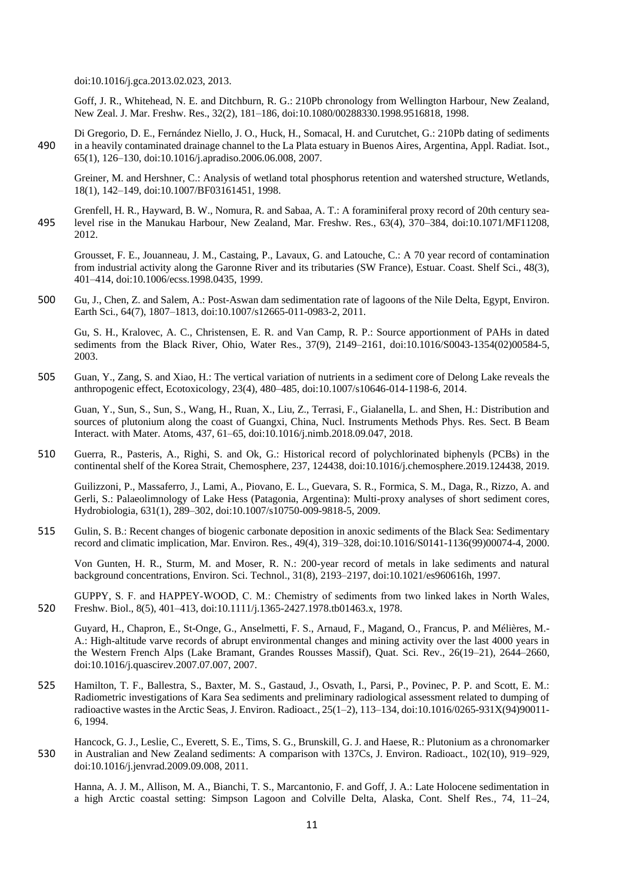doi:10.1016/j.gca.2013.02.023, 2013.

Goff, J. R., Whitehead, N. E. and Ditchburn, R. G.: 210Pb chronology from Wellington Harbour, New Zealand, New Zeal. J. Mar. Freshw. Res., 32(2), 181–186, doi:10.1080/00288330.1998.9516818, 1998.

Di Gregorio, D. E., Fernández Niello, J. O., Huck, H., Somacal, H. and Curutchet, G.: 210Pb dating of sediments in a heavily contaminated drainage channel to the La Plata estuary in Buenos Aires, Argentina, Appl. Radiat. Isot., 65(1), 126–130, doi:10.1016/j.apradiso.2006.06.008, 2007.

Greiner, M. and Hershner, C.: Analysis of wetland total phosphorus retention and watershed structure, Wetlands, 18(1), 142–149, doi:10.1007/BF03161451, 1998.

Grenfell, H. R., Hayward, B. W., Nomura, R. and Sabaa, A. T.: A foraminiferal proxy record of 20th century sea-level rise in the Manukau Harbour, New Zealand, Mar. Freshw. Res., 63(4), 370–384, doi:10.1071/MF11208, 2012.

Grousset, F. E., Jouanneau, J. M., Castaing, P., Lavaux, G. and Latouche, C.: A 70 year record of contamination from industrial activity along the Garonne River and its tributaries (SW France), Estuar. Coast. Shelf Sci., 48(3), 401–414, doi:10.1006/ecss.1998.0435, 1999.

Gu, J., Chen, Z. and Salem, A.: Post-Aswan dam sedimentation rate of lagoons of the Nile Delta, Egypt, Environ. Earth Sci., 64(7), 1807–1813, doi:10.1007/s12665-011-0983-2, 2011.

Gu, S. H., Kralovec, A. C., Christensen, E. R. and Van Camp, R. P.: Source apportionment of PAHs in dated sediments from the Black River, Ohio, Water Res., 37(9), 2149–2161, doi:10.1016/S0043-1354(02)00584-5, 2003.

Guan, Y., Zang, S. and Xiao, H.: The vertical variation of nutrients in a sediment core of Delong Lake reveals the anthropogenic effect, Ecotoxicology, 23(4), 480–485, doi:10.1007/s10646-014-1198-6, 2014.

Guan, Y., Sun, S., Sun, S., Wang, H., Ruan, X., Liu, Z., Terrasi, F., Gialanella, L. and Shen, H.: Distribution and sources of plutonium along the coast of Guangxi, China, Nucl. Instruments Methods Phys. Res. Sect. B Beam Interact. with Mater. Atoms, 437, 61–65, doi:10.1016/j.nimb.2018.09.047, 2018.

Guerra, R., Pasteris, A., Righi, S. and Ok, G.: Historical record of polychlorinated biphenyls (PCBs) in the continental shelf of the Korea Strait, Chemosphere, 237, 124438, doi:10.1016/j.chemosphere.2019.124438, 2019.

Guilizzoni, P., Massaferro, J., Lami, A., Piovano, E. L., Guevara, S. R., Formica, S. M., Daga, R., Rizzo, A. and Gerli, S.: Palaeolimnology of Lake Hess (Patagonia, Argentina): Multi-proxy analyses of short sediment cores, Hydrobiologia, 631(1), 289–302, doi:10.1007/s10750-009-9818-5, 2009.

Gulin, S. B.: Recent changes of biogenic carbonate deposition in anoxic sediments of the Black Sea: Sedimentary record and climatic implication, Mar. Environ. Res., 49(4), 319–328, doi:10.1016/S0141-1136(99)00074-4, 2000.

Von Gunten, H. R., Sturm, M. and Moser, R. N.: 200-year record of metals in lake sediments and natural background concentrations, Environ. Sci. Technol., 31(8), 2193–2197, doi:10.1021/es960616h, 1997.

GUPPY, S. F. and HAPPEY-WOOD, C. M.: Chemistry of sediments from two linked lakes in North Wales, Freshw. Biol., 8(5), 401–413, doi:10.1111/j.1365-2427.1978.tb01463.x, 1978.

Guyard, H., Chapron, E., St-Onge, G., Anselmetti, F. S., Arnaud, F., Magand, O., Francus, P. and Mélières, M.-A.: High-altitude varve records of abrupt environmental changes and mining activity over the last 4000 years in the Western French Alps (Lake Bramant, Grandes Rousses Massif), Quat. Sci. Rev., 26(19–21), 2644–2660, doi:10.1016/j.quascirev.2007.07.007, 2007.

Hamilton, T. F., Ballestra, S., Baxter, M. S., Gastaud, J., Osvath, I., Parsi, P., Povinec, P. P. and Scott, E. M.: Radiometric investigations of Kara Sea sediments and preliminary radiological assessment related to dumping of radioactive wastes in the Arctic Seas, J. Environ. Radioact., 25(1–2), 113–134, doi:10.1016/0265-931X(94)90011-6, 1994.

Hancock, G. J., Leslie, C., Everett, S. E., Tims, S. G., Brunskill, G. J. and Haese, R.: Plutonium as a chronomarker in Australian and New Zealand sediments: A comparison with 137Cs, J. Environ. Radioact., 102(10), 919–929, doi:10.1016/j.jenvrad.2009.09.008, 2011.

Hanna, A. J. M., Allison, M. A., Bianchi, T. S., Marcantonio, F. and Goff, J. A.: Late Holocene sedimentation in a high Arctic coastal setting: Simpson Lagoon and Colville Delta, Alaska, Cont. Shelf Res., 74, 11–24,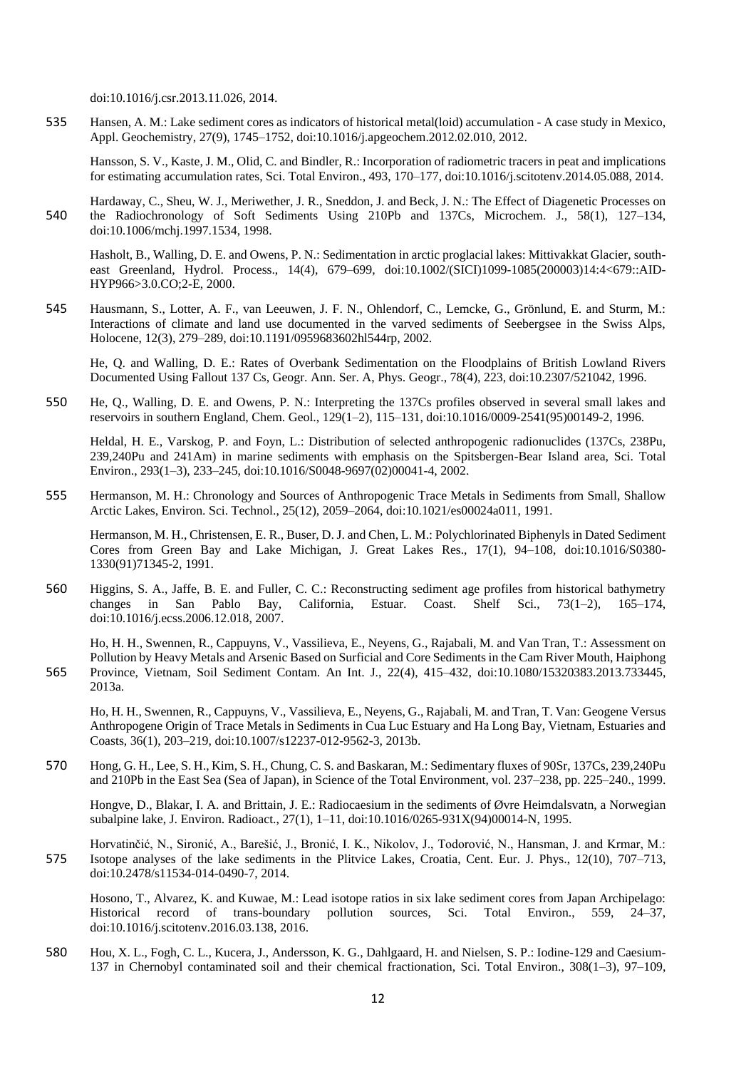doi:10.1016/j.csr.2013.11.026, 2014.

Hansen, A. M.: Lake sediment cores as indicators of historical metal(loid) accumulation - A case study in Mexico, Appl. Geochemistry, 27(9), 1745–1752, doi:10.1016/j.apgeochem.2012.02.010, 2012.

Hansson, S. V., Kaste, J. M., Olid, C. and Bindler, R.: Incorporation of radiometric tracers in peat and implications for estimating accumulation rates, Sci. Total Environ., 493, 170–177, doi:10.1016/j.scitotenv.2014.05.088, 2014.

Hardaway, C., Sheu, W. J., Meriwether, J. R., Sneddon, J. and Beck, J. N.: The Effect of Diagenetic Processes on the Radiochronology of Soft Sediments Using 210Pb and 137Cs, Microchem. J., 58(1), 127–134, doi:10.1006/mchj.1997.1534, 1998.

Hasholt, B., Walling, D. E. and Owens, P. N.: Sedimentation in arctic proglacial lakes: Mittivakkat Glacier, south-east Greenland, Hydrol. Process., 14(4), 679–699, doi:10.1002/(SICI)1099-1085(200003)14:4<679::AID-HYP966>3.0.CO;2-E, 2000.

Hausmann, S., Lotter, A. F., van Leeuwen, J. F. N., Ohlendorf, C., Lemcke, G., Grönlund, E. and Sturm, M.: Interactions of climate and land use documented in the varved sediments of Seebergsee in the Swiss Alps, Holocene, 12(3), 279–289, doi:10.1191/0959683602hl544rp, 2002.

He, Q. and Walling, D. E.: Rates of Overbank Sedimentation on the Floodplains of British Lowland Rivers Documented Using Fallout 137 Cs, Geogr. Ann. Ser. A, Phys. Geogr., 78(4), 223, doi:10.2307/521042, 1996.

He, Q., Walling, D. E. and Owens, P. N.: Interpreting the 137Cs profiles observed in several small lakes and reservoirs in southern England, Chem. Geol., 129(1–2), 115–131, doi:10.1016/0009-2541(95)00149-2, 1996.

Heldal, H. E., Varskog, P. and Foyn, L.: Distribution of selected anthropogenic radionuclides (137Cs, 238Pu, 239,240Pu and 241Am) in marine sediments with emphasis on the Spitsbergen-Bear Island area, Sci. Total Environ., 293(1–3), 233–245, doi:10.1016/S0048-9697(02)00041-4, 2002.

Hermanson, M. H.: Chronology and Sources of Anthropogenic Trace Metals in Sediments from Small, Shallow Arctic Lakes, Environ. Sci. Technol., 25(12), 2059–2064, doi:10.1021/es00024a011, 1991.

Hermanson, M. H., Christensen, E. R., Buser, D. J. and Chen, L. M.: Polychlorinated Biphenyls in Dated Sediment Cores from Green Bay and Lake Michigan, J. Great Lakes Res., 17(1), 94–108, doi:10.1016/S0380-1330(91)71345-2, 1991.

Higgins, S. A., Jaffe, B. E. and Fuller, C. C.: Reconstructing sediment age profiles from historical bathymetry changes in San Pablo Bay, California, Estuar. Coast. Shelf Sci., 73(1–2), 165–174, doi:10.1016/j.ecss.2006.12.018, 2007.

Ho, H. H., Swennen, R., Cappuyns, V., Vassilieva, E., Neyens, G., Rajabali, M. and Van Tran, T.: Assessment on Pollution by Heavy Metals and Arsenic Based on Surficial and Core Sediments in the Cam River Mouth, Haiphong Province, Vietnam, Soil Sediment Contam. An Int. J., 22(4), 415–432, doi:10.1080/15320383.2013.733445, 2013a.

Ho, H. H., Swennen, R., Cappuyns, V., Vassilieva, E., Neyens, G., Rajabali, M. and Tran, T. Van: Geogene Versus Anthropogene Origin of Trace Metals in Sediments in Cua Luc Estuary and Ha Long Bay, Vietnam, Estuaries and Coasts, 36(1), 203–219, doi:10.1007/s12237-012-9562-3, 2013b.

Hong, G. H., Lee, S. H., Kim, S. H., Chung, C. S. and Baskaran, M.: Sedimentary fluxes of 90Sr, 137Cs, 239,240Pu and 210Pb in the East Sea (Sea of Japan), in Science of the Total Environment, vol. 237–238, pp. 225–240., 1999.

Hongve, D., Blakar, I. A. and Brittain, J. E.: Radiocaesium in the sediments of Øvre Heimdalsvatn, a Norwegian subalpine lake, J. Environ. Radioact., 27(1), 1–11, doi:10.1016/0265-931X(94)00014-N, 1995.

Horvatinčić, N., Sironić, A., Barešić, J., Bronić, I. K., Nikolov, J., Todorović, N., Hansman, J. and Krmar, M.: Isotope analyses of the lake sediments in the Plitvice Lakes, Croatia, Cent. Eur. J. Phys., 12(10), 707–713, doi:10.2478/s11534-014-0490-7, 2014.

Hosono, T., Alvarez, K. and Kuwae, M.: Lead isotope ratios in six lake sediment cores from Japan Archipelago: Historical record of trans-boundary pollution sources, Sci. Total Environ., 559, 24–37, doi:10.1016/j.scitotenv.2016.03.138, 2016.

Hou, X. L., Fogh, C. L., Kucera, J., Andersson, K. G., Dahlgaard, H. and Nielsen, S. P.: Iodine-129 and Caesium-137 in Chernobyl contaminated soil and their chemical fractionation, Sci. Total Environ., 308(1–3), 97–109,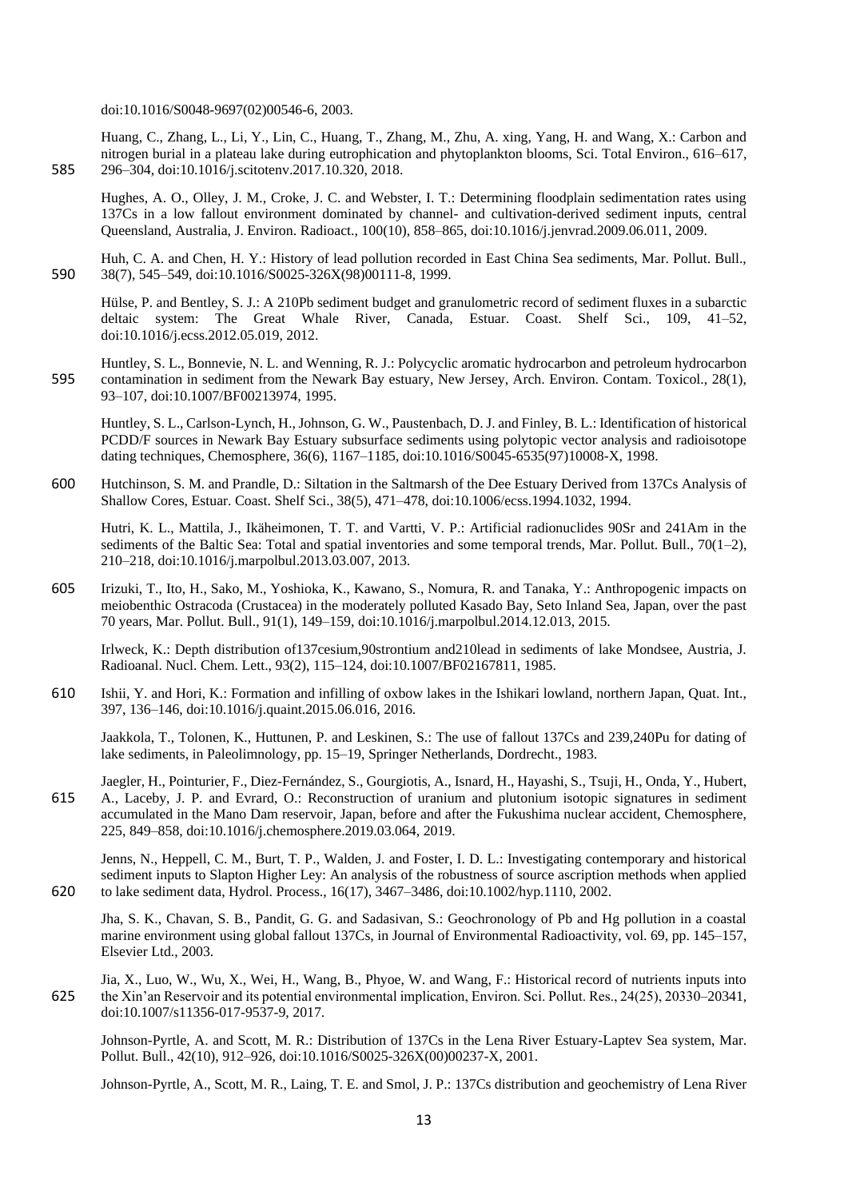doi:10.1016/S0048-9697(02)00546-6, 2003.

Huang, C., Zhang, L., Li, Y., Lin, C., Huang, T., Zhang, M., Zhu, A. xing, Yang, H. and Wang, X.: Carbon and nitrogen burial in a plateau lake during eutrophication and phytoplankton blooms, Sci. Total Environ., 616–617, 296–304, doi:10.1016/j.scitotenv.2017.10.320, 2018.

Hughes, A. O., Olley, J. M., Croke, J. C. and Webster, I. T.: Determining floodplain sedimentation rates using 137Cs in a low fallout environment dominated by channel- and cultivation-derived sediment inputs, central Queensland, Australia, J. Environ. Radioact., 100(10), 858–865, doi:10.1016/j.jenvrad.2009.06.011, 2009.

Huh, C. A. and Chen, H. Y.: History of lead pollution recorded in East China Sea sediments, Mar. Pollut. Bull., 38(7), 545–549, doi:10.1016/S0025-326X(98)00111-8, 1999.

Hülse, P. and Bentley, S. J.: A 210Pb sediment budget and granulometric record of sediment fluxes in a subarctic deltaic system: The Great Whale River, Canada, Estuar. Coast. Shelf Sci., 109, 41–52, doi:10.1016/j.ecss.2012.05.019, 2012.

Huntley, S. L., Bonnevie, N. L. and Wenning, R. J.: Polycyclic aromatic hydrocarbon and petroleum hydrocarbon contamination in sediment from the Newark Bay estuary, New Jersey, Arch. Environ. Contam. Toxicol., 28(1), 93–107, doi:10.1007/BF00213974, 1995.

Huntley, S. L., Carlson-Lynch, H., Johnson, G. W., Paustenbach, D. J. and Finley, B. L.: Identification of historical PCDD/F sources in Newark Bay Estuary subsurface sediments using polytopic vector analysis and radioisotope dating techniques, Chemosphere, 36(6), 1167–1185, doi:10.1016/S0045-6535(97)10008-X, 1998.

Hutchinson, S. M. and Prandle, D.: Siltation in the Saltmarsh of the Dee Estuary Derived from 137Cs Analysis of Shallow Cores, Estuar. Coast. Shelf Sci., 38(5), 471–478, doi:10.1006/ecss.1994.1032, 1994.

Hutri, K. L., Mattila, J., Ikäheimonen, T. T. and Vartti, V. P.: Artificial radionuclides 90Sr and 241Am in the sediments of the Baltic Sea: Total and spatial inventories and some temporal trends, Mar. Pollut. Bull., 70(1–2), 210–218, doi:10.1016/j.marpolbul.2013.03.007, 2013.

Irizuki, T., Ito, H., Sako, M., Yoshioka, K., Kawano, S., Nomura, R. and Tanaka, Y.: Anthropogenic impacts on meiobenthic Ostracoda (Crustacea) in the moderately polluted Kasado Bay, Seto Inland Sea, Japan, over the past 70 years, Mar. Pollut. Bull., 91(1), 149–159, doi:10.1016/j.marpolbul.2014.12.013, 2015.

Irlweck, K.: Depth distribution of137cesium,90strontium and210lead in sediments of lake Mondsee, Austria, J. Radioanal. Nucl. Chem. Lett., 93(2), 115–124, doi:10.1007/BF02167811, 1985.

Ishii, Y. and Hori, K.: Formation and infilling of oxbow lakes in the Ishikari lowland, northern Japan, Quat. Int., 397, 136–146, doi:10.1016/j.quaint.2015.06.016, 2016.

Jaakkola, T., Tolonen, K., Huttunen, P. and Leskinen, S.: The use of fallout 137Cs and 239,240Pu for dating of lake sediments, in Paleolimnology, pp. 15–19, Springer Netherlands, Dordrecht., 1983.

Jaegler, H., Pointurier, F., Diez-Fernández, S., Gourgiotis, A., Isnard, H., Hayashi, S., Tsuji, H., Onda, Y., Hubert, A., Laceby, J. P. and Evrard, O.: Reconstruction of uranium and plutonium isotopic signatures in sediment accumulated in the Mano Dam reservoir, Japan, before and after the Fukushima nuclear accident, Chemosphere, 225, 849–858, doi:10.1016/j.chemosphere.2019.03.064, 2019.

Jenns, N., Heppell, C. M., Burt, T. P., Walden, J. and Foster, I. D. L.: Investigating contemporary and historical sediment inputs to Slapton Higher Ley: An analysis of the robustness of source ascription methods when applied to lake sediment data, Hydrol. Process., 16(17), 3467–3486, doi:10.1002/hyp.1110, 2002.

Jha, S. K., Chavan, S. B., Pandit, G. G. and Sadasivan, S.: Geochronology of Pb and Hg pollution in a coastal marine environment using global fallout 137Cs, in Journal of Environmental Radioactivity, vol. 69, pp. 145–157, Elsevier Ltd., 2003.

Jia, X., Luo, W., Wu, X., Wei, H., Wang, B., Phyoe, W. and Wang, F.: Historical record of nutrients inputs into the Xin'an Reservoir and its potential environmental implication, Environ. Sci. Pollut. Res., 24(25), 20330–20341, doi:10.1007/s11356-017-9537-9, 2017.

Johnson-Pyrtle, A. and Scott, M. R.: Distribution of 137Cs in the Lena River Estuary-Laptev Sea system, Mar. Pollut. Bull., 42(10), 912–926, doi:10.1016/S0025-326X(00)00237-X, 2001.

Johnson-Pyrtle, A., Scott, M. R., Laing, T. E. and Smol, J. P.: 137Cs distribution and geochemistry of Lena River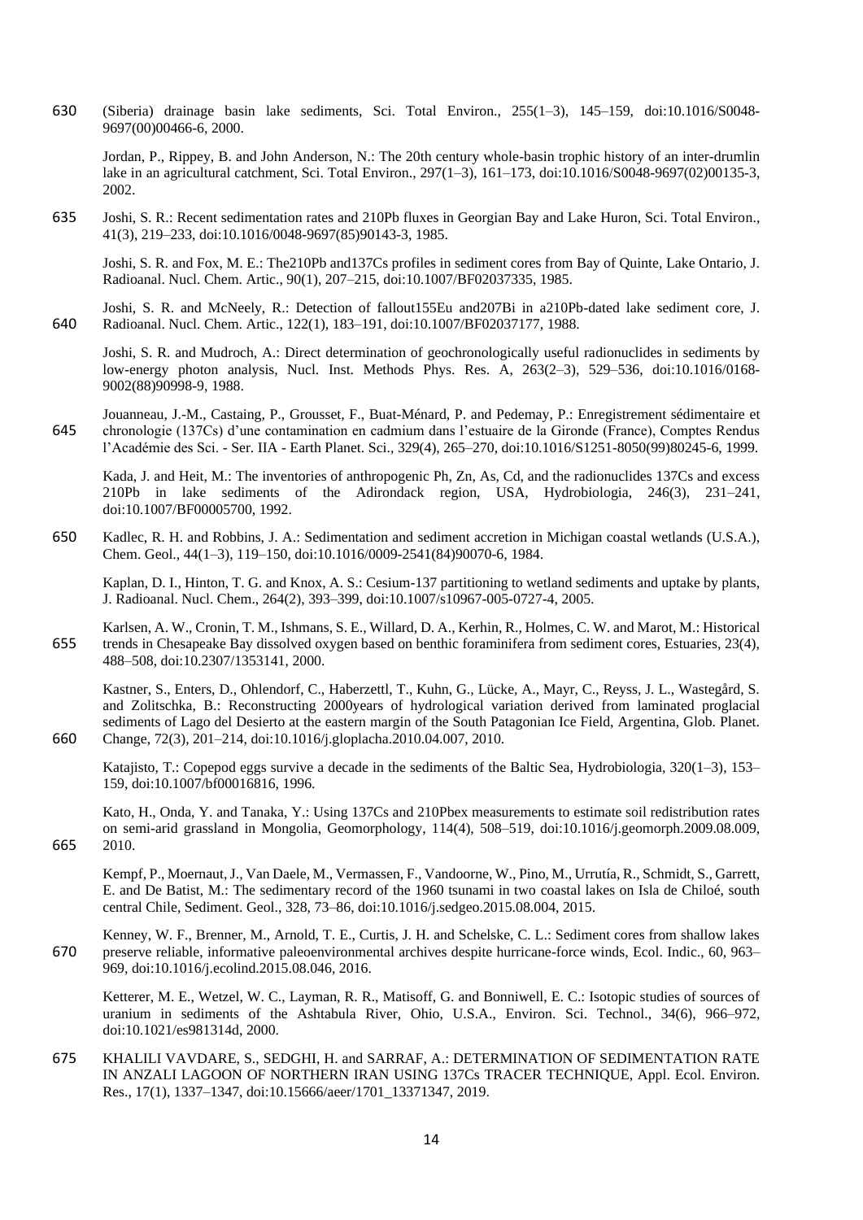(Siberia) drainage basin lake sediments, Sci. Total Environ., 255(1–3), 145–159, doi:10.1016/S0048-9697(00)00466-6, 2000.

Jordan, P., Rippey, B. and John Anderson, N.: The 20th century whole-basin trophic history of an inter-drumlin lake in an agricultural catchment, Sci. Total Environ., 297(1–3), 161–173, doi:10.1016/S0048-9697(02)00135-3, 2002.

Joshi, S. R.: Recent sedimentation rates and 210Pb fluxes in Georgian Bay and Lake Huron, Sci. Total Environ., 41(3), 219–233, doi:10.1016/0048-9697(85)90143-3, 1985.

Joshi, S. R. and Fox, M. E.: The210Pb and137Cs profiles in sediment cores from Bay of Quinte, Lake Ontario, J. Radioanal. Nucl. Chem. Artic., 90(1), 207–215, doi:10.1007/BF02037335, 1985.

Joshi, S. R. and McNeely, R.: Detection of fallout155Eu and207Bi in a210Pb-dated lake sediment core, J. Radioanal. Nucl. Chem. Artic., 122(1), 183–191, doi:10.1007/BF02037177, 1988.

Joshi, S. R. and Mudroch, A.: Direct determination of geochronologically useful radionuclides in sediments by low-energy photon analysis, Nucl. Inst. Methods Phys. Res. A, 263(2–3), 529–536, doi:10.1016/0168-9002(88)90998-9, 1988.

Jouanneau, J.-M., Castaing, P., Grousset, F., Buat-Ménard, P. and Pedemay, P.: Enregistrement sédimentaire et chronologie (137Cs) d'une contamination en cadmium dans l'estuaire de la Gironde (France), Comptes Rendus l'Académie des Sci. - Ser. IIA - Earth Planet. Sci., 329(4), 265–270, doi:10.1016/S1251-8050(99)80245-6, 1999.

Kada, J. and Heit, M.: The inventories of anthropogenic Ph, Zn, As, Cd, and the radionuclides 137Cs and excess 210Pb in lake sediments of the Adirondack region, USA, Hydrobiologia, 246(3), 231–241, doi:10.1007/BF00005700, 1992.

Kadlec, R. H. and Robbins, J. A.: Sedimentation and sediment accretion in Michigan coastal wetlands (U.S.A.), Chem. Geol., 44(1–3), 119–150, doi:10.1016/0009-2541(84)90070-6, 1984.

Kaplan, D. I., Hinton, T. G. and Knox, A. S.: Cesium-137 partitioning to wetland sediments and uptake by plants, J. Radioanal. Nucl. Chem., 264(2), 393–399, doi:10.1007/s10967-005-0727-4, 2005.

Karlsen, A. W., Cronin, T. M., Ishmans, S. E., Willard, D. A., Kerhin, R., Holmes, C. W. and Marot, M.: Historical trends in Chesapeake Bay dissolved oxygen based on benthic foraminifera from sediment cores, Estuaries, 23(4), 488–508, doi:10.2307/1353141, 2000.

Kastner, S., Enters, D., Ohlendorf, C., Haberzettl, T., Kuhn, G., Lücke, A., Mayr, C., Reyss, J. L., Wastegård, S. and Zolitschka, B.: Reconstructing 2000years of hydrological variation derived from laminated proglacial sediments of Lago del Desierto at the eastern margin of the South Patagonian Ice Field, Argentina, Glob. Planet. Change, 72(3), 201–214, doi:10.1016/j.gloplacha.2010.04.007, 2010.

Katajisto, T.: Copepod eggs survive a decade in the sediments of the Baltic Sea, Hydrobiologia, 320(1–3), 153–159, doi:10.1007/bf00016816, 1996.

Kato, H., Onda, Y. and Tanaka, Y.: Using 137Cs and 210Pbex measurements to estimate soil redistribution rates on semi-arid grassland in Mongolia, Geomorphology, 114(4), 508–519, doi:10.1016/j.geomorph.2009.08.009, 2010.

Kempf, P., Moernaut, J., Van Daele, M., Vermassen, F., Vandoorne, W., Pino, M., Urrutía, R., Schmidt, S., Garrett, E. and De Batist, M.: The sedimentary record of the 1960 tsunami in two coastal lakes on Isla de Chiloé, south central Chile, Sediment. Geol., 328, 73–86, doi:10.1016/j.sedgeo.2015.08.004, 2015.

Kenney, W. F., Brenner, M., Arnold, T. E., Curtis, J. H. and Schelske, C. L.: Sediment cores from shallow lakes preserve reliable, informative paleoenvironmental archives despite hurricane-force winds, Ecol. Indic., 60, 963–969, doi:10.1016/j.ecolind.2015.08.046, 2016.

Ketterer, M. E., Wetzel, W. C., Layman, R. R., Matisoff, G. and Bonniwell, E. C.: Isotopic studies of sources of uranium in sediments of the Ashtabula River, Ohio, U.S.A., Environ. Sci. Technol., 34(6), 966–972, doi:10.1021/es981314d, 2000.

KHALILI VAVDARE, S., SEDGHI, H. and SARRAF, A.: DETERMINATION OF SEDIMENTATION RATE IN ANZALI LAGOON OF NORTHERN IRAN USING 137Cs TRACER TECHNIQUE, Appl. Ecol. Environ. Res., 17(1), 1337–1347, doi:10.15666/aeer/1701_13371347, 2019.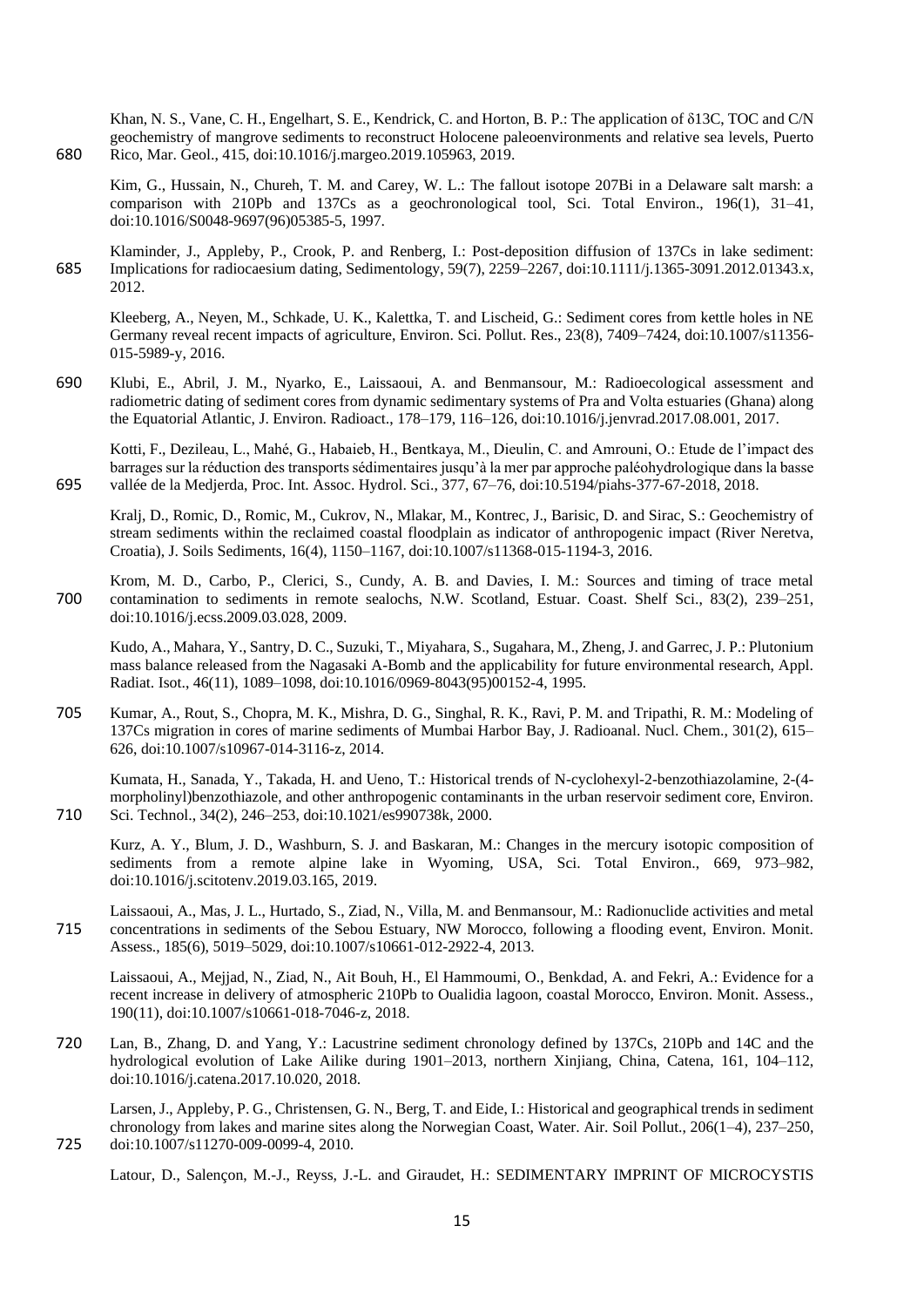Khan, N. S., Vane, C. H., Engelhart, S. E., Kendrick, C. and Horton, B. P.: The application of δ13C, TOC and C/N geochemistry of mangrove sediments to reconstruct Holocene paleoenvironments and relative sea levels, Puerto Rico, Mar. Geol., 415, doi:10.1016/j.margeo.2019.105963, 2019.

Kim, G., Hussain, N., Chureh, T. M. and Carey, W. L.: The fallout isotope 207Bi in a Delaware salt marsh: a comparison with 210Pb and 137Cs as a geochronological tool, Sci. Total Environ., 196(1), 31–41, doi:10.1016/S0048-9697(96)05385-5, 1997.

Klaminder, J., Appleby, P., Crook, P. and Renberg, I.: Post-deposition diffusion of 137Cs in lake sediment: Implications for radiocaesium dating, Sedimentology, 59(7), 2259–2267, doi:10.1111/j.1365-3091.2012.01343.x, 2012.

Kleeberg, A., Neyen, M., Schkade, U. K., Kalettka, T. and Lischeid, G.: Sediment cores from kettle holes in NE Germany reveal recent impacts of agriculture, Environ. Sci. Pollut. Res., 23(8), 7409–7424, doi:10.1007/s11356-015-5989-y, 2016.

Klubi, E., Abril, J. M., Nyarko, E., Laissaoui, A. and Benmansour, M.: Radioecological assessment and radiometric dating of sediment cores from dynamic sedimentary systems of Pra and Volta estuaries (Ghana) along the Equatorial Atlantic, J. Environ. Radioact., 178–179, 116–126, doi:10.1016/j.jenvrad.2017.08.001, 2017.

Kotti, F., Dezileau, L., Mahé, G., Habaieb, H., Bentkaya, M., Dieulin, C. and Amrouni, O.: Etude de l'impact des barrages sur la réduction des transports sédimentaires jusqu'à la mer par approche paléohydrologique dans la basse vallée de la Medjerda, Proc. Int. Assoc. Hydrol. Sci., 377, 67–76, doi:10.5194/piahs-377-67-2018, 2018.

Kralj, D., Romic, D., Romic, M., Cukrov, N., Mlakar, M., Kontrec, J., Barisic, D. and Sirac, S.: Geochemistry of stream sediments within the reclaimed coastal floodplain as indicator of anthropogenic impact (River Neretva, Croatia), J. Soils Sediments, 16(4), 1150–1167, doi:10.1007/s11368-015-1194-3, 2016.

Krom, M. D., Carbo, P., Clerici, S., Cundy, A. B. and Davies, I. M.: Sources and timing of trace metal contamination to sediments in remote sealochs, N.W. Scotland, Estuar. Coast. Shelf Sci., 83(2), 239–251, doi:10.1016/j.ecss.2009.03.028, 2009.

Kudo, A., Mahara, Y., Santry, D. C., Suzuki, T., Miyahara, S., Sugahara, M., Zheng, J. and Garrec, J. P.: Plutonium mass balance released from the Nagasaki A-Bomb and the applicability for future environmental research, Appl. Radiat. Isot., 46(11), 1089–1098, doi:10.1016/0969-8043(95)00152-4, 1995.

Kumar, A., Rout, S., Chopra, M. K., Mishra, D. G., Singhal, R. K., Ravi, P. M. and Tripathi, R. M.: Modeling of 137Cs migration in cores of marine sediments of Mumbai Harbor Bay, J. Radioanal. Nucl. Chem., 301(2), 615–626, doi:10.1007/s10967-014-3116-z, 2014.

Kumata, H., Sanada, Y., Takada, H. and Ueno, T.: Historical trends of N-cyclohexyl-2-benzothiazolamine, 2-(4-morpholinyl)benzothiazole, and other anthropogenic contaminants in the urban reservoir sediment core, Environ. Sci. Technol., 34(2), 246–253, doi:10.1021/es990738k, 2000.

Kurz, A. Y., Blum, J. D., Washburn, S. J. and Baskaran, M.: Changes in the mercury isotopic composition of sediments from a remote alpine lake in Wyoming, USA, Sci. Total Environ., 669, 973–982, doi:10.1016/j.scitotenv.2019.03.165, 2019.

Laissaoui, A., Mas, J. L., Hurtado, S., Ziad, N., Villa, M. and Benmansour, M.: Radionuclide activities and metal concentrations in sediments of the Sebou Estuary, NW Morocco, following a flooding event, Environ. Monit. Assess., 185(6), 5019–5029, doi:10.1007/s10661-012-2922-4, 2013.

Laissaoui, A., Mejjad, N., Ziad, N., Ait Bouh, H., El Hammoumi, O., Benkdad, A. and Fekri, A.: Evidence for a recent increase in delivery of atmospheric 210Pb to Oualidia lagoon, coastal Morocco, Environ. Monit. Assess., 190(11), doi:10.1007/s10661-018-7046-z, 2018.

Lan, B., Zhang, D. and Yang, Y.: Lacustrine sediment chronology defined by 137Cs, 210Pb and 14C and the hydrological evolution of Lake Ailike during 1901–2013, northern Xinjiang, China, Catena, 161, 104–112, doi:10.1016/j.catena.2017.10.020, 2018.

Larsen, J., Appleby, P. G., Christensen, G. N., Berg, T. and Eide, I.: Historical and geographical trends in sediment chronology from lakes and marine sites along the Norwegian Coast, Water. Air. Soil Pollut., 206(1–4), 237–250, doi:10.1007/s11270-009-0099-4, 2010.

Latour, D., Salençon, M.-J., Reyss, J.-L. and Giraudet, H.: SEDIMENTARY IMPRINT OF MICROCYSTIS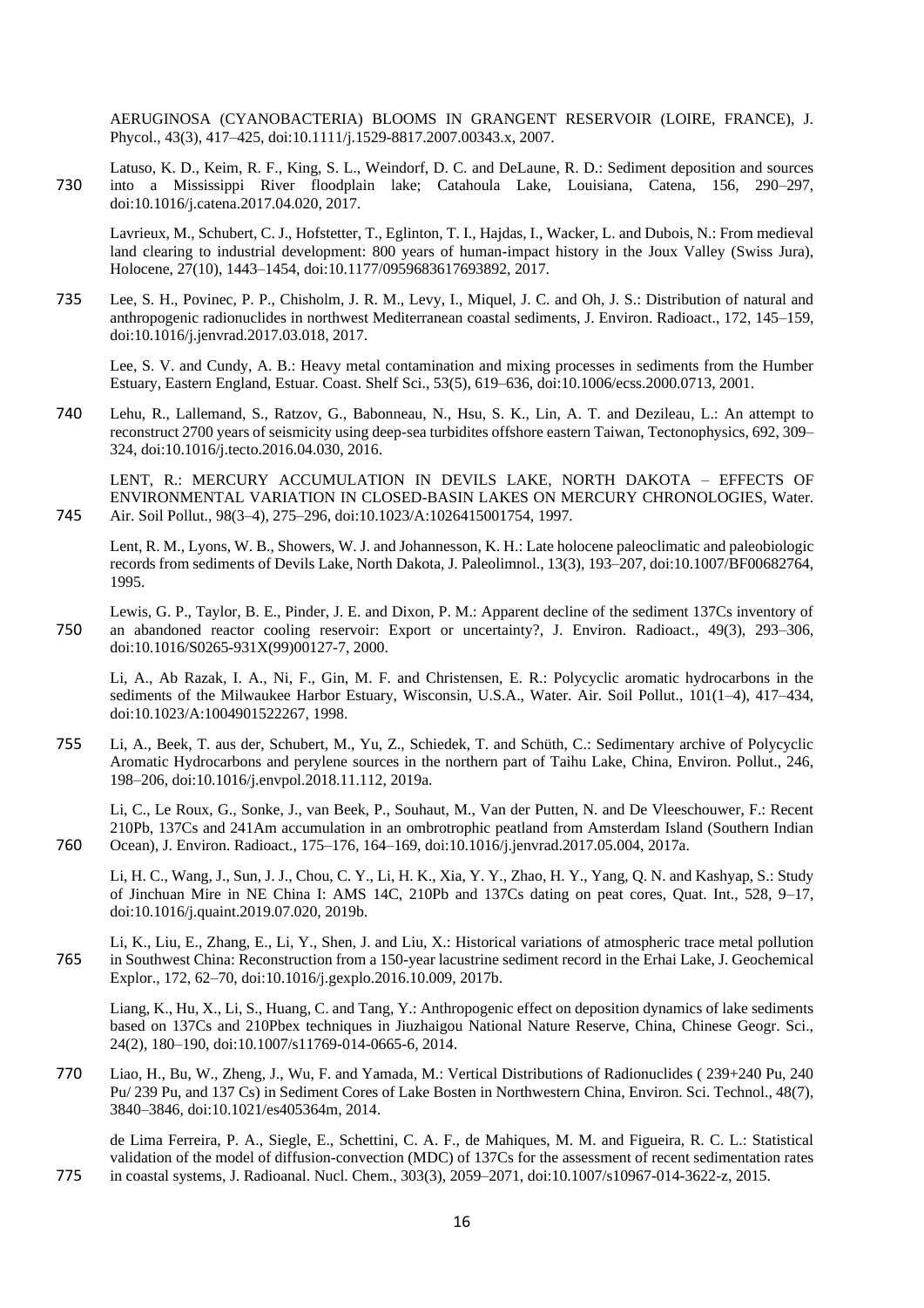AERUGINOSA (CYANOBACTERIA) BLOOMS IN GRANGENT RESERVOIR (LOIRE, FRANCE), J. Phycol., 43(3), 417–425, doi:10.1111/j.1529-8817.2007.00343.x, 2007.

Latuso, K. D., Keim, R. F., King, S. L., Weindorf, D. C. and DeLaune, R. D.: Sediment deposition and sources into a Mississippi River floodplain lake; Catahoula Lake, Louisiana, Catena, 156, 290–297, doi:10.1016/j.catena.2017.04.020, 2017.

Lavrieux, M., Schubert, C. J., Hofstetter, T., Eglinton, T. I., Hajdas, I., Wacker, L. and Dubois, N.: From medieval land clearing to industrial development: 800 years of human-impact history in the Joux Valley (Swiss Jura), Holocene, 27(10), 1443–1454, doi:10.1177/0959683617693892, 2017.

Lee, S. H., Povinec, P. P., Chisholm, J. R. M., Levy, I., Miquel, J. C. and Oh, J. S.: Distribution of natural and anthropogenic radionuclides in northwest Mediterranean coastal sediments, J. Environ. Radioact., 172, 145–159, doi:10.1016/j.jenvrad.2017.03.018, 2017.

Lee, S. V. and Cundy, A. B.: Heavy metal contamination and mixing processes in sediments from the Humber Estuary, Eastern England, Estuar. Coast. Shelf Sci., 53(5), 619–636, doi:10.1006/ecss.2000.0713, 2001.

Lehu, R., Lallemand, S., Ratzov, G., Babonneau, N., Hsu, S. K., Lin, A. T. and Dezileau, L.: An attempt to reconstruct 2700 years of seismicity using deep-sea turbidites offshore eastern Taiwan, Tectonophysics, 692, 309–324, doi:10.1016/j.tecto.2016.04.030, 2016.

LENT, R.: MERCURY ACCUMULATION IN DEVILS LAKE, NORTH DAKOTA – EFFECTS OF ENVIRONMENTAL VARIATION IN CLOSED-BASIN LAKES ON MERCURY CHRONOLOGIES, Water. Air. Soil Pollut., 98(3–4), 275–296, doi:10.1023/A:1026415001754, 1997.

Lent, R. M., Lyons, W. B., Showers, W. J. and Johannesson, K. H.: Late holocene paleoclimatic and paleobiologic records from sediments of Devils Lake, North Dakota, J. Paleolimnol., 13(3), 193–207, doi:10.1007/BF00682764, 1995.

Lewis, G. P., Taylor, B. E., Pinder, J. E. and Dixon, P. M.: Apparent decline of the sediment 137Cs inventory of an abandoned reactor cooling reservoir: Export or uncertainty?, J. Environ. Radioact., 49(3), 293–306, doi:10.1016/S0265-931X(99)00127-7, 2000.

Li, A., Ab Razak, I. A., Ni, F., Gin, M. F. and Christensen, E. R.: Polycyclic aromatic hydrocarbons in the sediments of the Milwaukee Harbor Estuary, Wisconsin, U.S.A., Water. Air. Soil Pollut., 101(1–4), 417–434, doi:10.1023/A:1004901522267, 1998.

Li, A., Beek, T. aus der, Schubert, M., Yu, Z., Schiedek, T. and Schüth, C.: Sedimentary archive of Polycyclic Aromatic Hydrocarbons and perylene sources in the northern part of Taihu Lake, China, Environ. Pollut., 246, 198–206, doi:10.1016/j.envpol.2018.11.112, 2019a.

Li, C., Le Roux, G., Sonke, J., van Beek, P., Souhaut, M., Van der Putten, N. and De Vleeschouwer, F.: Recent 210Pb, 137Cs and 241Am accumulation in an ombrotrophic peatland from Amsterdam Island (Southern Indian Ocean), J. Environ. Radioact., 175–176, 164–169, doi:10.1016/j.jenvrad.2017.05.004, 2017a.

Li, H. C., Wang, J., Sun, J. J., Chou, C. Y., Li, H. K., Xia, Y. Y., Zhao, H. Y., Yang, Q. N. and Kashyap, S.: Study of Jinchuan Mire in NE China I: AMS 14C, 210Pb and 137Cs dating on peat cores, Quat. Int., 528, 9–17, doi:10.1016/j.quaint.2019.07.020, 2019b.

Li, K., Liu, E., Zhang, E., Li, Y., Shen, J. and Liu, X.: Historical variations of atmospheric trace metal pollution in Southwest China: Reconstruction from a 150-year lacustrine sediment record in the Erhai Lake, J. Geochemical Explor., 172, 62–70, doi:10.1016/j.gexplo.2016.10.009, 2017b.

Liang, K., Hu, X., Li, S., Huang, C. and Tang, Y.: Anthropogenic effect on deposition dynamics of lake sediments based on 137Cs and 210Pbex techniques in Jiuzhaigou National Nature Reserve, China, Chinese Geogr. Sci., 24(2), 180–190, doi:10.1007/s11769-014-0665-6, 2014.

Liao, H., Bu, W., Zheng, J., Wu, F. and Yamada, M.: Vertical Distributions of Radionuclides ( 239+240 Pu, 240 Pu/ 239 Pu, and 137 Cs) in Sediment Cores of Lake Bosten in Northwestern China, Environ. Sci. Technol., 48(7), 3840–3846, doi:10.1021/es405364m, 2014.

de Lima Ferreira, P. A., Siegle, E., Schettini, C. A. F., de Mahiques, M. M. and Figueira, R. C. L.: Statistical validation of the model of diffusion-convection (MDC) of 137Cs for the assessment of recent sedimentation rates in coastal systems, J. Radioanal. Nucl. Chem., 303(3), 2059–2071, doi:10.1007/s10967-014-3622-z, 2015.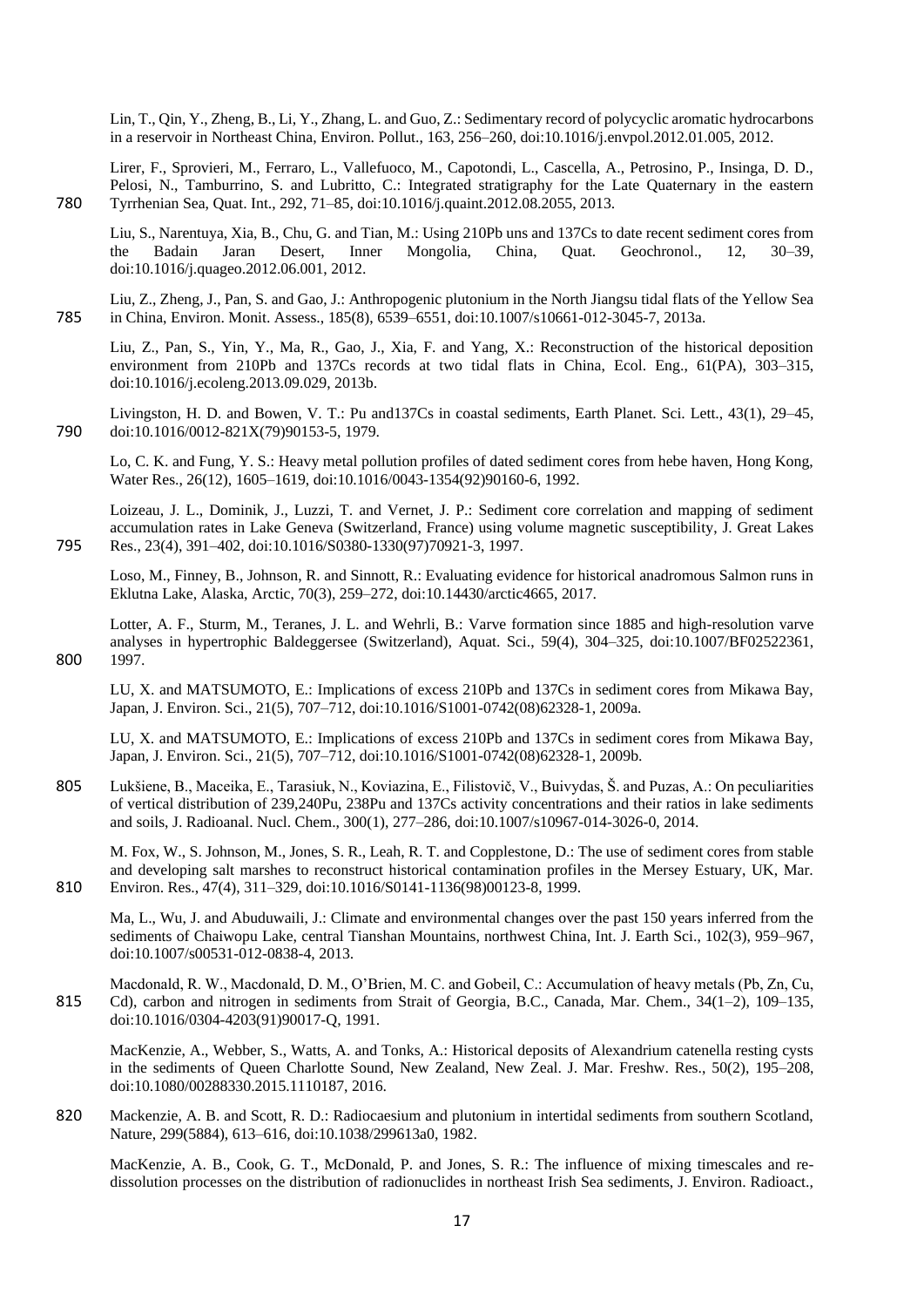Lin, T., Qin, Y., Zheng, B., Li, Y., Zhang, L. and Guo, Z.: Sedimentary record of polycyclic aromatic hydrocarbons in a reservoir in Northeast China, Environ. Pollut., 163, 256–260, doi:10.1016/j.envpol.2012.01.005, 2012.

Lirer, F., Sprovieri, M., Ferraro, L., Vallefuoco, M., Capotondi, L., Cascella, A., Petrosino, P., Insinga, D. D., Pelosi, N., Tamburrino, S. and Lubritto, C.: Integrated stratigraphy for the Late Quaternary in the eastern Tyrrhenian Sea, Quat. Int., 292, 71–85, doi:10.1016/j.quaint.2012.08.2055, 2013.

Liu, S., Narentuya, Xia, B., Chu, G. and Tian, M.: Using 210Pb uns and 137Cs to date recent sediment cores from the Badain Jaran Desert, Inner Mongolia, China, Quat. Geochronol., 12, 30–39, doi:10.1016/j.quageo.2012.06.001, 2012.

Liu, Z., Zheng, J., Pan, S. and Gao, J.: Anthropogenic plutonium in the North Jiangsu tidal flats of the Yellow Sea in China, Environ. Monit. Assess., 185(8), 6539–6551, doi:10.1007/s10661-012-3045-7, 2013a.

Liu, Z., Pan, S., Yin, Y., Ma, R., Gao, J., Xia, F. and Yang, X.: Reconstruction of the historical deposition environment from 210Pb and 137Cs records at two tidal flats in China, Ecol. Eng., 61(PA), 303–315, doi:10.1016/j.ecoleng.2013.09.029, 2013b.

Livingston, H. D. and Bowen, V. T.: Pu and137Cs in coastal sediments, Earth Planet. Sci. Lett., 43(1), 29–45, doi:10.1016/0012-821X(79)90153-5, 1979.

Lo, C. K. and Fung, Y. S.: Heavy metal pollution profiles of dated sediment cores from hebe haven, Hong Kong, Water Res., 26(12), 1605–1619, doi:10.1016/0043-1354(92)90160-6, 1992.

Loizeau, J. L., Dominik, J., Luzzi, T. and Vernet, J. P.: Sediment core correlation and mapping of sediment accumulation rates in Lake Geneva (Switzerland, France) using volume magnetic susceptibility, J. Great Lakes Res., 23(4), 391–402, doi:10.1016/S0380-1330(97)70921-3, 1997.

Loso, M., Finney, B., Johnson, R. and Sinnott, R.: Evaluating evidence for historical anadromous Salmon runs in Eklutna Lake, Alaska, Arctic, 70(3), 259–272, doi:10.14430/arctic4665, 2017.

Lotter, A. F., Sturm, M., Teranes, J. L. and Wehrli, B.: Varve formation since 1885 and high-resolution varve analyses in hypertrophic Baldeggersee (Switzerland), Aquat. Sci., 59(4), 304–325, doi:10.1007/BF02522361, 1997.

LU, X. and MATSUMOTO, E.: Implications of excess 210Pb and 137Cs in sediment cores from Mikawa Bay, Japan, J. Environ. Sci., 21(5), 707–712, doi:10.1016/S1001-0742(08)62328-1, 2009a.

LU, X. and MATSUMOTO, E.: Implications of excess 210Pb and 137Cs in sediment cores from Mikawa Bay, Japan, J. Environ. Sci., 21(5), 707–712, doi:10.1016/S1001-0742(08)62328-1, 2009b.

Lukšiene, B., Maceika, E., Tarasiuk, N., Koviazina, E., Filistovič, V., Buivydas, Š. and Puzas, A.: On peculiarities of vertical distribution of 239,240Pu, 238Pu and 137Cs activity concentrations and their ratios in lake sediments and soils, J. Radioanal. Nucl. Chem., 300(1), 277–286, doi:10.1007/s10967-014-3026-0, 2014.

M. Fox, W., S. Johnson, M., Jones, S. R., Leah, R. T. and Copplestone, D.: The use of sediment cores from stable and developing salt marshes to reconstruct historical contamination profiles in the Mersey Estuary, UK, Mar. Environ. Res., 47(4), 311–329, doi:10.1016/S0141-1136(98)00123-8, 1999.

Ma, L., Wu, J. and Abuduwaili, J.: Climate and environmental changes over the past 150 years inferred from the sediments of Chaiwopu Lake, central Tianshan Mountains, northwest China, Int. J. Earth Sci., 102(3), 959–967, doi:10.1007/s00531-012-0838-4, 2013.

Macdonald, R. W., Macdonald, D. M., O'Brien, M. C. and Gobeil, C.: Accumulation of heavy metals (Pb, Zn, Cu, Cd), carbon and nitrogen in sediments from Strait of Georgia, B.C., Canada, Mar. Chem., 34(1–2), 109–135, doi:10.1016/0304-4203(91)90017-Q, 1991.

MacKenzie, A., Webber, S., Watts, A. and Tonks, A.: Historical deposits of Alexandrium catenella resting cysts in the sediments of Queen Charlotte Sound, New Zealand, New Zeal. J. Mar. Freshw. Res., 50(2), 195–208, doi:10.1080/00288330.2015.1110187, 2016.

Mackenzie, A. B. and Scott, R. D.: Radiocaesium and plutonium in intertidal sediments from southern Scotland, Nature, 299(5884), 613–616, doi:10.1038/299613a0, 1982.

MacKenzie, A. B., Cook, G. T., McDonald, P. and Jones, S. R.: The influence of mixing timescales and re-dissolution processes on the distribution of radionuclides in northeast Irish Sea sediments, J. Environ. Radioact.,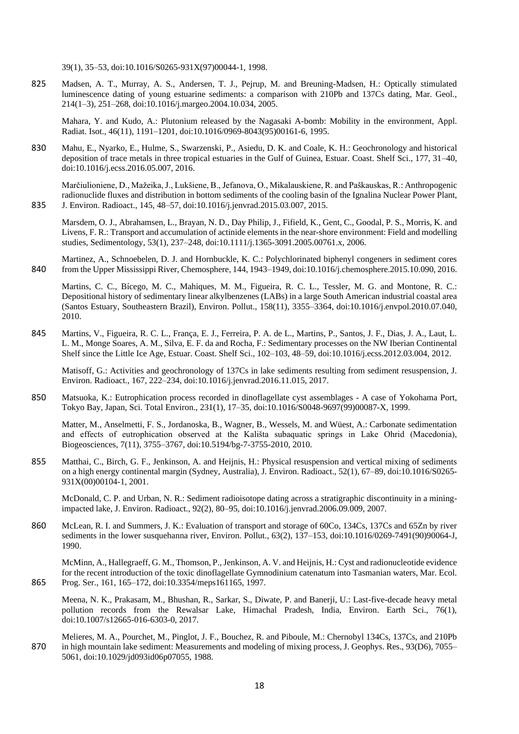39(1), 35–53, doi:10.1016/S0265-931X(97)00044-1, 1998.

Madsen, A. T., Murray, A. S., Andersen, T. J., Pejrup, M. and Breuning-Madsen, H.: Optically stimulated luminescence dating of young estuarine sediments: a comparison with 210Pb and 137Cs dating, Mar. Geol., 214(1–3), 251–268, doi:10.1016/j.margeo.2004.10.034, 2005.

Mahara, Y. and Kudo, A.: Plutonium released by the Nagasaki A-bomb: Mobility in the environment, Appl. Radiat. Isot., 46(11), 1191–1201, doi:10.1016/0969-8043(95)00161-6, 1995.

Mahu, E., Nyarko, E., Hulme, S., Swarzenski, P., Asiedu, D. K. and Coale, K. H.: Geochronology and historical deposition of trace metals in three tropical estuaries in the Gulf of Guinea, Estuar. Coast. Shelf Sci., 177, 31–40, doi:10.1016/j.ecss.2016.05.007, 2016.

Marčiulioniene, D., Mažeika, J., Lukšiene, B., Jefanova, O., Mikalauskiene, R. and Paškauskas, R.: Anthropogenic radionuclide fluxes and distribution in bottom sediments of the cooling basin of the Ignalina Nuclear Power Plant, J. Environ. Radioact., 145, 48–57, doi:10.1016/j.jenvrad.2015.03.007, 2015.

Marsdem, O. J., Abrahamsen, L., Brayan, N. D., Day Philip, J., Fifield, K., Gent, C., Goodal, P. S., Morris, K. and Livens, F. R.: Transport and accumulation of actinide elements in the near-shore environment: Field and modelling studies, Sedimentology, 53(1), 237–248, doi:10.1111/j.1365-3091.2005.00761.x, 2006.

Martinez, A., Schnoebelen, D. J. and Hornbuckle, K. C.: Polychlorinated biphenyl congeners in sediment cores from the Upper Mississippi River, Chemosphere, 144, 1943–1949, doi:10.1016/j.chemosphere.2015.10.090, 2016.

Martins, C. C., Bícego, M. C., Mahiques, M. M., Figueira, R. C. L., Tessler, M. G. and Montone, R. C.: Depositional history of sedimentary linear alkylbenzenes (LABs) in a large South American industrial coastal area (Santos Estuary, Southeastern Brazil), Environ. Pollut., 158(11), 3355–3364, doi:10.1016/j.envpol.2010.07.040, 2010.

Martins, V., Figueira, R. C. L., França, E. J., Ferreira, P. A. de L., Martins, P., Santos, J. F., Dias, J. A., Laut, L. L. M., Monge Soares, A. M., Silva, E. F. da and Rocha, F.: Sedimentary processes on the NW Iberian Continental Shelf since the Little Ice Age, Estuar. Coast. Shelf Sci., 102–103, 48–59, doi:10.1016/j.ecss.2012.03.004, 2012.

Matisoff, G.: Activities and geochronology of 137Cs in lake sediments resulting from sediment resuspension, J. Environ. Radioact., 167, 222–234, doi:10.1016/j.jenvrad.2016.11.015, 2017.

Matsuoka, K.: Eutrophication process recorded in dinoflagellate cyst assemblages - A case of Yokohama Port, Tokyo Bay, Japan, Sci. Total Environ., 231(1), 17–35, doi:10.1016/S0048-9697(99)00087-X, 1999.

Matter, M., Anselmetti, F. S., Jordanoska, B., Wagner, B., Wessels, M. and Wüest, A.: Carbonate sedimentation and effects of eutrophication observed at the Kališta subaquatic springs in Lake Ohrid (Macedonia), Biogeosciences, 7(11), 3755–3767, doi:10.5194/bg-7-3755-2010, 2010.

Matthai, C., Birch, G. F., Jenkinson, A. and Heijnis, H.: Physical resuspension and vertical mixing of sediments on a high energy continental margin (Sydney, Australia), J. Environ. Radioact., 52(1), 67–89, doi:10.1016/S0265-931X(00)00104-1, 2001.

McDonald, C. P. and Urban, N. R.: Sediment radioisotope dating across a stratigraphic discontinuity in a mining-impacted lake, J. Environ. Radioact., 92(2), 80–95, doi:10.1016/j.jenvrad.2006.09.009, 2007.

McLean, R. I. and Summers, J. K.: Evaluation of transport and storage of 60Co, 134Cs, 137Cs and 65Zn by river sediments in the lower susquehanna river, Environ. Pollut., 63(2), 137–153, doi:10.1016/0269-7491(90)90064-J, 1990.

McMinn, A., Hallegraeff, G. M., Thomson, P., Jenkinson, A. V. and Heijnis, H.: Cyst and radionucleotide evidence for the recent introduction of the toxic dinoflagellate Gymnodinium catenatum into Tasmanian waters, Mar. Ecol. Prog. Ser., 161, 165–172, doi:10.3354/meps161165, 1997.

Meena, N. K., Prakasam, M., Bhushan, R., Sarkar, S., Diwate, P. and Banerji, U.: Last-five-decade heavy metal pollution records from the Rewalsar Lake, Himachal Pradesh, India, Environ. Earth Sci., 76(1), doi:10.1007/s12665-016-6303-0, 2017.

Melieres, M. A., Pourchet, M., Pinglot, J. F., Bouchez, R. and Piboule, M.: Chernobyl 134Cs, 137Cs, and 210Pb in high mountain lake sediment: Measurements and modeling of mixing process, J. Geophys. Res., 93(D6), 7055–5061, doi:10.1029/jd093id06p07055, 1988.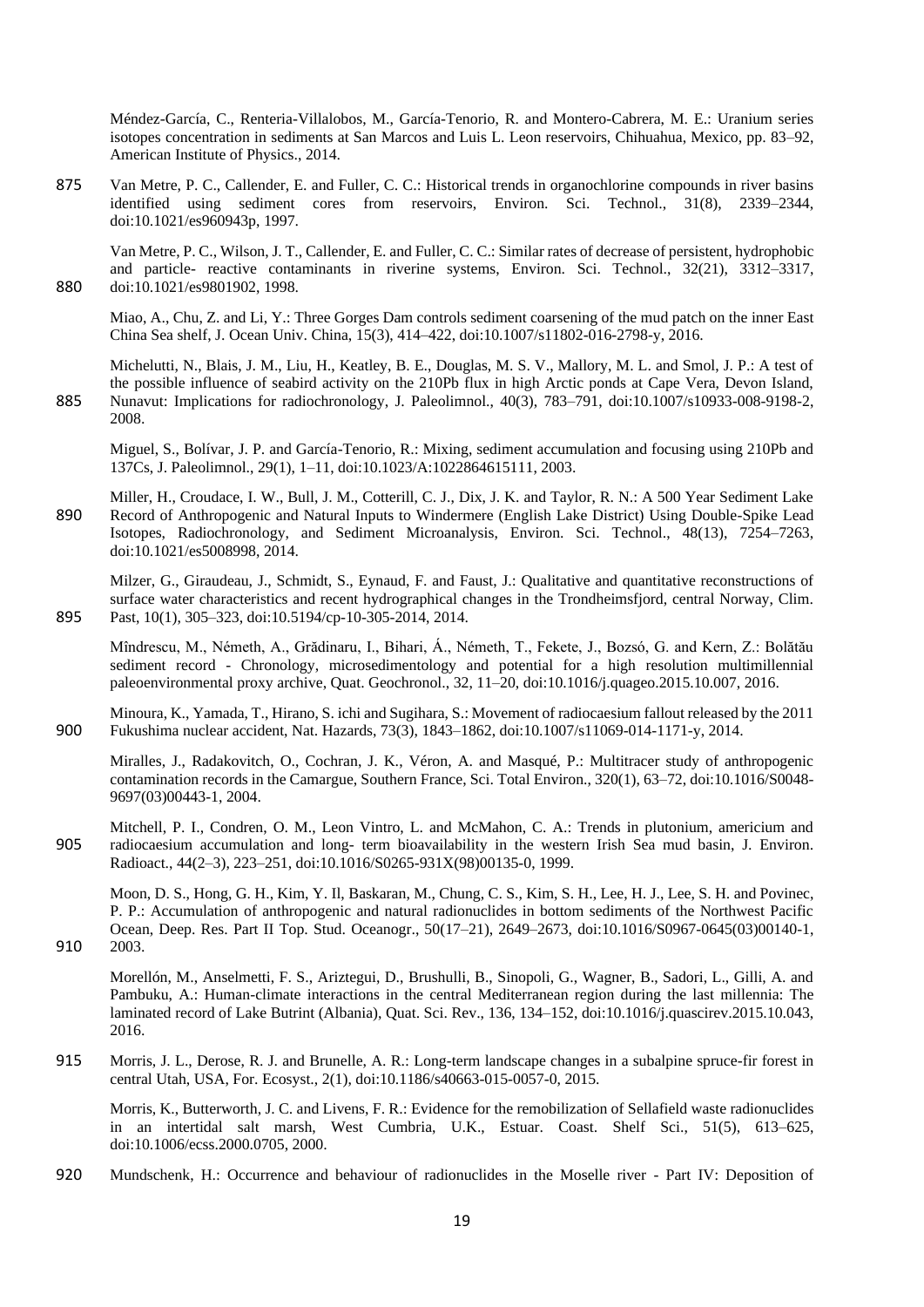Méndez-García, C., Renteria-Villalobos, M., García-Tenorio, R. and Montero-Cabrera, M. E.: Uranium series isotopes concentration in sediments at San Marcos and Luis L. Leon reservoirs, Chihuahua, Mexico, pp. 83–92, American Institute of Physics., 2014.

Van Metre, P. C., Callender, E. and Fuller, C. C.: Historical trends in organochlorine compounds in river basins identified using sediment cores from reservoirs, Environ. Sci. Technol., 31(8), 2339–2344, doi:10.1021/es960943p, 1997.

Van Metre, P. C., Wilson, J. T., Callender, E. and Fuller, C. C.: Similar rates of decrease of persistent, hydrophobic and particle- reactive contaminants in riverine systems, Environ. Sci. Technol., 32(21), 3312–3317, doi:10.1021/es9801902, 1998.

Miao, A., Chu, Z. and Li, Y.: Three Gorges Dam controls sediment coarsening of the mud patch on the inner East China Sea shelf, J. Ocean Univ. China, 15(3), 414–422, doi:10.1007/s11802-016-2798-y, 2016.

Michelutti, N., Blais, J. M., Liu, H., Keatley, B. E., Douglas, M. S. V., Mallory, M. L. and Smol, J. P.: A test of the possible influence of seabird activity on the 210Pb flux in high Arctic ponds at Cape Vera, Devon Island, Nunavut: Implications for radiochronology, J. Paleolimnol., 40(3), 783–791, doi:10.1007/s10933-008-9198-2, 2008.

Miguel, S., Bolívar, J. P. and García-Tenorio, R.: Mixing, sediment accumulation and focusing using 210Pb and 137Cs, J. Paleolimnol., 29(1), 1–11, doi:10.1023/A:1022864615111, 2003.

Miller, H., Croudace, I. W., Bull, J. M., Cotterill, C. J., Dix, J. K. and Taylor, R. N.: A 500 Year Sediment Lake Record of Anthropogenic and Natural Inputs to Windermere (English Lake District) Using Double-Spike Lead Isotopes, Radiochronology, and Sediment Microanalysis, Environ. Sci. Technol., 48(13), 7254–7263, doi:10.1021/es5008998, 2014.

Milzer, G., Giraudeau, J., Schmidt, S., Eynaud, F. and Faust, J.: Qualitative and quantitative reconstructions of surface water characteristics and recent hydrographical changes in the Trondheimsfjord, central Norway, Clim. Past, 10(1), 305–323, doi:10.5194/cp-10-305-2014, 2014.

Mîndrescu, M., Németh, A., Grădinaru, I., Bihari, Á., Németh, T., Fekete, J., Bozsó, G. and Kern, Z.: Bolătău sediment record - Chronology, microsedimentology and potential for a high resolution multimillennial paleoenvironmental proxy archive, Quat. Geochronol., 32, 11–20, doi:10.1016/j.quageo.2015.10.007, 2016.

Minoura, K., Yamada, T., Hirano, S. ichi and Sugihara, S.: Movement of radiocaesium fallout released by the 2011 Fukushima nuclear accident, Nat. Hazards, 73(3), 1843–1862, doi:10.1007/s11069-014-1171-y, 2014.

Miralles, J., Radakovitch, O., Cochran, J. K., Véron, A. and Masqué, P.: Multitracer study of anthropogenic contamination records in the Camargue, Southern France, Sci. Total Environ., 320(1), 63–72, doi:10.1016/S0048-9697(03)00443-1, 2004.

Mitchell, P. I., Condren, O. M., Leon Vintro, L. and McMahon, C. A.: Trends in plutonium, americium and radiocaesium accumulation and long- term bioavailability in the western Irish Sea mud basin, J. Environ. Radioact., 44(2–3), 223–251, doi:10.1016/S0265-931X(98)00135-0, 1999.

Moon, D. S., Hong, G. H., Kim, Y. Il, Baskaran, M., Chung, C. S., Kim, S. H., Lee, H. J., Lee, S. H. and Povinec, P. P.: Accumulation of anthropogenic and natural radionuclides in bottom sediments of the Northwest Pacific Ocean, Deep. Res. Part II Top. Stud. Oceanogr., 50(17–21), 2649–2673, doi:10.1016/S0967-0645(03)00140-1, 2003.

Morellón, M., Anselmetti, F. S., Ariztegui, D., Brushulli, B., Sinopoli, G., Wagner, B., Sadori, L., Gilli, A. and Pambuku, A.: Human-climate interactions in the central Mediterranean region during the last millennia: The laminated record of Lake Butrint (Albania), Quat. Sci. Rev., 136, 134–152, doi:10.1016/j.quascirev.2015.10.043, 2016.

Morris, J. L., Derose, R. J. and Brunelle, A. R.: Long-term landscape changes in a subalpine spruce-fir forest in central Utah, USA, For. Ecosyst., 2(1), doi:10.1186/s40663-015-0057-0, 2015.

Morris, K., Butterworth, J. C. and Livens, F. R.: Evidence for the remobilization of Sellafield waste radionuclides in an intertidal salt marsh, West Cumbria, U.K., Estuar. Coast. Shelf Sci., 51(5), 613–625, doi:10.1006/ecss.2000.0705, 2000.

Mundschenk, H.: Occurrence and behaviour of radionuclides in the Moselle river - Part IV: Deposition of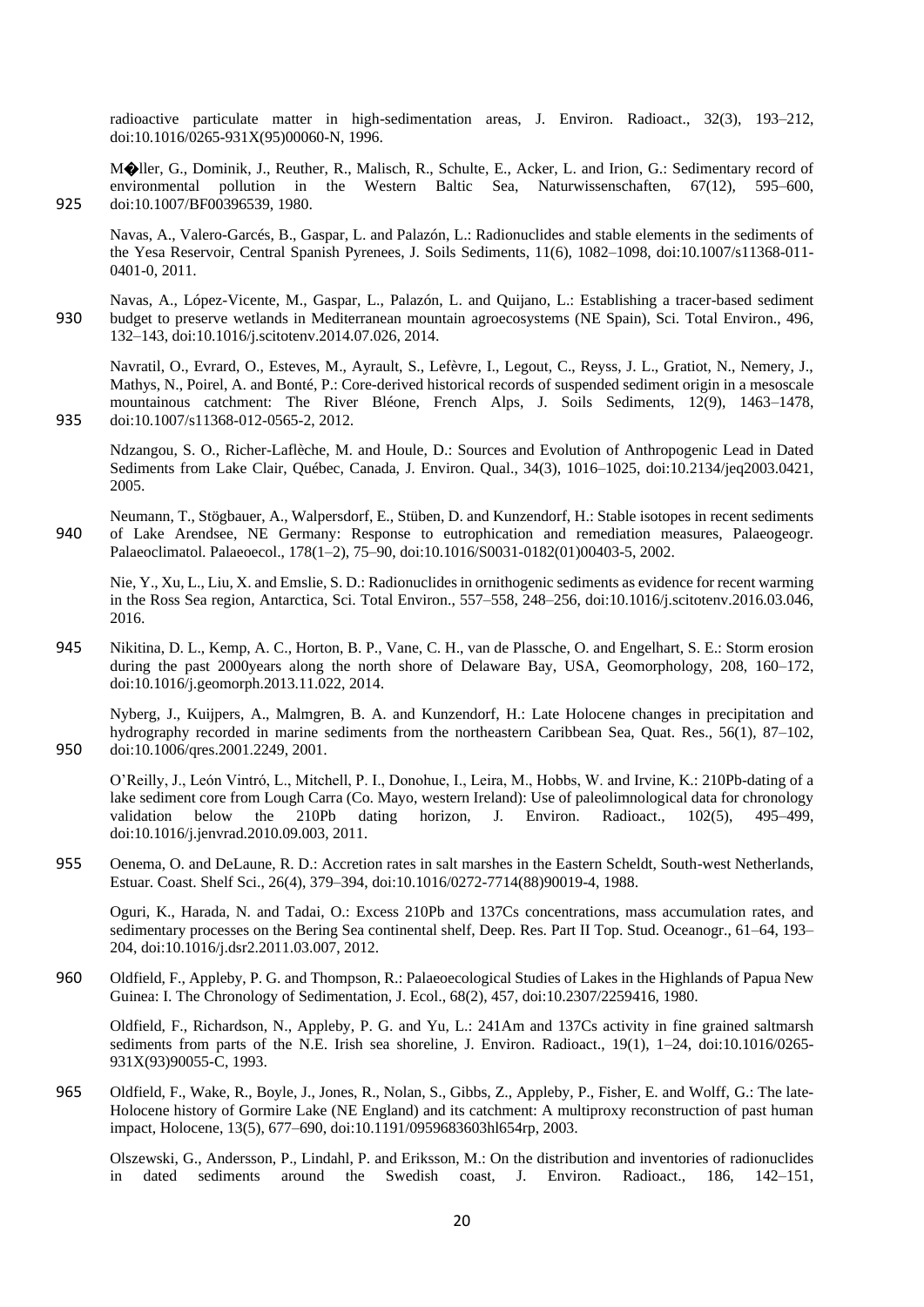radioactive particulate matter in high-sedimentation areas, J. Environ. Radioact., 32(3), 193–212, doi:10.1016/0265-931X(95)00060-N, 1996.

M�ller, G., Dominik, J., Reuther, R., Malisch, R., Schulte, E., Acker, L. and Irion, G.: Sedimentary record of environmental pollution in the Western Baltic Sea, Naturwissenschaften, 67(12), 595–600, doi:10.1007/BF00396539, 1980.

Navas, A., Valero-Garcés, B., Gaspar, L. and Palazón, L.: Radionuclides and stable elements in the sediments of the Yesa Reservoir, Central Spanish Pyrenees, J. Soils Sediments, 11(6), 1082–1098, doi:10.1007/s11368-011-0401-0, 2011.

Navas, A., López-Vicente, M., Gaspar, L., Palazón, L. and Quijano, L.: Establishing a tracer-based sediment budget to preserve wetlands in Mediterranean mountain agroecosystems (NE Spain), Sci. Total Environ., 496, 132–143, doi:10.1016/j.scitotenv.2014.07.026, 2014.

Navratil, O., Evrard, O., Esteves, M., Ayrault, S., Lefèvre, I., Legout, C., Reyss, J. L., Gratiot, N., Nemery, J., Mathys, N., Poirel, A. and Bonté, P.: Core-derived historical records of suspended sediment origin in a mesoscale mountainous catchment: The River Bléone, French Alps, J. Soils Sediments, 12(9), 1463–1478, doi:10.1007/s11368-012-0565-2, 2012.

Ndzangou, S. O., Richer-Laflèche, M. and Houle, D.: Sources and Evolution of Anthropogenic Lead in Dated Sediments from Lake Clair, Québec, Canada, J. Environ. Qual., 34(3), 1016–1025, doi:10.2134/jeq2003.0421, 2005.

Neumann, T., Stögbauer, A., Walpersdorf, E., Stüben, D. and Kunzendorf, H.: Stable isotopes in recent sediments of Lake Arendsee, NE Germany: Response to eutrophication and remediation measures, Palaeogeogr. Palaeoclimatol. Palaeoecol., 178(1–2), 75–90, doi:10.1016/S0031-0182(01)00403-5, 2002.

Nie, Y., Xu, L., Liu, X. and Emslie, S. D.: Radionuclides in ornithogenic sediments as evidence for recent warming in the Ross Sea region, Antarctica, Sci. Total Environ., 557–558, 248–256, doi:10.1016/j.scitotenv.2016.03.046, 2016.

Nikitina, D. L., Kemp, A. C., Horton, B. P., Vane, C. H., van de Plassche, O. and Engelhart, S. E.: Storm erosion during the past 2000years along the north shore of Delaware Bay, USA, Geomorphology, 208, 160–172, doi:10.1016/j.geomorph.2013.11.022, 2014.

Nyberg, J., Kuijpers, A., Malmgren, B. A. and Kunzendorf, H.: Late Holocene changes in precipitation and hydrography recorded in marine sediments from the northeastern Caribbean Sea, Quat. Res., 56(1), 87–102, doi:10.1006/qres.2001.2249, 2001.

O'Reilly, J., León Vintró, L., Mitchell, P. I., Donohue, I., Leira, M., Hobbs, W. and Irvine, K.: 210Pb-dating of a lake sediment core from Lough Carra (Co. Mayo, western Ireland): Use of paleolimnological data for chronology validation below the 210Pb dating horizon, J. Environ. Radioact., 102(5), 495–499, doi:10.1016/j.jenvrad.2010.09.003, 2011.

Oenema, O. and DeLaune, R. D.: Accretion rates in salt marshes in the Eastern Scheldt, South-west Netherlands, Estuar. Coast. Shelf Sci., 26(4), 379–394, doi:10.1016/0272-7714(88)90019-4, 1988.

Oguri, K., Harada, N. and Tadai, O.: Excess 210Pb and 137Cs concentrations, mass accumulation rates, and sedimentary processes on the Bering Sea continental shelf, Deep. Res. Part II Top. Stud. Oceanogr., 61–64, 193–204, doi:10.1016/j.dsr2.2011.03.007, 2012.

Oldfield, F., Appleby, P. G. and Thompson, R.: Palaeoecological Studies of Lakes in the Highlands of Papua New Guinea: I. The Chronology of Sedimentation, J. Ecol., 68(2), 457, doi:10.2307/2259416, 1980.

Oldfield, F., Richardson, N., Appleby, P. G. and Yu, L.: 241Am and 137Cs activity in fine grained saltmarsh sediments from parts of the N.E. Irish sea shoreline, J. Environ. Radioact., 19(1), 1–24, doi:10.1016/0265-931X(93)90055-C, 1993.

Oldfield, F., Wake, R., Boyle, J., Jones, R., Nolan, S., Gibbs, Z., Appleby, P., Fisher, E. and Wolff, G.: The late-Holocene history of Gormire Lake (NE England) and its catchment: A multiproxy reconstruction of past human impact, Holocene, 13(5), 677–690, doi:10.1191/0959683603hl654rp, 2003.

Olszewski, G., Andersson, P., Lindahl, P. and Eriksson, M.: On the distribution and inventories of radionuclides in dated sediments around the Swedish coast, J. Environ. Radioact., 186, 142–151,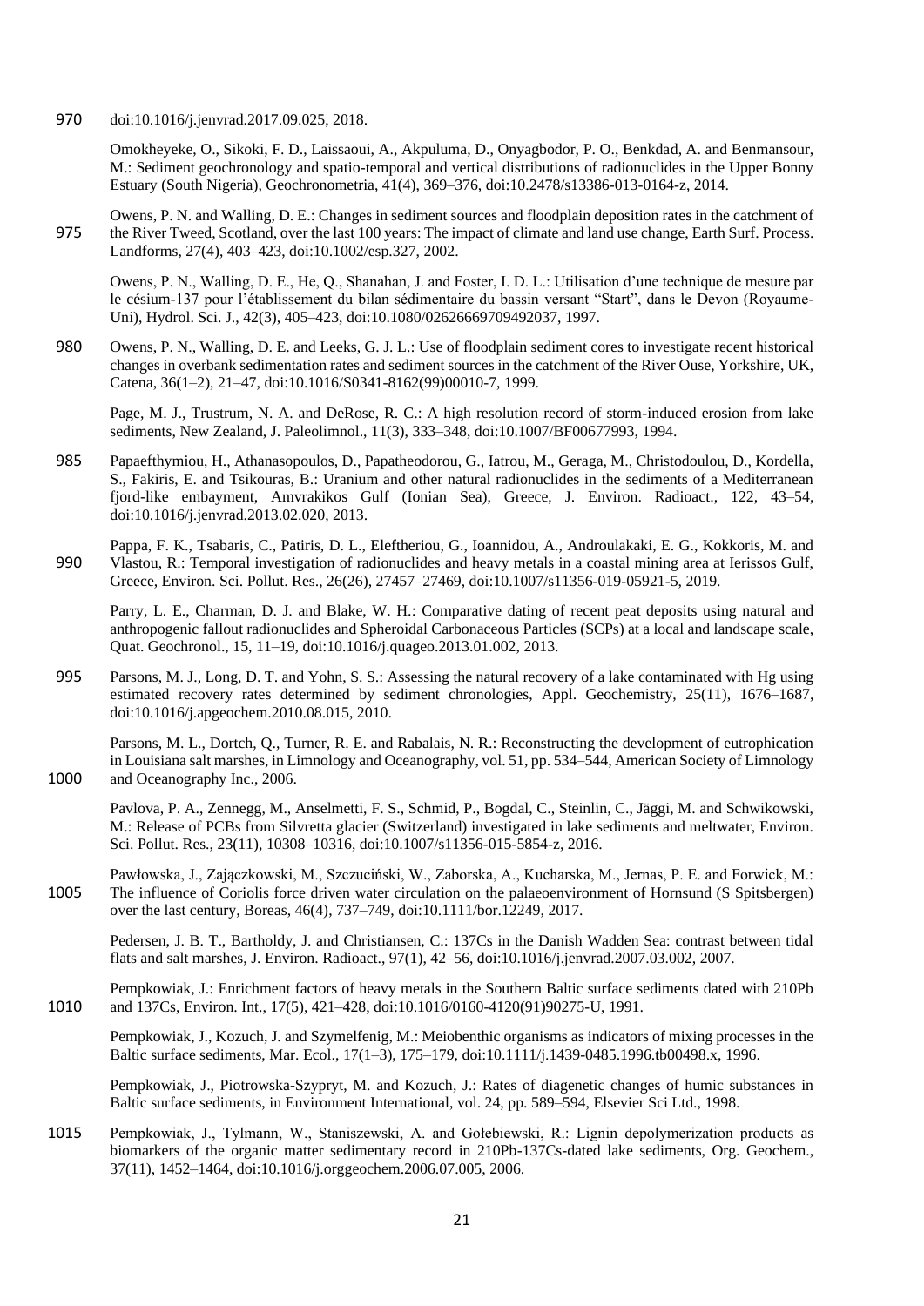doi:10.1016/j.jenvrad.2017.09.025, 2018.

Omokheyeke, O., Sikoki, F. D., Laissaoui, A., Akpuluma, D., Onyagbodor, P. O., Benkdad, A. and Benmansour, M.: Sediment geochronology and spatio-temporal and vertical distributions of radionuclides in the Upper Bonny Estuary (South Nigeria), Geochronometria, 41(4), 369–376, doi:10.2478/s13386-013-0164-z, 2014.

Owens, P. N. and Walling, D. E.: Changes in sediment sources and floodplain deposition rates in the catchment of the River Tweed, Scotland, over the last 100 years: The impact of climate and land use change, Earth Surf. Process. Landforms, 27(4), 403–423, doi:10.1002/esp.327, 2002.

Owens, P. N., Walling, D. E., He, Q., Shanahan, J. and Foster, I. D. L.: Utilisation d'une technique de mesure par le césium-137 pour l'établissement du bilan sédimentaire du bassin versant "Start", dans le Devon (Royaume-Uni), Hydrol. Sci. J., 42(3), 405–423, doi:10.1080/02626669709492037, 1997.

Owens, P. N., Walling, D. E. and Leeks, G. J. L.: Use of floodplain sediment cores to investigate recent historical changes in overbank sedimentation rates and sediment sources in the catchment of the River Ouse, Yorkshire, UK, Catena, 36(1–2), 21–47, doi:10.1016/S0341-8162(99)00010-7, 1999.

Page, M. J., Trustrum, N. A. and DeRose, R. C.: A high resolution record of storm-induced erosion from lake sediments, New Zealand, J. Paleolimnol., 11(3), 333–348, doi:10.1007/BF00677993, 1994.

Papaefthymiou, H., Athanasopoulos, D., Papatheodorou, G., Iatrou, M., Geraga, M., Christodoulou, D., Kordella, S., Fakiris, E. and Tsikouras, B.: Uranium and other natural radionuclides in the sediments of a Mediterranean fjord-like embayment, Amvrakikos Gulf (Ionian Sea), Greece, J. Environ. Radioact., 122, 43–54, doi:10.1016/j.jenvrad.2013.02.020, 2013.

Pappa, F. K., Tsabaris, C., Patiris, D. L., Eleftheriou, G., Ioannidou, A., Androulakaki, E. G., Kokkoris, M. and Vlastou, R.: Temporal investigation of radionuclides and heavy metals in a coastal mining area at Ierissos Gulf, Greece, Environ. Sci. Pollut. Res., 26(26), 27457–27469, doi:10.1007/s11356-019-05921-5, 2019.

Parry, L. E., Charman, D. J. and Blake, W. H.: Comparative dating of recent peat deposits using natural and anthropogenic fallout radionuclides and Spheroidal Carbonaceous Particles (SCPs) at a local and landscape scale, Quat. Geochronol., 15, 11–19, doi:10.1016/j.quageo.2013.01.002, 2013.

Parsons, M. J., Long, D. T. and Yohn, S. S.: Assessing the natural recovery of a lake contaminated with Hg using estimated recovery rates determined by sediment chronologies, Appl. Geochemistry, 25(11), 1676–1687, doi:10.1016/j.apgeochem.2010.08.015, 2010.

Parsons, M. L., Dortch, Q., Turner, R. E. and Rabalais, N. R.: Reconstructing the development of eutrophication in Louisiana salt marshes, in Limnology and Oceanography, vol. 51, pp. 534–544, American Society of Limnology and Oceanography Inc., 2006.

Pavlova, P. A., Zennegg, M., Anselmetti, F. S., Schmid, P., Bogdal, C., Steinlin, C., Jäggi, M. and Schwikowski, M.: Release of PCBs from Silvretta glacier (Switzerland) investigated in lake sediments and meltwater, Environ. Sci. Pollut. Res., 23(11), 10308–10316, doi:10.1007/s11356-015-5854-z, 2016.

Pawłowska, J., Zajączkowski, M., Szczuciński, W., Zaborska, A., Kucharska, M., Jernas, P. E. and Forwick, M.: The influence of Coriolis force driven water circulation on the palaeoenvironment of Hornsund (S Spitsbergen) over the last century, Boreas, 46(4), 737–749, doi:10.1111/bor.12249, 2017.

Pedersen, J. B. T., Bartholdy, J. and Christiansen, C.: 137Cs in the Danish Wadden Sea: contrast between tidal flats and salt marshes, J. Environ. Radioact., 97(1), 42–56, doi:10.1016/j.jenvrad.2007.03.002, 2007.

Pempkowiak, J.: Enrichment factors of heavy metals in the Southern Baltic surface sediments dated with 210Pb and 137Cs, Environ. Int., 17(5), 421–428, doi:10.1016/0160-4120(91)90275-U, 1991.

Pempkowiak, J., Kozuch, J. and Szymelfenig, M.: Meiobenthic organisms as indicators of mixing processes in the Baltic surface sediments, Mar. Ecol., 17(1–3), 175–179, doi:10.1111/j.1439-0485.1996.tb00498.x, 1996.

Pempkowiak, J., Piotrowska-Szypryt, M. and Kozuch, J.: Rates of diagenetic changes of humic substances in Baltic surface sediments, in Environment International, vol. 24, pp. 589–594, Elsevier Sci Ltd., 1998.

Pempkowiak, J., Tylmann, W., Staniszewski, A. and Gołebiewski, R.: Lignin depolymerization products as biomarkers of the organic matter sedimentary record in 210Pb-137Cs-dated lake sediments, Org. Geochem., 37(11), 1452–1464, doi:10.1016/j.orggeochem.2006.07.005, 2006.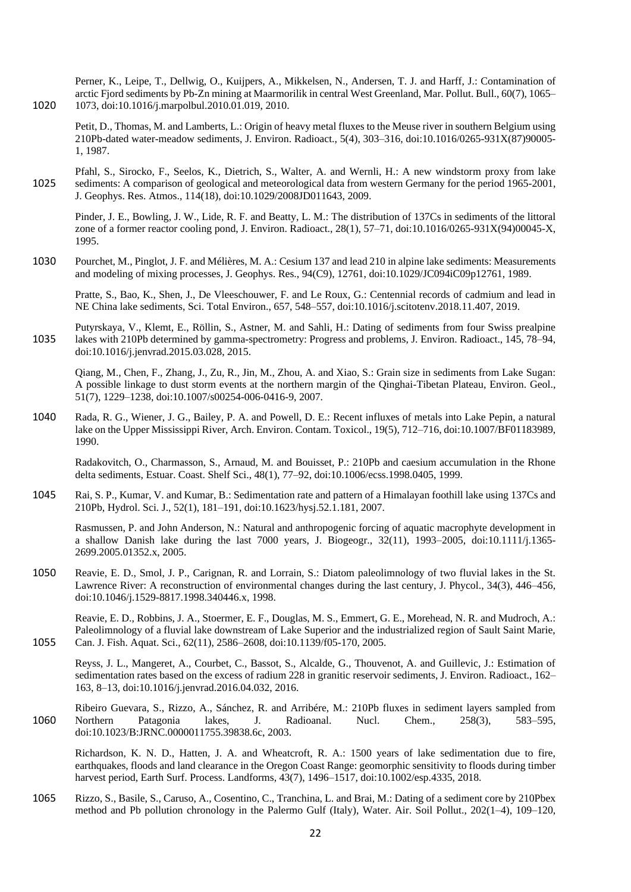Perner, K., Leipe, T., Dellwig, O., Kuijpers, A., Mikkelsen, N., Andersen, T. J. and Harff, J.: Contamination of arctic Fjord sediments by Pb-Zn mining at Maarmorilik in central West Greenland, Mar. Pollut. Bull., 60(7), 1065–1073, doi:10.1016/j.marpolbul.2010.01.019, 2010.

Petit, D., Thomas, M. and Lamberts, L.: Origin of heavy metal fluxes to the Meuse river in southern Belgium using 210Pb-dated water-meadow sediments, J. Environ. Radioact., 5(4), 303–316, doi:10.1016/0265-931X(87)90005-1, 1987.

Pfahl, S., Sirocko, F., Seelos, K., Dietrich, S., Walter, A. and Wernli, H.: A new windstorm proxy from lake sediments: A comparison of geological and meteorological data from western Germany for the period 1965-2001, J. Geophys. Res. Atmos., 114(18), doi:10.1029/2008JD011643, 2009.

Pinder, J. E., Bowling, J. W., Lide, R. F. and Beatty, L. M.: The distribution of 137Cs in sediments of the littoral zone of a former reactor cooling pond, J. Environ. Radioact., 28(1), 57–71, doi:10.1016/0265-931X(94)00045-X, 1995.

Pourchet, M., Pinglot, J. F. and Mélières, M. A.: Cesium 137 and lead 210 in alpine lake sediments: Measurements and modeling of mixing processes, J. Geophys. Res., 94(C9), 12761, doi:10.1029/JC094iC09p12761, 1989.

Pratte, S., Bao, K., Shen, J., De Vleeschouwer, F. and Le Roux, G.: Centennial records of cadmium and lead in NE China lake sediments, Sci. Total Environ., 657, 548–557, doi:10.1016/j.scitotenv.2018.11.407, 2019.

Putyrskaya, V., Klemt, E., Röllin, S., Astner, M. and Sahli, H.: Dating of sediments from four Swiss prealpine lakes with 210Pb determined by gamma-spectrometry: Progress and problems, J. Environ. Radioact., 145, 78–94, doi:10.1016/j.jenvrad.2015.03.028, 2015.

Qiang, M., Chen, F., Zhang, J., Zu, R., Jin, M., Zhou, A. and Xiao, S.: Grain size in sediments from Lake Sugan: A possible linkage to dust storm events at the northern margin of the Qinghai-Tibetan Plateau, Environ. Geol., 51(7), 1229–1238, doi:10.1007/s00254-006-0416-9, 2007.

Rada, R. G., Wiener, J. G., Bailey, P. A. and Powell, D. E.: Recent influxes of metals into Lake Pepin, a natural lake on the Upper Mississippi River, Arch. Environ. Contam. Toxicol., 19(5), 712–716, doi:10.1007/BF01183989, 1990.

Radakovitch, O., Charmasson, S., Arnaud, M. and Bouisset, P.: 210Pb and caesium accumulation in the Rhone delta sediments, Estuar. Coast. Shelf Sci., 48(1), 77–92, doi:10.1006/ecss.1998.0405, 1999.

Rai, S. P., Kumar, V. and Kumar, B.: Sedimentation rate and pattern of a Himalayan foothill lake using 137Cs and 210Pb, Hydrol. Sci. J., 52(1), 181–191, doi:10.1623/hysj.52.1.181, 2007.

Rasmussen, P. and John Anderson, N.: Natural and anthropogenic forcing of aquatic macrophyte development in a shallow Danish lake during the last 7000 years, J. Biogeogr., 32(11), 1993–2005, doi:10.1111/j.1365-2699.2005.01352.x, 2005.

Reavie, E. D., Smol, J. P., Carignan, R. and Lorrain, S.: Diatom paleolimnology of two fluvial lakes in the St. Lawrence River: A reconstruction of environmental changes during the last century, J. Phycol., 34(3), 446–456, doi:10.1046/j.1529-8817.1998.340446.x, 1998.

Reavie, E. D., Robbins, J. A., Stoermer, E. F., Douglas, M. S., Emmert, G. E., Morehead, N. R. and Mudroch, A.: Paleolimnology of a fluvial lake downstream of Lake Superior and the industrialized region of Sault Saint Marie, Can. J. Fish. Aquat. Sci., 62(11), 2586–2608, doi:10.1139/f05-170, 2005.

Reyss, J. L., Mangeret, A., Courbet, C., Bassot, S., Alcalde, G., Thouvenot, A. and Guillevic, J.: Estimation of sedimentation rates based on the excess of radium 228 in granitic reservoir sediments, J. Environ. Radioact., 162–163, 8–13, doi:10.1016/j.jenvrad.2016.04.032, 2016.

Ribeiro Guevara, S., Rizzo, A., Sánchez, R. and Arribére, M.: 210Pb fluxes in sediment layers sampled from Northern Patagonia lakes, J. Radioanal. Nucl. Chem., 258(3), 583–595, doi:10.1023/B:JRNC.0000011755.39838.6c, 2003.

Richardson, K. N. D., Hatten, J. A. and Wheatcroft, R. A.: 1500 years of lake sedimentation due to fire, earthquakes, floods and land clearance in the Oregon Coast Range: geomorphic sensitivity to floods during timber harvest period, Earth Surf. Process. Landforms, 43(7), 1496–1517, doi:10.1002/esp.4335, 2018.

Rizzo, S., Basile, S., Caruso, A., Cosentino, C., Tranchina, L. and Brai, M.: Dating of a sediment core by 210Pbex method and Pb pollution chronology in the Palermo Gulf (Italy), Water. Air. Soil Pollut., 202(1–4), 109–120,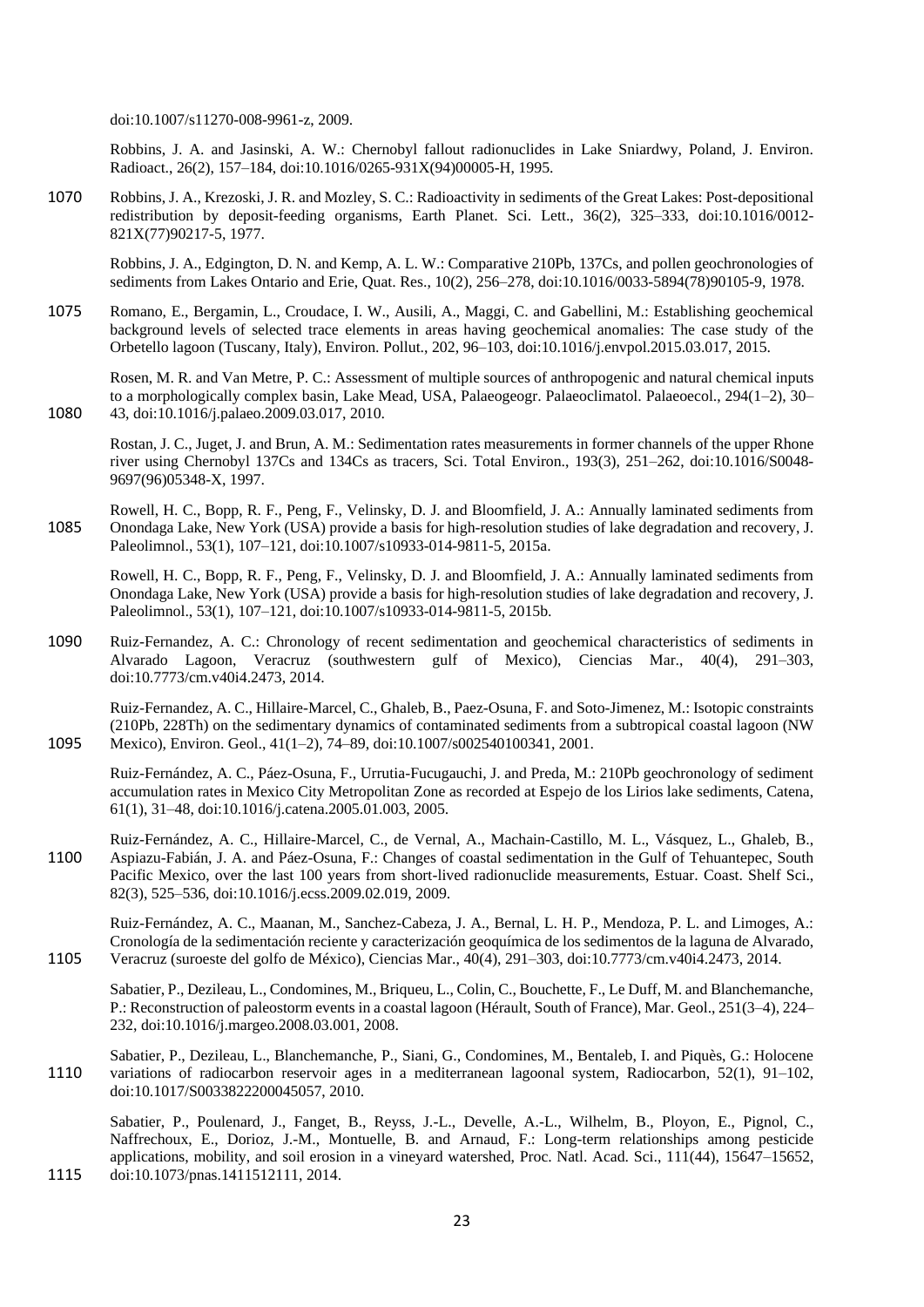doi:10.1007/s11270-008-9961-z, 2009.

Robbins, J. A. and Jasinski, A. W.: Chernobyl fallout radionuclides in Lake Sniardwy, Poland, J. Environ. Radioact., 26(2), 157–184, doi:10.1016/0265-931X(94)00005-H, 1995.

Robbins, J. A., Krezoski, J. R. and Mozley, S. C.: Radioactivity in sediments of the Great Lakes: Post-depositional redistribution by deposit-feeding organisms, Earth Planet. Sci. Lett., 36(2), 325–333, doi:10.1016/0012-821X(77)90217-5, 1977.

Robbins, J. A., Edgington, D. N. and Kemp, A. L. W.: Comparative 210Pb, 137Cs, and pollen geochronologies of sediments from Lakes Ontario and Erie, Quat. Res., 10(2), 256–278, doi:10.1016/0033-5894(78)90105-9, 1978.

Romano, E., Bergamin, L., Croudace, I. W., Ausili, A., Maggi, C. and Gabellini, M.: Establishing geochemical background levels of selected trace elements in areas having geochemical anomalies: The case study of the Orbetello lagoon (Tuscany, Italy), Environ. Pollut., 202, 96–103, doi:10.1016/j.envpol.2015.03.017, 2015.

Rosen, M. R. and Van Metre, P. C.: Assessment of multiple sources of anthropogenic and natural chemical inputs to a morphologically complex basin, Lake Mead, USA, Palaeogeogr. Palaeoclimatol. Palaeoecol., 294(1–2), 30–43, doi:10.1016/j.palaeo.2009.03.017, 2010.

Rostan, J. C., Juget, J. and Brun, A. M.: Sedimentation rates measurements in former channels of the upper Rhone river using Chernobyl 137Cs and 134Cs as tracers, Sci. Total Environ., 193(3), 251–262, doi:10.1016/S0048-9697(96)05348-X, 1997.

Rowell, H. C., Bopp, R. F., Peng, F., Velinsky, D. J. and Bloomfield, J. A.: Annually laminated sediments from Onondaga Lake, New York (USA) provide a basis for high-resolution studies of lake degradation and recovery, J. Paleolimnol., 53(1), 107–121, doi:10.1007/s10933-014-9811-5, 2015a.

Rowell, H. C., Bopp, R. F., Peng, F., Velinsky, D. J. and Bloomfield, J. A.: Annually laminated sediments from Onondaga Lake, New York (USA) provide a basis for high-resolution studies of lake degradation and recovery, J. Paleolimnol., 53(1), 107–121, doi:10.1007/s10933-014-9811-5, 2015b.

Ruiz-Fernandez, A. C.: Chronology of recent sedimentation and geochemical characteristics of sediments in Alvarado Lagoon, Veracruz (southwestern gulf of Mexico), Ciencias Mar., 40(4), 291–303, doi:10.7773/cm.v40i4.2473, 2014.

Ruiz-Fernandez, A. C., Hillaire-Marcel, C., Ghaleb, B., Paez-Osuna, F. and Soto-Jimenez, M.: Isotopic constraints (210Pb, 228Th) on the sedimentary dynamics of contaminated sediments from a subtropical coastal lagoon (NW Mexico), Environ. Geol., 41(1–2), 74–89, doi:10.1007/s002540100341, 2001.

Ruiz-Fernández, A. C., Páez-Osuna, F., Urrutia-Fucugauchi, J. and Preda, M.: 210Pb geochronology of sediment accumulation rates in Mexico City Metropolitan Zone as recorded at Espejo de los Lirios lake sediments, Catena, 61(1), 31–48, doi:10.1016/j.catena.2005.01.003, 2005.

Ruiz-Fernández, A. C., Hillaire-Marcel, C., de Vernal, A., Machain-Castillo, M. L., Vásquez, L., Ghaleb, B., Aspiazu-Fabián, J. A. and Páez-Osuna, F.: Changes of coastal sedimentation in the Gulf of Tehuantepec, South Pacific Mexico, over the last 100 years from short-lived radionuclide measurements, Estuar. Coast. Shelf Sci., 82(3), 525–536, doi:10.1016/j.ecss.2009.02.019, 2009.

Ruiz-Fernández, A. C., Maanan, M., Sanchez-Cabeza, J. A., Bernal, L. H. P., Mendoza, P. L. and Limoges, A.: Cronología de la sedimentación reciente y caracterización geoquímica de los sedimentos de la laguna de Alvarado, Veracruz (suroeste del golfo de México), Ciencias Mar., 40(4), 291–303, doi:10.7773/cm.v40i4.2473, 2014.

Sabatier, P., Dezileau, L., Condomines, M., Briqueu, L., Colin, C., Bouchette, F., Le Duff, M. and Blanchemanche, P.: Reconstruction of paleostorm events in a coastal lagoon (Hérault, South of France), Mar. Geol., 251(3–4), 224–232, doi:10.1016/j.margeo.2008.03.001, 2008.

Sabatier, P., Dezileau, L., Blanchemanche, P., Siani, G., Condomines, M., Bentaleb, I. and Piquès, G.: Holocene variations of radiocarbon reservoir ages in a mediterranean lagoonal system, Radiocarbon, 52(1), 91–102, doi:10.1017/S0033822200045057, 2010.

Sabatier, P., Poulenard, J., Fanget, B., Reyss, J.-L., Develle, A.-L., Wilhelm, B., Ployon, E., Pignol, C., Naffrechoux, E., Dorioz, J.-M., Montuelle, B. and Arnaud, F.: Long-term relationships among pesticide applications, mobility, and soil erosion in a vineyard watershed, Proc. Natl. Acad. Sci., 111(44), 15647–15652, doi:10.1073/pnas.1411512111, 2014.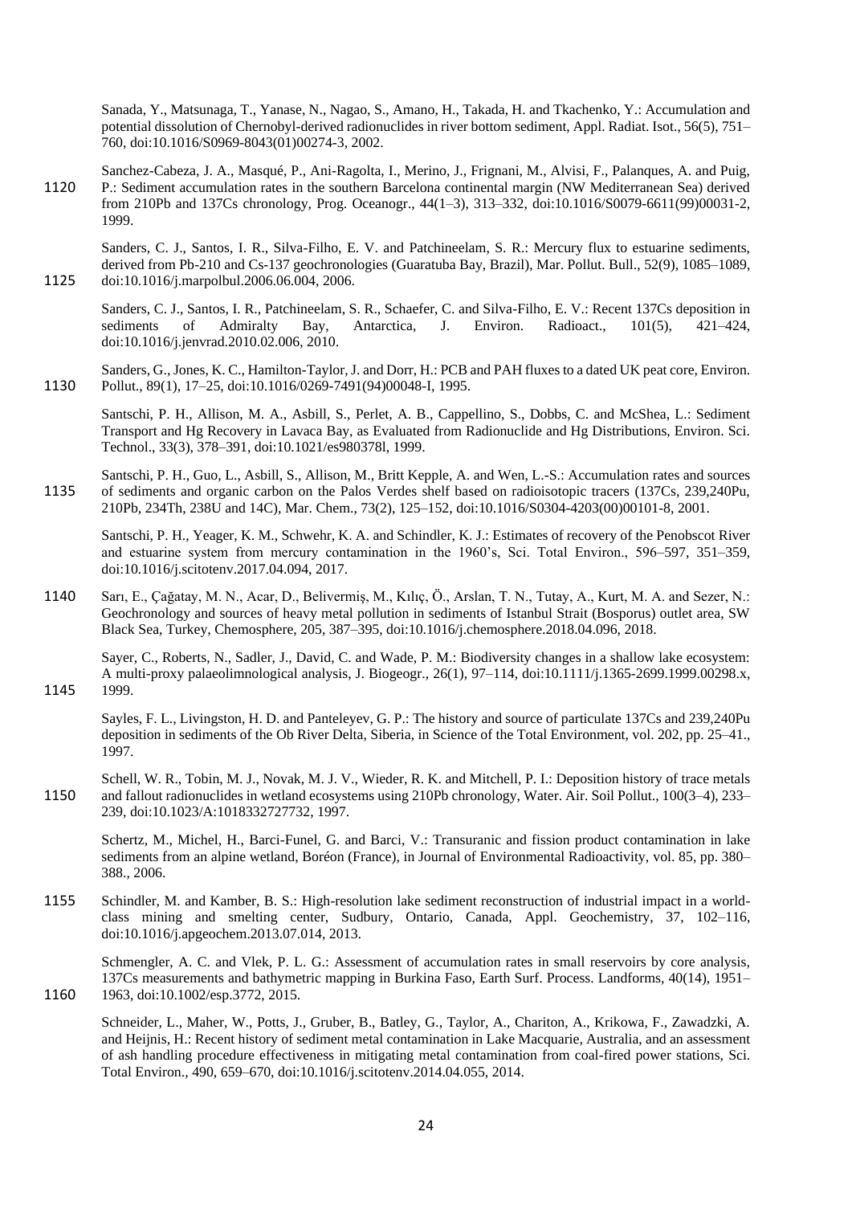Sanada, Y., Matsunaga, T., Yanase, N., Nagao, S., Amano, H., Takada, H. and Tkachenko, Y.: Accumulation and potential dissolution of Chernobyl-derived radionuclides in river bottom sediment, Appl. Radiat. Isot., 56(5), 751–760, doi:10.1016/S0969-8043(01)00274-3, 2002.

Sanchez-Cabeza, J. A., Masqué, P., Ani-Ragolta, I., Merino, J., Frignani, M., Alvisi, F., Palanques, A. and Puig, P.: Sediment accumulation rates in the southern Barcelona continental margin (NW Mediterranean Sea) derived from 210Pb and 137Cs chronology, Prog. Oceanogr., 44(1–3), 313–332, doi:10.1016/S0079-6611(99)00031-2, 1999.

Sanders, C. J., Santos, I. R., Silva-Filho, E. V. and Patchineelam, S. R.: Mercury flux to estuarine sediments, derived from Pb-210 and Cs-137 geochronologies (Guaratuba Bay, Brazil), Mar. Pollut. Bull., 52(9), 1085–1089, doi:10.1016/j.marpolbul.2006.06.004, 2006.

Sanders, C. J., Santos, I. R., Patchineelam, S. R., Schaefer, C. and Silva-Filho, E. V.: Recent 137Cs deposition in sediments of Admiralty Bay, Antarctica, J. Environ. Radioact., 101(5), 421–424, doi:10.1016/j.jenvrad.2010.02.006, 2010.

Sanders, G., Jones, K. C., Hamilton-Taylor, J. and Dorr, H.: PCB and PAH fluxes to a dated UK peat core, Environ. Pollut., 89(1), 17–25, doi:10.1016/0269-7491(94)00048-I, 1995.

Santschi, P. H., Allison, M. A., Asbill, S., Perlet, A. B., Cappellino, S., Dobbs, C. and McShea, L.: Sediment Transport and Hg Recovery in Lavaca Bay, as Evaluated from Radionuclide and Hg Distributions, Environ. Sci. Technol., 33(3), 378–391, doi:10.1021/es980378l, 1999.

Santschi, P. H., Guo, L., Asbill, S., Allison, M., Britt Kepple, A. and Wen, L.-S.: Accumulation rates and sources of sediments and organic carbon on the Palos Verdes shelf based on radioisotopic tracers (137Cs, 239,240Pu, 210Pb, 234Th, 238U and 14C), Mar. Chem., 73(2), 125–152, doi:10.1016/S0304-4203(00)00101-8, 2001.

Santschi, P. H., Yeager, K. M., Schwehr, K. A. and Schindler, K. J.: Estimates of recovery of the Penobscot River and estuarine system from mercury contamination in the 1960's, Sci. Total Environ., 596–597, 351–359, doi:10.1016/j.scitotenv.2017.04.094, 2017.

Sarı, E., Çağatay, M. N., Acar, D., Belivermiş, M., Kılıç, Ö., Arslan, T. N., Tutay, A., Kurt, M. A. and Sezer, N.: Geochronology and sources of heavy metal pollution in sediments of Istanbul Strait (Bosporus) outlet area, SW Black Sea, Turkey, Chemosphere, 205, 387–395, doi:10.1016/j.chemosphere.2018.04.096, 2018.

Sayer, C., Roberts, N., Sadler, J., David, C. and Wade, P. M.: Biodiversity changes in a shallow lake ecosystem: A multi-proxy palaeolimnological analysis, J. Biogeogr., 26(1), 97–114, doi:10.1111/j.1365-2699.1999.00298.x, 1999.

Sayles, F. L., Livingston, H. D. and Panteleyev, G. P.: The history and source of particulate 137Cs and 239,240Pu deposition in sediments of the Ob River Delta, Siberia, in Science of the Total Environment, vol. 202, pp. 25–41., 1997.

Schell, W. R., Tobin, M. J., Novak, M. J. V., Wieder, R. K. and Mitchell, P. I.: Deposition history of trace metals and fallout radionuclides in wetland ecosystems using 210Pb chronology, Water. Air. Soil Pollut., 100(3–4), 233–239, doi:10.1023/A:1018332727732, 1997.

Schertz, M., Michel, H., Barci-Funel, G. and Barci, V.: Transuranic and fission product contamination in lake sediments from an alpine wetland, Boréon (France), in Journal of Environmental Radioactivity, vol. 85, pp. 380–388., 2006.

Schindler, M. and Kamber, B. S.: High-resolution lake sediment reconstruction of industrial impact in a world-class mining and smelting center, Sudbury, Ontario, Canada, Appl. Geochemistry, 37, 102–116, doi:10.1016/j.apgeochem.2013.07.014, 2013.

Schmengler, A. C. and Vlek, P. L. G.: Assessment of accumulation rates in small reservoirs by core analysis, 137Cs measurements and bathymetric mapping in Burkina Faso, Earth Surf. Process. Landforms, 40(14), 1951–1963, doi:10.1002/esp.3772, 2015.

Schneider, L., Maher, W., Potts, J., Gruber, B., Batley, G., Taylor, A., Chariton, A., Krikowa, F., Zawadzki, A. and Heijnis, H.: Recent history of sediment metal contamination in Lake Macquarie, Australia, and an assessment of ash handling procedure effectiveness in mitigating metal contamination from coal-fired power stations, Sci. Total Environ., 490, 659–670, doi:10.1016/j.scitotenv.2014.04.055, 2014.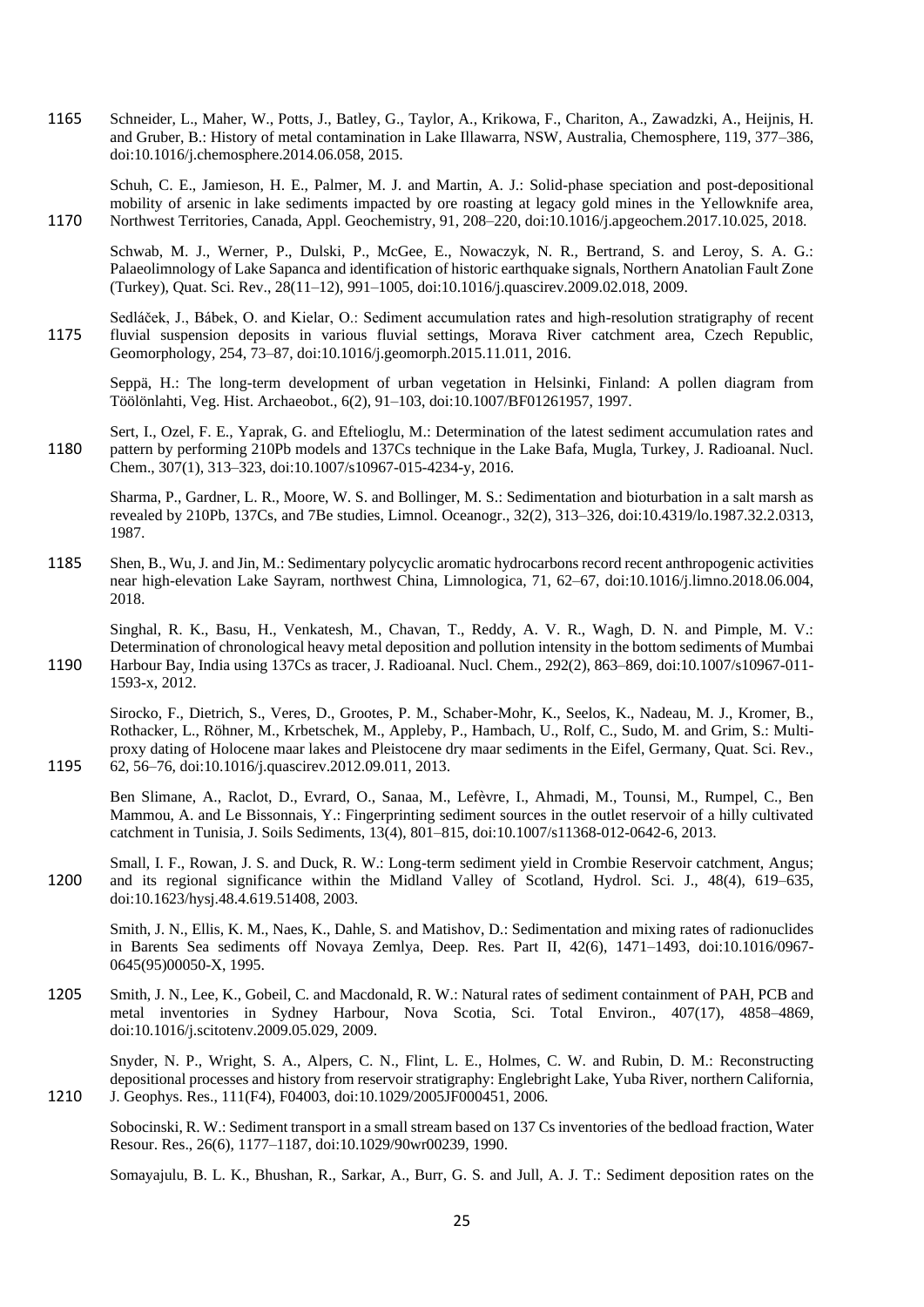Schneider, L., Maher, W., Potts, J., Batley, G., Taylor, A., Krikowa, F., Chariton, A., Zawadzki, A., Heijnis, H. and Gruber, B.: History of metal contamination in Lake Illawarra, NSW, Australia, Chemosphere, 119, 377–386, doi:10.1016/j.chemosphere.2014.06.058, 2015.

Schuh, C. E., Jamieson, H. E., Palmer, M. J. and Martin, A. J.: Solid-phase speciation and post-depositional mobility of arsenic in lake sediments impacted by ore roasting at legacy gold mines in the Yellowknife area, Northwest Territories, Canada, Appl. Geochemistry, 91, 208–220, doi:10.1016/j.apgeochem.2017.10.025, 2018.

Schwab, M. J., Werner, P., Dulski, P., McGee, E., Nowaczyk, N. R., Bertrand, S. and Leroy, S. A. G.: Palaeolimnology of Lake Sapanca and identification of historic earthquake signals, Northern Anatolian Fault Zone (Turkey), Quat. Sci. Rev., 28(11–12), 991–1005, doi:10.1016/j.quascirev.2009.02.018, 2009.

Sedláček, J., Bábek, O. and Kielar, O.: Sediment accumulation rates and high-resolution stratigraphy of recent fluvial suspension deposits in various fluvial settings, Morava River catchment area, Czech Republic, Geomorphology, 254, 73–87, doi:10.1016/j.geomorph.2015.11.011, 2016.

Seppä, H.: The long-term development of urban vegetation in Helsinki, Finland: A pollen diagram from Töölönlahti, Veg. Hist. Archaeobot., 6(2), 91–103, doi:10.1007/BF01261957, 1997.

Sert, I., Ozel, F. E., Yaprak, G. and Eftelioglu, M.: Determination of the latest sediment accumulation rates and pattern by performing 210Pb models and 137Cs technique in the Lake Bafa, Mugla, Turkey, J. Radioanal. Nucl. Chem., 307(1), 313–323, doi:10.1007/s10967-015-4234-y, 2016.

Sharma, P., Gardner, L. R., Moore, W. S. and Bollinger, M. S.: Sedimentation and bioturbation in a salt marsh as revealed by 210Pb, 137Cs, and 7Be studies, Limnol. Oceanogr., 32(2), 313–326, doi:10.4319/lo.1987.32.2.0313, 1987.

Shen, B., Wu, J. and Jin, M.: Sedimentary polycyclic aromatic hydrocarbons record recent anthropogenic activities near high-elevation Lake Sayram, northwest China, Limnologica, 71, 62–67, doi:10.1016/j.limno.2018.06.004, 2018.

Singhal, R. K., Basu, H., Venkatesh, M., Chavan, T., Reddy, A. V. R., Wagh, D. N. and Pimple, M. V.: Determination of chronological heavy metal deposition and pollution intensity in the bottom sediments of Mumbai Harbour Bay, India using 137Cs as tracer, J. Radioanal. Nucl. Chem., 292(2), 863–869, doi:10.1007/s10967-011-1593-x, 2012.

Sirocko, F., Dietrich, S., Veres, D., Grootes, P. M., Schaber-Mohr, K., Seelos, K., Nadeau, M. J., Kromer, B., Rothacker, L., Röhner, M., Krbetschek, M., Appleby, P., Hambach, U., Rolf, C., Sudo, M. and Grim, S.: Multi-proxy dating of Holocene maar lakes and Pleistocene dry maar sediments in the Eifel, Germany, Quat. Sci. Rev., 62, 56–76, doi:10.1016/j.quascirev.2012.09.011, 2013.

Ben Slimane, A., Raclot, D., Evrard, O., Sanaa, M., Lefèvre, I., Ahmadi, M., Tounsi, M., Rumpel, C., Ben Mammou, A. and Le Bissonnais, Y.: Fingerprinting sediment sources in the outlet reservoir of a hilly cultivated catchment in Tunisia, J. Soils Sediments, 13(4), 801–815, doi:10.1007/s11368-012-0642-6, 2013.

Small, I. F., Rowan, J. S. and Duck, R. W.: Long-term sediment yield in Crombie Reservoir catchment, Angus; and its regional significance within the Midland Valley of Scotland, Hydrol. Sci. J., 48(4), 619–635, doi:10.1623/hysj.48.4.619.51408, 2003.

Smith, J. N., Ellis, K. M., Naes, K., Dahle, S. and Matishov, D.: Sedimentation and mixing rates of radionuclides in Barents Sea sediments off Novaya Zemlya, Deep. Res. Part II, 42(6), 1471–1493, doi:10.1016/0967-0645(95)00050-X, 1995.

Smith, J. N., Lee, K., Gobeil, C. and Macdonald, R. W.: Natural rates of sediment containment of PAH, PCB and metal inventories in Sydney Harbour, Nova Scotia, Sci. Total Environ., 407(17), 4858–4869, doi:10.1016/j.scitotenv.2009.05.029, 2009.

Snyder, N. P., Wright, S. A., Alpers, C. N., Flint, L. E., Holmes, C. W. and Rubin, D. M.: Reconstructing depositional processes and history from reservoir stratigraphy: Englebright Lake, Yuba River, northern California, J. Geophys. Res., 111(F4), F04003, doi:10.1029/2005JF000451, 2006.

Sobocinski, R. W.: Sediment transport in a small stream based on 137 Cs inventories of the bedload fraction, Water Resour. Res., 26(6), 1177–1187, doi:10.1029/90wr00239, 1990.

Somayajulu, B. L. K., Bhushan, R., Sarkar, A., Burr, G. S. and Jull, A. J. T.: Sediment deposition rates on the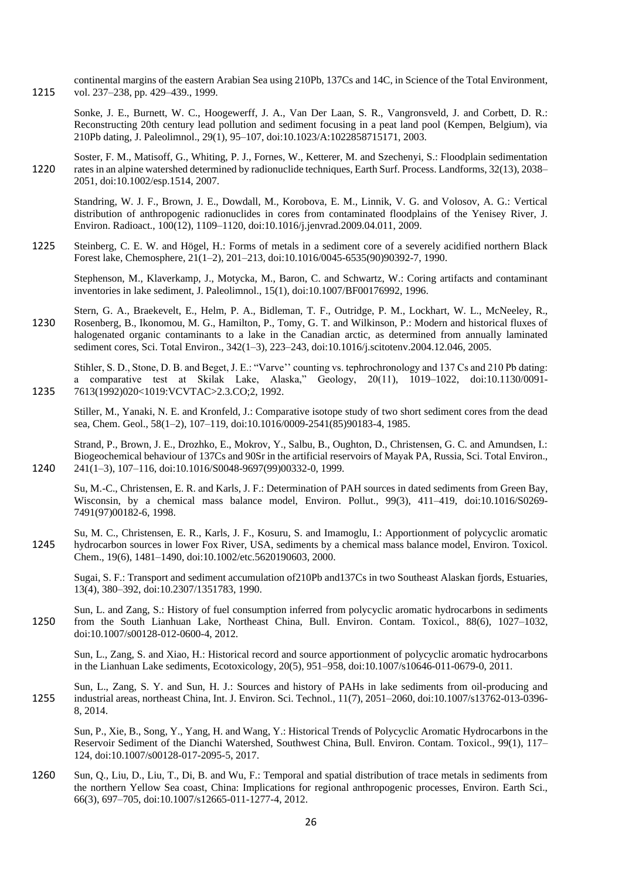continental margins of the eastern Arabian Sea using 210Pb, 137Cs and 14C, in Science of the Total Environment, vol. 237–238, pp. 429–439., 1999.

Sonke, J. E., Burnett, W. C., Hoogewerff, J. A., Van Der Laan, S. R., Vangronsveld, J. and Corbett, D. R.: Reconstructing 20th century lead pollution and sediment focusing in a peat land pool (Kempen, Belgium), via 210Pb dating, J. Paleolimnol., 29(1), 95–107, doi:10.1023/A:1022858715171, 2003.

Soster, F. M., Matisoff, G., Whiting, P. J., Fornes, W., Ketterer, M. and Szechenyi, S.: Floodplain sedimentation rates in an alpine watershed determined by radionuclide techniques, Earth Surf. Process. Landforms, 32(13), 2038–2051, doi:10.1002/esp.1514, 2007.

Standring, W. J. F., Brown, J. E., Dowdall, M., Korobova, E. M., Linnik, V. G. and Volosov, A. G.: Vertical distribution of anthropogenic radionuclides in cores from contaminated floodplains of the Yenisey River, J. Environ. Radioact., 100(12), 1109–1120, doi:10.1016/j.jenvrad.2009.04.011, 2009.

Steinberg, C. E. W. and Högel, H.: Forms of metals in a sediment core of a severely acidified northern Black Forest lake, Chemosphere, 21(1–2), 201–213, doi:10.1016/0045-6535(90)90392-7, 1990.

Stephenson, M., Klaverkamp, J., Motycka, M., Baron, C. and Schwartz, W.: Coring artifacts and contaminant inventories in lake sediment, J. Paleolimnol., 15(1), doi:10.1007/BF00176992, 1996.

Stern, G. A., Braekevelt, E., Helm, P. A., Bidleman, T. F., Outridge, P. M., Lockhart, W. L., McNeeley, R., Rosenberg, B., Ikonomou, M. G., Hamilton, P., Tomy, G. T. and Wilkinson, P.: Modern and historical fluxes of halogenated organic contaminants to a lake in the Canadian arctic, as determined from annually laminated sediment cores, Sci. Total Environ., 342(1–3), 223–243, doi:10.1016/j.scitotenv.2004.12.046, 2005.

Stihler, S. D., Stone, D. B. and Beget, J. E.: "Varve'' counting vs. tephrochronology and 137 Cs and 210 Pb dating: a comparative test at Skilak Lake, Alaska," Geology, 20(11), 1019–1022, doi:10.1130/0091-7613(1992)020<1019:VCVTAC>2.3.CO;2, 1992.

Stiller, M., Yanaki, N. E. and Kronfeld, J.: Comparative isotope study of two short sediment cores from the dead sea, Chem. Geol., 58(1–2), 107–119, doi:10.1016/0009-2541(85)90183-4, 1985.

Strand, P., Brown, J. E., Drozhko, E., Mokrov, Y., Salbu, B., Oughton, D., Christensen, G. C. and Amundsen, I.: Biogeochemical behaviour of 137Cs and 90Sr in the artificial reservoirs of Mayak PA, Russia, Sci. Total Environ., 241(1–3), 107–116, doi:10.1016/S0048-9697(99)00332-0, 1999.

Su, M.-C., Christensen, E. R. and Karls, J. F.: Determination of PAH sources in dated sediments from Green Bay, Wisconsin, by a chemical mass balance model, Environ. Pollut., 99(3), 411–419, doi:10.1016/S0269-7491(97)00182-6, 1998.

Su, M. C., Christensen, E. R., Karls, J. F., Kosuru, S. and Imamoglu, I.: Apportionment of polycyclic aromatic hydrocarbon sources in lower Fox River, USA, sediments by a chemical mass balance model, Environ. Toxicol. Chem., 19(6), 1481–1490, doi:10.1002/etc.5620190603, 2000.

Sugai, S. F.: Transport and sediment accumulation of210Pb and137Cs in two Southeast Alaskan fjords, Estuaries, 13(4), 380–392, doi:10.2307/1351783, 1990.

Sun, L. and Zang, S.: History of fuel consumption inferred from polycyclic aromatic hydrocarbons in sediments from the South Lianhuan Lake, Northeast China, Bull. Environ. Contam. Toxicol., 88(6), 1027–1032, doi:10.1007/s00128-012-0600-4, 2012.

Sun, L., Zang, S. and Xiao, H.: Historical record and source apportionment of polycyclic aromatic hydrocarbons in the Lianhuan Lake sediments, Ecotoxicology, 20(5), 951–958, doi:10.1007/s10646-011-0679-0, 2011.

Sun, L., Zang, S. Y. and Sun, H. J.: Sources and history of PAHs in lake sediments from oil-producing and industrial areas, northeast China, Int. J. Environ. Sci. Technol., 11(7), 2051–2060, doi:10.1007/s13762-013-0396-8, 2014.

Sun, P., Xie, B., Song, Y., Yang, H. and Wang, Y.: Historical Trends of Polycyclic Aromatic Hydrocarbons in the Reservoir Sediment of the Dianchi Watershed, Southwest China, Bull. Environ. Contam. Toxicol., 99(1), 117–124, doi:10.1007/s00128-017-2095-5, 2017.

Sun, Q., Liu, D., Liu, T., Di, B. and Wu, F.: Temporal and spatial distribution of trace metals in sediments from the northern Yellow Sea coast, China: Implications for regional anthropogenic processes, Environ. Earth Sci., 66(3), 697–705, doi:10.1007/s12665-011-1277-4, 2012.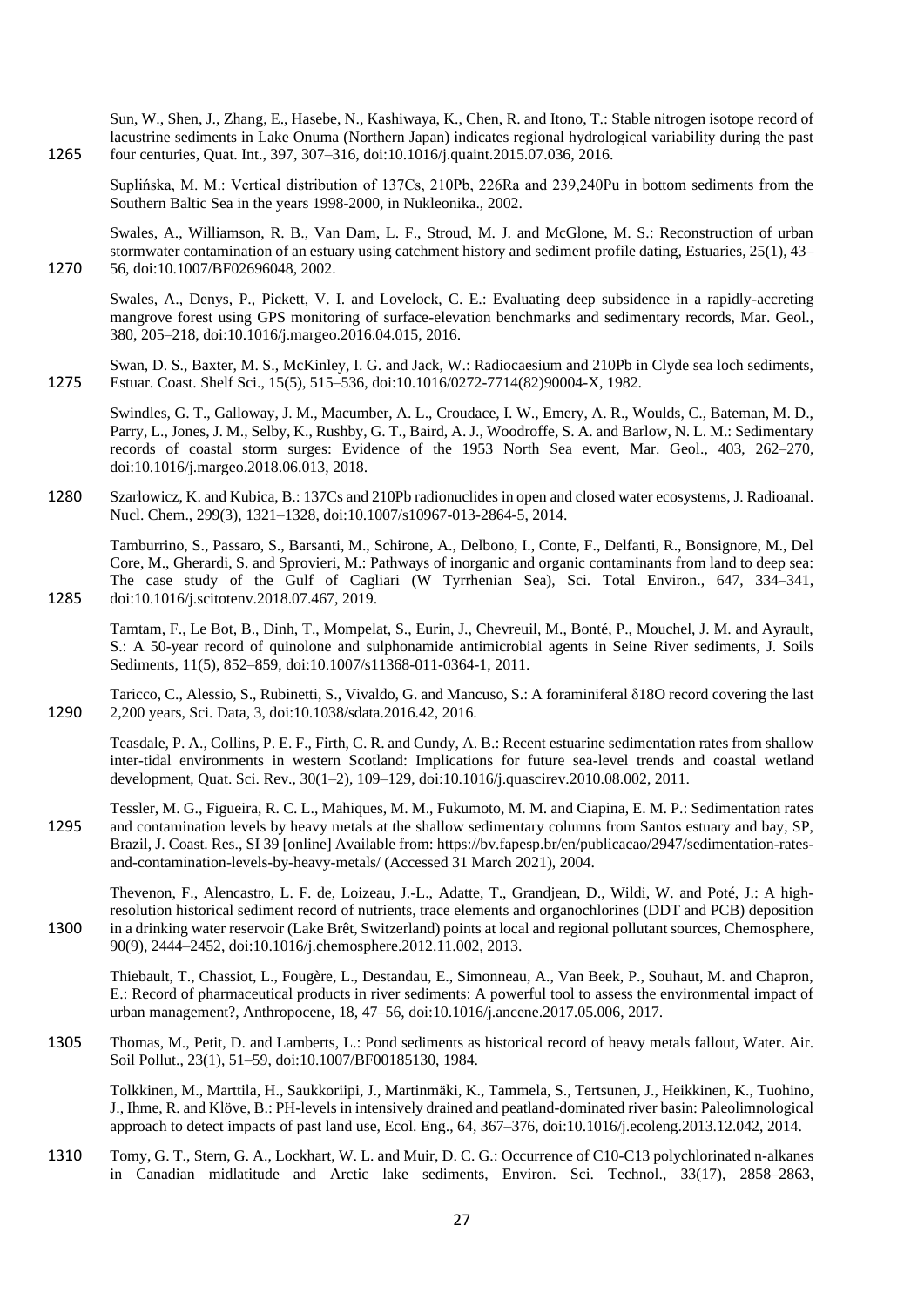Sun, W., Shen, J., Zhang, E., Hasebe, N., Kashiwaya, K., Chen, R. and Itono, T.: Stable nitrogen isotope record of lacustrine sediments in Lake Onuma (Northern Japan) indicates regional hydrological variability during the past four centuries, Quat. Int., 397, 307–316, doi:10.1016/j.quaint.2015.07.036, 2016.

Suplińska, M. M.: Vertical distribution of 137Cs, 210Pb, 226Ra and 239,240Pu in bottom sediments from the Southern Baltic Sea in the years 1998-2000, in Nukleonika., 2002.

Swales, A., Williamson, R. B., Van Dam, L. F., Stroud, M. J. and McGlone, M. S.: Reconstruction of urban stormwater contamination of an estuary using catchment history and sediment profile dating, Estuaries, 25(1), 43–56, doi:10.1007/BF02696048, 2002.

Swales, A., Denys, P., Pickett, V. I. and Lovelock, C. E.: Evaluating deep subsidence in a rapidly-accreting mangrove forest using GPS monitoring of surface-elevation benchmarks and sedimentary records, Mar. Geol., 380, 205–218, doi:10.1016/j.margeo.2016.04.015, 2016.

Swan, D. S., Baxter, M. S., McKinley, I. G. and Jack, W.: Radiocaesium and 210Pb in Clyde sea loch sediments, Estuar. Coast. Shelf Sci., 15(5), 515–536, doi:10.1016/0272-7714(82)90004-X, 1982.

Swindles, G. T., Galloway, J. M., Macumber, A. L., Croudace, I. W., Emery, A. R., Woulds, C., Bateman, M. D., Parry, L., Jones, J. M., Selby, K., Rushby, G. T., Baird, A. J., Woodroffe, S. A. and Barlow, N. L. M.: Sedimentary records of coastal storm surges: Evidence of the 1953 North Sea event, Mar. Geol., 403, 262–270, doi:10.1016/j.margeo.2018.06.013, 2018.

Szarlowicz, K. and Kubica, B.: 137Cs and 210Pb radionuclides in open and closed water ecosystems, J. Radioanal. Nucl. Chem., 299(3), 1321–1328, doi:10.1007/s10967-013-2864-5, 2014.

Tamburrino, S., Passaro, S., Barsanti, M., Schirone, A., Delbono, I., Conte, F., Delfanti, R., Bonsignore, M., Del Core, M., Gherardi, S. and Sprovieri, M.: Pathways of inorganic and organic contaminants from land to deep sea: The case study of the Gulf of Cagliari (W Tyrrhenian Sea), Sci. Total Environ., 647, 334–341, doi:10.1016/j.scitotenv.2018.07.467, 2019.

Tamtam, F., Le Bot, B., Dinh, T., Mompelat, S., Eurin, J., Chevreuil, M., Bonté, P., Mouchel, J. M. and Ayrault, S.: A 50-year record of quinolone and sulphonamide antimicrobial agents in Seine River sediments, J. Soils Sediments, 11(5), 852–859, doi:10.1007/s11368-011-0364-1, 2011.

Taricco, C., Alessio, S., Rubinetti, S., Vivaldo, G. and Mancuso, S.: A foraminiferal δ18O record covering the last 2,200 years, Sci. Data, 3, doi:10.1038/sdata.2016.42, 2016.

Teasdale, P. A., Collins, P. E. F., Firth, C. R. and Cundy, A. B.: Recent estuarine sedimentation rates from shallow inter-tidal environments in western Scotland: Implications for future sea-level trends and coastal wetland development, Quat. Sci. Rev., 30(1–2), 109–129, doi:10.1016/j.quascirev.2010.08.002, 2011.

Tessler, M. G., Figueira, R. C. L., Mahiques, M. M., Fukumoto, M. M. and Ciapina, E. M. P.: Sedimentation rates and contamination levels by heavy metals at the shallow sedimentary columns from Santos estuary and bay, SP, Brazil, J. Coast. Res., SI 39 [online] Available from: https://bv.fapesp.br/en/publicacao/2947/sedimentation-rates-and-contamination-levels-by-heavy-metals/ (Accessed 31 March 2021), 2004.

Thevenon, F., Alencastro, L. F. de, Loizeau, J.-L., Adatte, T., Grandjean, D., Wildi, W. and Poté, J.: A high-resolution historical sediment record of nutrients, trace elements and organochlorines (DDT and PCB) deposition in a drinking water reservoir (Lake Brêt, Switzerland) points at local and regional pollutant sources, Chemosphere, 90(9), 2444–2452, doi:10.1016/j.chemosphere.2012.11.002, 2013.

Thiebault, T., Chassiot, L., Fougère, L., Destandau, E., Simonneau, A., Van Beek, P., Souhaut, M. and Chapron, E.: Record of pharmaceutical products in river sediments: A powerful tool to assess the environmental impact of urban management?, Anthropocene, 18, 47–56, doi:10.1016/j.ancene.2017.05.006, 2017.

Thomas, M., Petit, D. and Lamberts, L.: Pond sediments as historical record of heavy metals fallout, Water. Air. Soil Pollut., 23(1), 51–59, doi:10.1007/BF00185130, 1984.

Tolkkinen, M., Marttila, H., Saukkoriipi, J., Martinmäki, K., Tammela, S., Tertsunen, J., Heikkinen, K., Tuohino, J., Ihme, R. and Klöve, B.: PH-levels in intensively drained and peatland-dominated river basin: Paleolimnological approach to detect impacts of past land use, Ecol. Eng., 64, 367–376, doi:10.1016/j.ecoleng.2013.12.042, 2014.

Tomy, G. T., Stern, G. A., Lockhart, W. L. and Muir, D. C. G.: Occurrence of C10-C13 polychlorinated n-alkanes in Canadian midlatitude and Arctic lake sediments, Environ. Sci. Technol., 33(17), 2858–2863,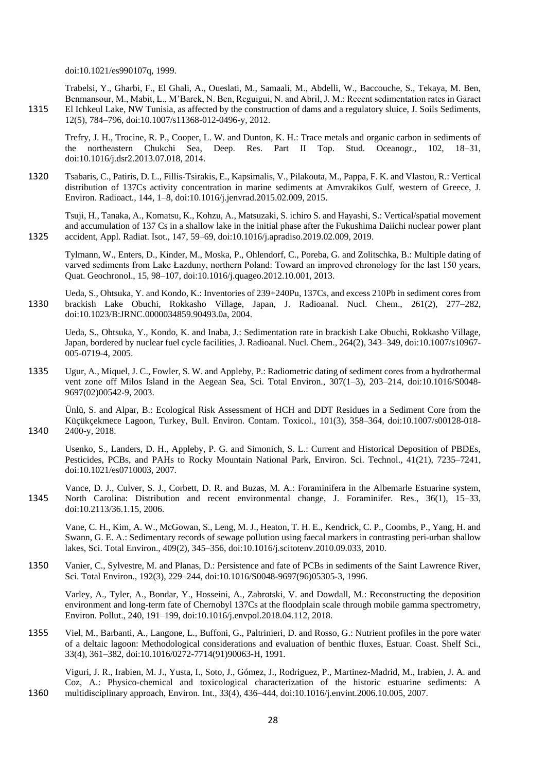doi:10.1021/es990107q, 1999.

Trabelsi, Y., Gharbi, F., El Ghali, A., Oueslati, M., Samaali, M., Abdelli, W., Baccouche, S., Tekaya, M. Ben, Benmansour, M., Mabit, L., M'Barek, N. Ben, Reguigui, N. and Abril, J. M.: Recent sedimentation rates in Garaet El Ichkeul Lake, NW Tunisia, as affected by the construction of dams and a regulatory sluice, J. Soils Sediments, 12(5), 784–796, doi:10.1007/s11368-012-0496-y, 2012.

Trefry, J. H., Trocine, R. P., Cooper, L. W. and Dunton, K. H.: Trace metals and organic carbon in sediments of the northeastern Chukchi Sea, Deep. Res. Part II Top. Stud. Oceanogr., 102, 18–31, doi:10.1016/j.dsr2.2013.07.018, 2014.

Tsabaris, C., Patiris, D. L., Fillis-Tsirakis, E., Kapsimalis, V., Pilakouta, M., Pappa, F. K. and Vlastou, R.: Vertical distribution of 137Cs activity concentration in marine sediments at Amvrakikos Gulf, western of Greece, J. Environ. Radioact., 144, 1–8, doi:10.1016/j.jenvrad.2015.02.009, 2015.

Tsuji, H., Tanaka, A., Komatsu, K., Kohzu, A., Matsuzaki, S. ichiro S. and Hayashi, S.: Vertical/spatial movement and accumulation of 137 Cs in a shallow lake in the initial phase after the Fukushima Daiichi nuclear power plant accident, Appl. Radiat. Isot., 147, 59–69, doi:10.1016/j.apradiso.2019.02.009, 2019.

Tylmann, W., Enters, D., Kinder, M., Moska, P., Ohlendorf, C., Poreba, G. and Zolitschka, B.: Multiple dating of varved sediments from Lake Łazduny, northern Poland: Toward an improved chronology for the last 150 years, Quat. Geochronol., 15, 98–107, doi:10.1016/j.quageo.2012.10.001, 2013.

Ueda, S., Ohtsuka, Y. and Kondo, K.: Inventories of 239+240Pu, 137Cs, and excess 210Pb in sediment cores from brackish Lake Obuchi, Rokkasho Village, Japan, J. Radioanal. Nucl. Chem., 261(2), 277–282, doi:10.1023/B:JRNC.0000034859.90493.0a, 2004.

Ueda, S., Ohtsuka, Y., Kondo, K. and Inaba, J.: Sedimentation rate in brackish Lake Obuchi, Rokkasho Village, Japan, bordered by nuclear fuel cycle facilities, J. Radioanal. Nucl. Chem., 264(2), 343–349, doi:10.1007/s10967-005-0719-4, 2005.

Ugur, A., Miquel, J. C., Fowler, S. W. and Appleby, P.: Radiometric dating of sediment cores from a hydrothermal vent zone off Milos Island in the Aegean Sea, Sci. Total Environ., 307(1–3), 203–214, doi:10.1016/S0048-9697(02)00542-9, 2003.

Ünlü, S. and Alpar, B.: Ecological Risk Assessment of HCH and DDT Residues in a Sediment Core from the Küçükçekmece Lagoon, Turkey, Bull. Environ. Contam. Toxicol., 101(3), 358–364, doi:10.1007/s00128-018-2400-y, 2018.

Usenko, S., Landers, D. H., Appleby, P. G. and Simonich, S. L.: Current and Historical Deposition of PBDEs, Pesticides, PCBs, and PAHs to Rocky Mountain National Park, Environ. Sci. Technol., 41(21), 7235–7241, doi:10.1021/es0710003, 2007.

Vance, D. J., Culver, S. J., Corbett, D. R. and Buzas, M. A.: Foraminifera in the Albemarle Estuarine system, North Carolina: Distribution and recent environmental change, J. Foraminifer. Res., 36(1), 15–33, doi:10.2113/36.1.15, 2006.

Vane, C. H., Kim, A. W., McGowan, S., Leng, M. J., Heaton, T. H. E., Kendrick, C. P., Coombs, P., Yang, H. and Swann, G. E. A.: Sedimentary records of sewage pollution using faecal markers in contrasting peri-urban shallow lakes, Sci. Total Environ., 409(2), 345–356, doi:10.1016/j.scitotenv.2010.09.033, 2010.

Vanier, C., Sylvestre, M. and Planas, D.: Persistence and fate of PCBs in sediments of the Saint Lawrence River, Sci. Total Environ., 192(3), 229–244, doi:10.1016/S0048-9697(96)05305-3, 1996.

Varley, A., Tyler, A., Bondar, Y., Hosseini, A., Zabrotski, V. and Dowdall, M.: Reconstructing the deposition environment and long-term fate of Chernobyl 137Cs at the floodplain scale through mobile gamma spectrometry, Environ. Pollut., 240, 191–199, doi:10.1016/j.envpol.2018.04.112, 2018.

Viel, M., Barbanti, A., Langone, L., Buffoni, G., Paltrinieri, D. and Rosso, G.: Nutrient profiles in the pore water of a deltaic lagoon: Methodological considerations and evaluation of benthic fluxes, Estuar. Coast. Shelf Sci., 33(4), 361–382, doi:10.1016/0272-7714(91)90063-H, 1991.

Viguri, J. R., Irabien, M. J., Yusta, I., Soto, J., Gómez, J., Rodriguez, P., Martinez-Madrid, M., Irabien, J. A. and Coz, A.: Physico-chemical and toxicological characterization of the historic estuarine sediments: A multidisciplinary approach, Environ. Int., 33(4), 436–444, doi:10.1016/j.envint.2006.10.005, 2007.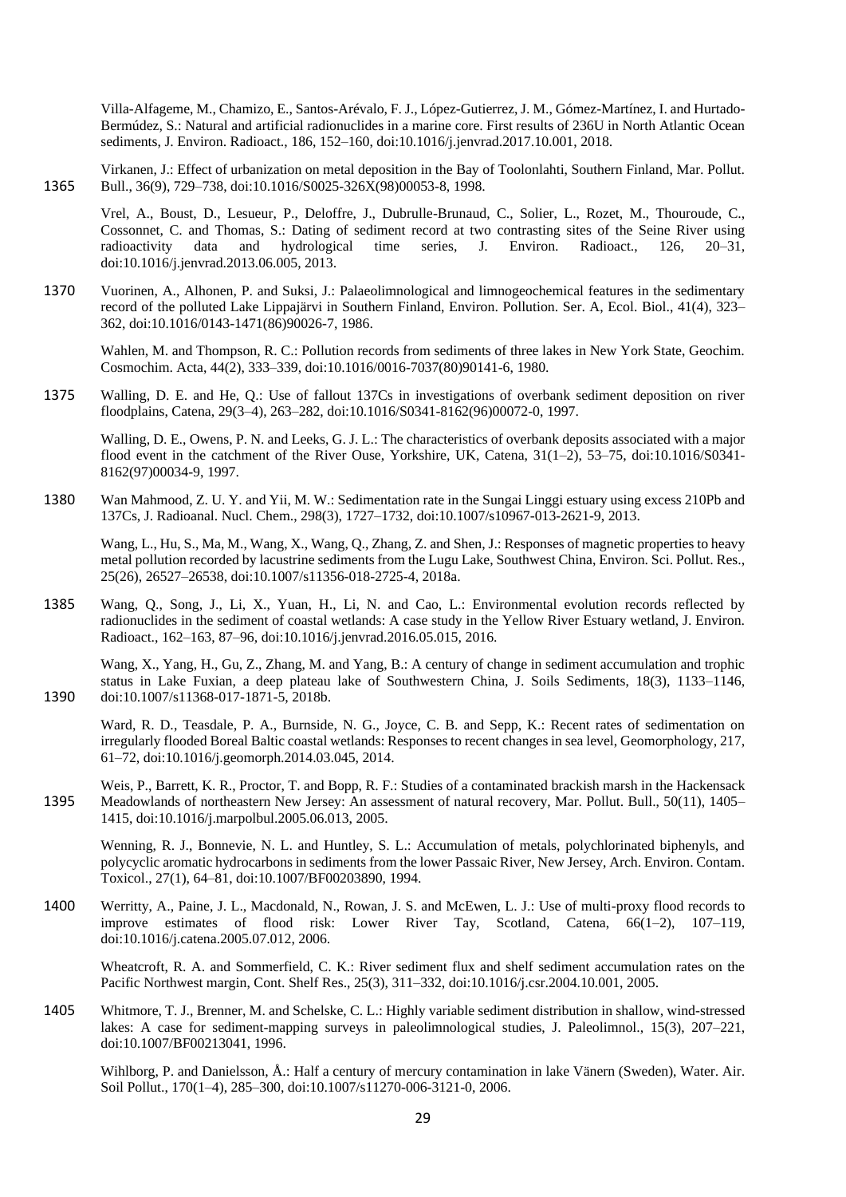Villa-Alfageme, M., Chamizo, E., Santos-Arévalo, F. J., López-Gutierrez, J. M., Gómez-Martínez, I. and Hurtado-Bermúdez, S.: Natural and artificial radionuclides in a marine core. First results of 236U in North Atlantic Ocean sediments, J. Environ. Radioact., 186, 152–160, doi:10.1016/j.jenvrad.2017.10.001, 2018.

Virkanen, J.: Effect of urbanization on metal deposition in the Bay of Toolonlahti, Southern Finland, Mar. Pollut. Bull., 36(9), 729–738, doi:10.1016/S0025-326X(98)00053-8, 1998.

Vrel, A., Boust, D., Lesueur, P., Deloffre, J., Dubrulle-Brunaud, C., Solier, L., Rozet, M., Thouroude, C., Cossonnet, C. and Thomas, S.: Dating of sediment record at two contrasting sites of the Seine River using radioactivity data and hydrological time series, J. Environ. Radioact., 126, 20–31, doi:10.1016/j.jenvrad.2013.06.005, 2013.

Vuorinen, A., Alhonen, P. and Suksi, J.: Palaeolimnological and limnogeochemical features in the sedimentary record of the polluted Lake Lippajärvi in Southern Finland, Environ. Pollution. Ser. A, Ecol. Biol., 41(4), 323–362, doi:10.1016/0143-1471(86)90026-7, 1986.

Wahlen, M. and Thompson, R. C.: Pollution records from sediments of three lakes in New York State, Geochim. Cosmochim. Acta, 44(2), 333–339, doi:10.1016/0016-7037(80)90141-6, 1980.

Walling, D. E. and He, Q.: Use of fallout 137Cs in investigations of overbank sediment deposition on river floodplains, Catena, 29(3–4), 263–282, doi:10.1016/S0341-8162(96)00072-0, 1997.

Walling, D. E., Owens, P. N. and Leeks, G. J. L.: The characteristics of overbank deposits associated with a major flood event in the catchment of the River Ouse, Yorkshire, UK, Catena, 31(1–2), 53–75, doi:10.1016/S0341-8162(97)00034-9, 1997.

Wan Mahmood, Z. U. Y. and Yii, M. W.: Sedimentation rate in the Sungai Linggi estuary using excess 210Pb and 137Cs, J. Radioanal. Nucl. Chem., 298(3), 1727–1732, doi:10.1007/s10967-013-2621-9, 2013.

Wang, L., Hu, S., Ma, M., Wang, X., Wang, Q., Zhang, Z. and Shen, J.: Responses of magnetic properties to heavy metal pollution recorded by lacustrine sediments from the Lugu Lake, Southwest China, Environ. Sci. Pollut. Res., 25(26), 26527–26538, doi:10.1007/s11356-018-2725-4, 2018a.

Wang, Q., Song, J., Li, X., Yuan, H., Li, N. and Cao, L.: Environmental evolution records reflected by radionuclides in the sediment of coastal wetlands: A case study in the Yellow River Estuary wetland, J. Environ. Radioact., 162–163, 87–96, doi:10.1016/j.jenvrad.2016.05.015, 2016.

Wang, X., Yang, H., Gu, Z., Zhang, M. and Yang, B.: A century of change in sediment accumulation and trophic status in Lake Fuxian, a deep plateau lake of Southwestern China, J. Soils Sediments, 18(3), 1133–1146, doi:10.1007/s11368-017-1871-5, 2018b.

Ward, R. D., Teasdale, P. A., Burnside, N. G., Joyce, C. B. and Sepp, K.: Recent rates of sedimentation on irregularly flooded Boreal Baltic coastal wetlands: Responses to recent changes in sea level, Geomorphology, 217, 61–72, doi:10.1016/j.geomorph.2014.03.045, 2014.

Weis, P., Barrett, K. R., Proctor, T. and Bopp, R. F.: Studies of a contaminated brackish marsh in the Hackensack Meadowlands of northeastern New Jersey: An assessment of natural recovery, Mar. Pollut. Bull., 50(11), 1405–1415, doi:10.1016/j.marpolbul.2005.06.013, 2005.

Wenning, R. J., Bonnevie, N. L. and Huntley, S. L.: Accumulation of metals, polychlorinated biphenyls, and polycyclic aromatic hydrocarbons in sediments from the lower Passaic River, New Jersey, Arch. Environ. Contam. Toxicol., 27(1), 64–81, doi:10.1007/BF00203890, 1994.

Werritty, A., Paine, J. L., Macdonald, N., Rowan, J. S. and McEwen, L. J.: Use of multi-proxy flood records to improve estimates of flood risk: Lower River Tay, Scotland, Catena, 66(1–2), 107–119, doi:10.1016/j.catena.2005.07.012, 2006.

Wheatcroft, R. A. and Sommerfield, C. K.: River sediment flux and shelf sediment accumulation rates on the Pacific Northwest margin, Cont. Shelf Res., 25(3), 311–332, doi:10.1016/j.csr.2004.10.001, 2005.

Whitmore, T. J., Brenner, M. and Schelske, C. L.: Highly variable sediment distribution in shallow, wind-stressed lakes: A case for sediment-mapping surveys in paleolimnological studies, J. Paleolimnol., 15(3), 207–221, doi:10.1007/BF00213041, 1996.

Wihlborg, P. and Danielsson, Å.: Half a century of mercury contamination in lake Vänern (Sweden), Water. Air. Soil Pollut., 170(1–4), 285–300, doi:10.1007/s11270-006-3121-0, 2006.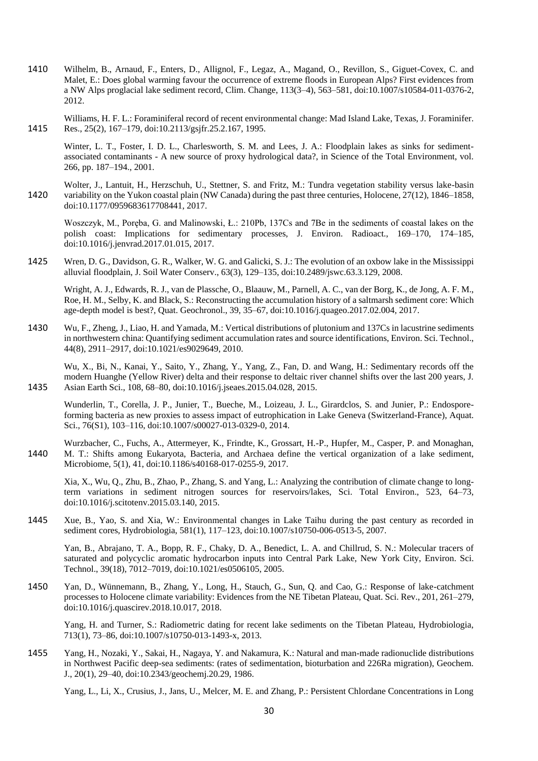Wilhelm, B., Arnaud, F., Enters, D., Allignol, F., Legaz, A., Magand, O., Revillon, S., Giguet-Covex, C. and Malet, E.: Does global warming favour the occurrence of extreme floods in European Alps? First evidences from a NW Alps proglacial lake sediment record, Clim. Change, 113(3–4), 563–581, doi:10.1007/s10584-011-0376-2, 2012.

Williams, H. F. L.: Foraminiferal record of recent environmental change: Mad Island Lake, Texas, J. Foraminifer. Res., 25(2), 167–179, doi:10.2113/gsjfr.25.2.167, 1995.

Winter, L. T., Foster, I. D. L., Charlesworth, S. M. and Lees, J. A.: Floodplain lakes as sinks for sediment-associated contaminants - A new source of proxy hydrological data?, in Science of the Total Environment, vol. 266, pp. 187–194., 2001.

Wolter, J., Lantuit, H., Herzschuh, U., Stettner, S. and Fritz, M.: Tundra vegetation stability versus lake-basin variability on the Yukon coastal plain (NW Canada) during the past three centuries, Holocene, 27(12), 1846–1858, doi:10.1177/0959683617708441, 2017.

Woszczyk, M., Poręba, G. and Malinowski, Ł.: 210Pb, 137Cs and 7Be in the sediments of coastal lakes on the polish coast: Implications for sedimentary processes, J. Environ. Radioact., 169–170, 174–185, doi:10.1016/j.jenvrad.2017.01.015, 2017.

Wren, D. G., Davidson, G. R., Walker, W. G. and Galicki, S. J.: The evolution of an oxbow lake in the Mississippi alluvial floodplain, J. Soil Water Conserv., 63(3), 129–135, doi:10.2489/jswc.63.3.129, 2008.

Wright, A. J., Edwards, R. J., van de Plassche, O., Blaauw, M., Parnell, A. C., van der Borg, K., de Jong, A. F. M., Roe, H. M., Selby, K. and Black, S.: Reconstructing the accumulation history of a saltmarsh sediment core: Which age-depth model is best?, Quat. Geochronol., 39, 35–67, doi:10.1016/j.quageo.2017.02.004, 2017.

Wu, F., Zheng, J., Liao, H. and Yamada, M.: Vertical distributions of plutonium and 137Cs in lacustrine sediments in northwestern china: Quantifying sediment accumulation rates and source identifications, Environ. Sci. Technol., 44(8), 2911–2917, doi:10.1021/es9029649, 2010.

Wu, X., Bi, N., Kanai, Y., Saito, Y., Zhang, Y., Yang, Z., Fan, D. and Wang, H.: Sedimentary records off the modern Huanghe (Yellow River) delta and their response to deltaic river channel shifts over the last 200 years, J. Asian Earth Sci., 108, 68–80, doi:10.1016/j.jseaes.2015.04.028, 2015.

Wunderlin, T., Corella, J. P., Junier, T., Bueche, M., Loizeau, J. L., Girardclos, S. and Junier, P.: Endospore-forming bacteria as new proxies to assess impact of eutrophication in Lake Geneva (Switzerland-France), Aquat. Sci., 76(S1), 103–116, doi:10.1007/s00027-013-0329-0, 2014.

Wurzbacher, C., Fuchs, A., Attermeyer, K., Frindte, K., Grossart, H.-P., Hupfer, M., Casper, P. and Monaghan, M. T.: Shifts among Eukaryota, Bacteria, and Archaea define the vertical organization of a lake sediment, Microbiome, 5(1), 41, doi:10.1186/s40168-017-0255-9, 2017.

Xia, X., Wu, Q., Zhu, B., Zhao, P., Zhang, S. and Yang, L.: Analyzing the contribution of climate change to long-term variations in sediment nitrogen sources for reservoirs/lakes, Sci. Total Environ., 523, 64–73, doi:10.1016/j.scitotenv.2015.03.140, 2015.

Xue, B., Yao, S. and Xia, W.: Environmental changes in Lake Taihu during the past century as recorded in sediment cores, Hydrobiologia, 581(1), 117–123, doi:10.1007/s10750-006-0513-5, 2007.

Yan, B., Abrajano, T. A., Bopp, R. F., Chaky, D. A., Benedict, L. A. and Chillrud, S. N.: Molecular tracers of saturated and polycyclic aromatic hydrocarbon inputs into Central Park Lake, New York City, Environ. Sci. Technol., 39(18), 7012–7019, doi:10.1021/es0506105, 2005.

Yan, D., Wünnemann, B., Zhang, Y., Long, H., Stauch, G., Sun, Q. and Cao, G.: Response of lake-catchment processes to Holocene climate variability: Evidences from the NE Tibetan Plateau, Quat. Sci. Rev., 201, 261–279, doi:10.1016/j.quascirev.2018.10.017, 2018.

Yang, H. and Turner, S.: Radiometric dating for recent lake sediments on the Tibetan Plateau, Hydrobiologia, 713(1), 73–86, doi:10.1007/s10750-013-1493-x, 2013.

Yang, H., Nozaki, Y., Sakai, H., Nagaya, Y. and Nakamura, K.: Natural and man-made radionuclide distributions in Northwest Pacific deep-sea sediments: (rates of sedimentation, bioturbation and 226Ra migration), Geochem. J., 20(1), 29–40, doi:10.2343/geochemj.20.29, 1986.

Yang, L., Li, X., Crusius, J., Jans, U., Melcer, M. E. and Zhang, P.: Persistent Chlordane Concentrations in Long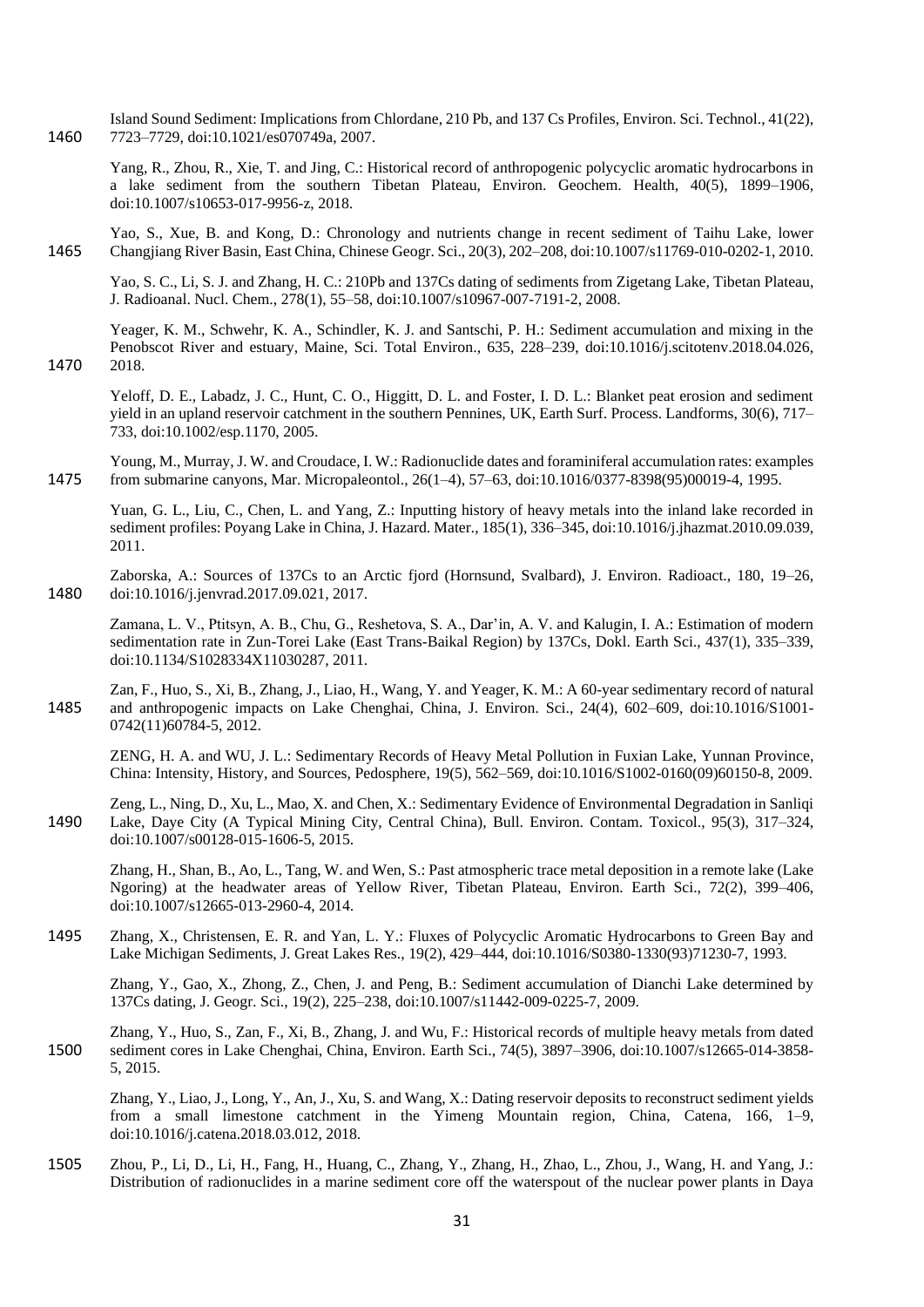Island Sound Sediment: Implications from Chlordane, 210 Pb, and 137 Cs Profiles, Environ. Sci. Technol., 41(22), 7723–7729, doi:10.1021/es070749a, 2007.

Yang, R., Zhou, R., Xie, T. and Jing, C.: Historical record of anthropogenic polycyclic aromatic hydrocarbons in a lake sediment from the southern Tibetan Plateau, Environ. Geochem. Health, 40(5), 1899–1906, doi:10.1007/s10653-017-9956-z, 2018.

Yao, S., Xue, B. and Kong, D.: Chronology and nutrients change in recent sediment of Taihu Lake, lower Changjiang River Basin, East China, Chinese Geogr. Sci., 20(3), 202–208, doi:10.1007/s11769-010-0202-1, 2010.

Yao, S. C., Li, S. J. and Zhang, H. C.: 210Pb and 137Cs dating of sediments from Zigetang Lake, Tibetan Plateau, J. Radioanal. Nucl. Chem., 278(1), 55–58, doi:10.1007/s10967-007-7191-2, 2008.

Yeager, K. M., Schwehr, K. A., Schindler, K. J. and Santschi, P. H.: Sediment accumulation and mixing in the Penobscot River and estuary, Maine, Sci. Total Environ., 635, 228–239, doi:10.1016/j.scitotenv.2018.04.026, 2018.

Yeloff, D. E., Labadz, J. C., Hunt, C. O., Higgitt, D. L. and Foster, I. D. L.: Blanket peat erosion and sediment yield in an upland reservoir catchment in the southern Pennines, UK, Earth Surf. Process. Landforms, 30(6), 717–733, doi:10.1002/esp.1170, 2005.

Young, M., Murray, J. W. and Croudace, I. W.: Radionuclide dates and foraminiferal accumulation rates: examples from submarine canyons, Mar. Micropaleontol., 26(1–4), 57–63, doi:10.1016/0377-8398(95)00019-4, 1995.

Yuan, G. L., Liu, C., Chen, L. and Yang, Z.: Inputting history of heavy metals into the inland lake recorded in sediment profiles: Poyang Lake in China, J. Hazard. Mater., 185(1), 336–345, doi:10.1016/j.jhazmat.2010.09.039, 2011.

Zaborska, A.: Sources of 137Cs to an Arctic fjord (Hornsund, Svalbard), J. Environ. Radioact., 180, 19–26, doi:10.1016/j.jenvrad.2017.09.021, 2017.

Zamana, L. V., Ptitsyn, A. B., Chu, G., Reshetova, S. A., Dar'in, A. V. and Kalugin, I. A.: Estimation of modern sedimentation rate in Zun-Torei Lake (East Trans-Baikal Region) by 137Cs, Dokl. Earth Sci., 437(1), 335–339, doi:10.1134/S1028334X11030287, 2011.

Zan, F., Huo, S., Xi, B., Zhang, J., Liao, H., Wang, Y. and Yeager, K. M.: A 60-year sedimentary record of natural and anthropogenic impacts on Lake Chenghai, China, J. Environ. Sci., 24(4), 602–609, doi:10.1016/S1001-0742(11)60784-5, 2012.

ZENG, H. A. and WU, J. L.: Sedimentary Records of Heavy Metal Pollution in Fuxian Lake, Yunnan Province, China: Intensity, History, and Sources, Pedosphere, 19(5), 562–569, doi:10.1016/S1002-0160(09)60150-8, 2009.

Zeng, L., Ning, D., Xu, L., Mao, X. and Chen, X.: Sedimentary Evidence of Environmental Degradation in Sanliqi Lake, Daye City (A Typical Mining City, Central China), Bull. Environ. Contam. Toxicol., 95(3), 317–324, doi:10.1007/s00128-015-1606-5, 2015.

Zhang, H., Shan, B., Ao, L., Tang, W. and Wen, S.: Past atmospheric trace metal deposition in a remote lake (Lake Ngoring) at the headwater areas of Yellow River, Tibetan Plateau, Environ. Earth Sci., 72(2), 399–406, doi:10.1007/s12665-013-2960-4, 2014.

Zhang, X., Christensen, E. R. and Yan, L. Y.: Fluxes of Polycyclic Aromatic Hydrocarbons to Green Bay and Lake Michigan Sediments, J. Great Lakes Res., 19(2), 429–444, doi:10.1016/S0380-1330(93)71230-7, 1993.

Zhang, Y., Gao, X., Zhong, Z., Chen, J. and Peng, B.: Sediment accumulation of Dianchi Lake determined by 137Cs dating, J. Geogr. Sci., 19(2), 225–238, doi:10.1007/s11442-009-0225-7, 2009.

Zhang, Y., Huo, S., Zan, F., Xi, B., Zhang, J. and Wu, F.: Historical records of multiple heavy metals from dated sediment cores in Lake Chenghai, China, Environ. Earth Sci., 74(5), 3897–3906, doi:10.1007/s12665-014-3858-5, 2015.

Zhang, Y., Liao, J., Long, Y., An, J., Xu, S. and Wang, X.: Dating reservoir deposits to reconstruct sediment yields from a small limestone catchment in the Yimeng Mountain region, China, Catena, 166, 1–9, doi:10.1016/j.catena.2018.03.012, 2018.

Zhou, P., Li, D., Li, H., Fang, H., Huang, C., Zhang, Y., Zhang, H., Zhao, L., Zhou, J., Wang, H. and Yang, J.: Distribution of radionuclides in a marine sediment core off the waterspout of the nuclear power plants in Daya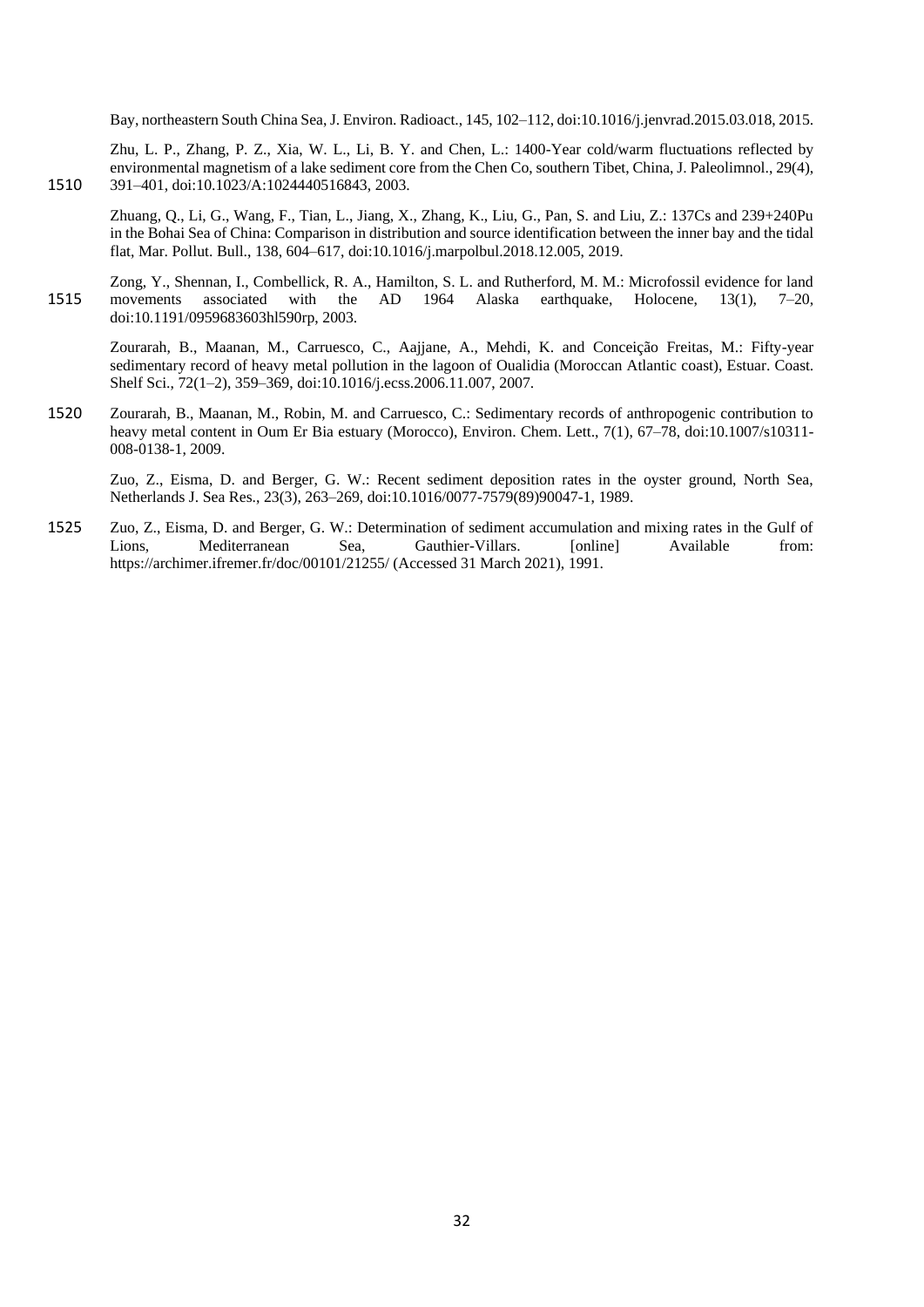Bay, northeastern South China Sea, J. Environ. Radioact., 145, 102–112, doi:10.1016/j.jenvrad.2015.03.018, 2015.

Zhu, L. P., Zhang, P. Z., Xia, W. L., Li, B. Y. and Chen, L.: 1400-Year cold/warm fluctuations reflected by environmental magnetism of a lake sediment core from the Chen Co, southern Tibet, China, J. Paleolimnol., 29(4), 391–401, doi:10.1023/A:1024440516843, 2003.

Zhuang, Q., Li, G., Wang, F., Tian, L., Jiang, X., Zhang, K., Liu, G., Pan, S. and Liu, Z.: 137Cs and 239+240Pu in the Bohai Sea of China: Comparison in distribution and source identification between the inner bay and the tidal flat, Mar. Pollut. Bull., 138, 604–617, doi:10.1016/j.marpolbul.2018.12.005, 2019.

Zong, Y., Shennan, I., Combellick, R. A., Hamilton, S. L. and Rutherford, M. M.: Microfossil evidence for land movements associated with the AD 1964 Alaska earthquake, Holocene, 13(1), 7–20, doi:10.1191/0959683603hl590rp, 2003.

Zourarah, B., Maanan, M., Carruesco, C., Aajjane, A., Mehdi, K. and Conceição Freitas, M.: Fifty-year sedimentary record of heavy metal pollution in the lagoon of Oualidia (Moroccan Atlantic coast), Estuar. Coast. Shelf Sci., 72(1–2), 359–369, doi:10.1016/j.ecss.2006.11.007, 2007.

Zourarah, B., Maanan, M., Robin, M. and Carruesco, C.: Sedimentary records of anthropogenic contribution to heavy metal content in Oum Er Bia estuary (Morocco), Environ. Chem. Lett., 7(1), 67–78, doi:10.1007/s10311-008-0138-1, 2009.

Zuo, Z., Eisma, D. and Berger, G. W.: Recent sediment deposition rates in the oyster ground, North Sea, Netherlands J. Sea Res., 23(3), 263–269, doi:10.1016/0077-7579(89)90047-1, 1989.

Zuo, Z., Eisma, D. and Berger, G. W.: Determination of sediment accumulation and mixing rates in the Gulf of Lions, Mediterranean Sea, Gauthier-Villars. [online] Available from: https://archimer.ifremer.fr/doc/00101/21255/ (Accessed 31 March 2021), 1991.